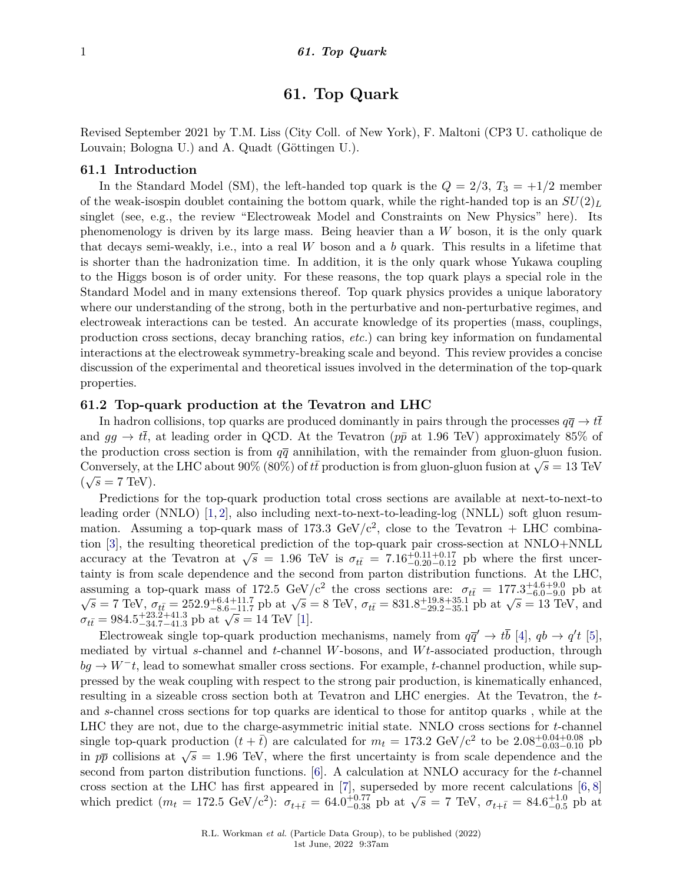# 61. Top Quark

Revised September 2021 by T.M. Liss (City Coll. of New York), F. Maltoni (CP3 U. catholique de Louvain; Bologna U.) and A. Quadt (Göttingen U.).

## 61.1 Introduction

In the Standard Model (SM), the left-handed top quark is the $Q = 2/3$, $T_3 = +1/2$ member of the weak-isospin doublet containing the bottom quark, while the right-handed top is an $SU(2)_L$ singlet (see, e.g., the review "Electroweak Model and Constraints on New Physics" here). Its phenomenology is driven by its large mass. Being heavier than a $W$ boson, it is the only quark that decays semi-weakly, i.e., into a real $W$ boson and a $b$ quark. This results in a lifetime that is shorter than the hadronization time. In addition, it is the only quark whose Yukawa coupling to the Higgs boson is of order unity. For these reasons, the top quark plays a special role in the Standard Model and in many extensions thereof. Top quark physics provides a unique laboratory where our understanding of the strong, both in the perturbative and non-perturbative regimes, and electroweak interactions can be tested. An accurate knowledge of its properties (mass, couplings, production cross sections, decay branching ratios, *etc.*) can bring key information on fundamental interactions at the electroweak symmetry-breaking scale and beyond. This review provides a concise discussion of the experimental and theoretical issues involved in the determination of the top-quark properties.

## 61.2 Top-quark production at the Tevatron and LHC

In hadron collisions, top quarks are produced dominantly in pairs through the processes $q\overline{q} \to t\overline{t}$ and $gg \to t\overline{t}$, at leading order in QCD. At the Tevatron ($p\overline{p}$ at 1.96 TeV) approximately 85% of the production cross section is from $q\overline{q}$ annihilation, with the remainder from gluon-gluon fusion. Conversely, at the LHC about 90% (80%) of $t\overline{t}$ production is from gluon-gluon fusion at $\sqrt{s} = 13$ TeV ($\sqrt{s} = 7$ TeV).

Predictions for the top-quark production total cross sections are available at next-to-next-to leading order (NNLO) [1,2], also including next-to-next-to-leading-log (NNLL) soft gluon resummation. Assuming a top-quark mass of 173.3 GeV/c$^2$, close to the Tevatron + LHC combination [3], the resulting theoretical prediction of the top-quark pair cross-section at NNLO+NNLL accuracy at the Tevatron at $\sqrt{s} = 1.96$ TeV is $\sigma_{t\bar{t}} = 7.16^{+0.11+0.17}_{-0.20-0.12}$ pb where the first uncertainty is from scale dependence and the second from parton distribution functions. At the LHC, assuming a top-quark mass of 172.5 GeV/c$^2$ the cross sections are: $\sigma_{t\bar{t}} = 177.3^{+4.6+9.0}_{-6.0-9.0}$ pb at $\sqrt{s} = 7$ TeV, $\sigma_{t\bar{t}} = 252.9^{+6.4+11.7}_{-8.6-11.7}$ pb at $\sqrt{s} = 8$ TeV, $\sigma_{t\bar{t}} = 831.8^{+19.8+35.1}_{-29.2-35.1}$ pb at $\sqrt{s} = 13$ TeV, and $\sigma_{t\bar{t}} = 984.5^{+23.2+41.3}_{-34.7-41.3}$ pb at $\sqrt{s} = 14$ TeV [1].

Electroweak single top-quark production mechanisms, namely from $q\overline{q}' \to t\overline{b}$ [4], $qb \to q't$ [5], mediated by virtual $s$-channel and $t$-channel $W$-bosons, and $Wt$-associated production, through $bg \to W^-t$, lead to somewhat smaller cross sections. For example, $t$-channel production, while suppressed by the weak coupling with respect to the strong pair production, is kinematically enhanced, resulting in a sizeable cross section both at Tevatron and LHC energies. At the Tevatron, the $t$- and $s$-channel cross sections for top quarks are identical to those for antitop quarks , while at the LHC they are not, due to the charge-asymmetric initial state. NNLO cross sections for $t$-channel single top-quark production ($t + \bar{t}$) are calculated for $m_t = 173.2$ GeV/c$^2$ to be $2.08^{+0.04+0.08}_{-0.03-0.10}$ pb in $p\overline{p}$ collisions at $\sqrt{s} = 1.96$ TeV, where the first uncertainty is from scale dependence and the second from parton distribution functions. [6]. A calculation at NNLO accuracy for the $t$-channel cross section at the LHC has first appeared in [7], superseded by more recent calculations [6,8] which predict ($m_t = 172.5$ GeV/c$^2$): $\sigma_{t+\bar{t}} = 64.0^{+0.77}_{-0.38}$ pb at $\sqrt{s} = 7$ TeV, $\sigma_{t+\bar{t}} = 84.6^{+1.0}_{-0.5}$ pb at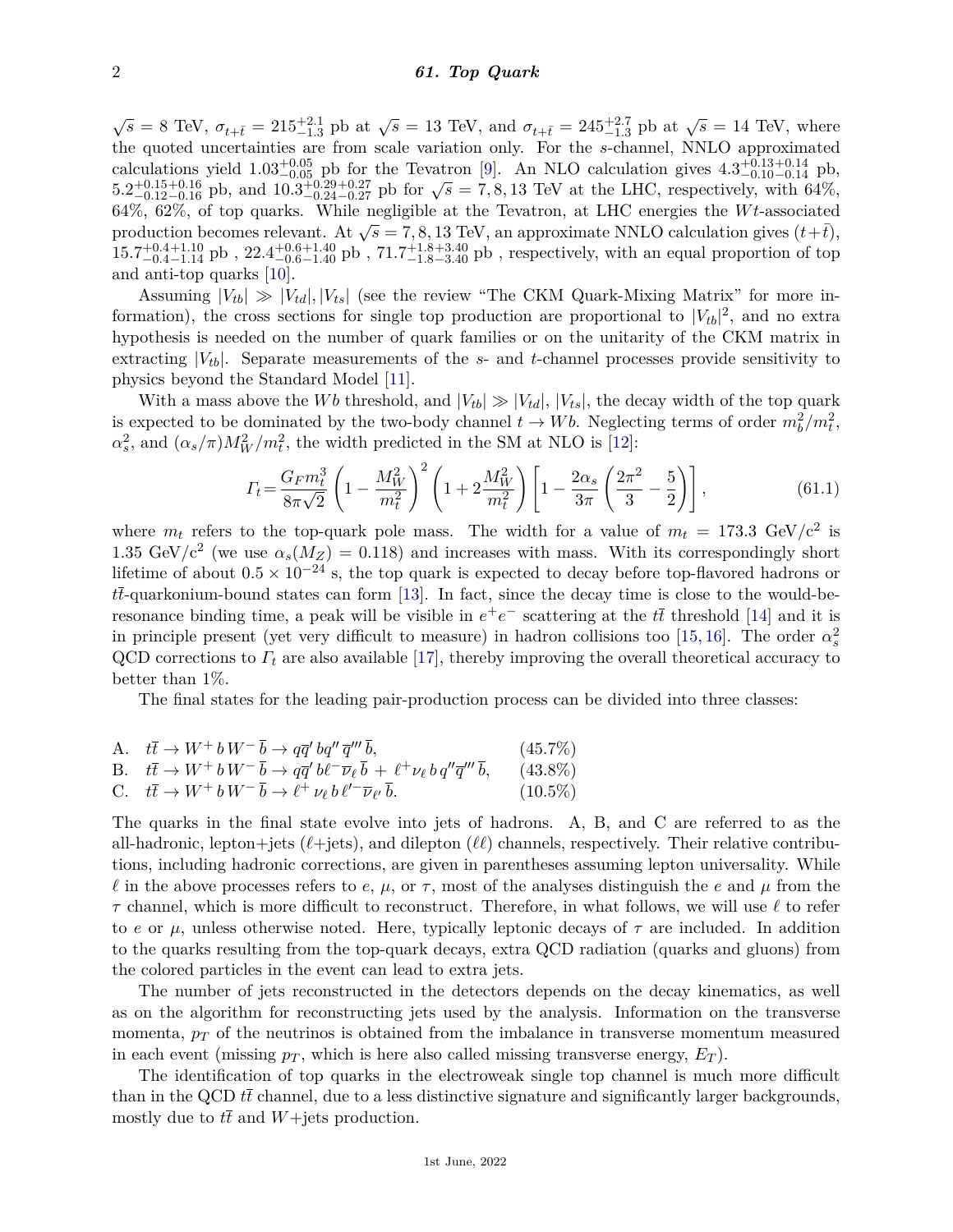$\sqrt{s} = 8$ TeV, $\sigma_{t+\bar{t}} = 215^{+2.1}_{-1.3}$ pb at $\sqrt{s} = 13$ TeV, and $\sigma_{t+\bar{t}} = 245^{+2.7}_{-1.3}$ pb at $\sqrt{s} = 14$ TeV, where the quoted uncertainties are from scale variation only. For the $s$-channel, NNLO approximated calculations yield $1.03^{+0.05}_{-0.05}$ pb for the Tevatron [9]. An NLO calculation gives $4.3^{+0.13+0.14}_{-0.10-0.14}$ pb, $5.2^{+0.15+0.16}_{-0.12-0.16}$ pb, and $10.3^{+0.29+0.27}_{-0.24-0.27}$ pb for $\sqrt{s} = 7, 8, 13$ TeV at the LHC, respectively, with 64%, 64%, 62%, of top quarks. While negligible at the Tevatron, at LHC energies the $Wt$-associated production becomes relevant. At $\sqrt{s} = 7, 8, 13$ TeV, an approximate NNLO calculation gives $(t+\bar{t})$, $15.7^{+0.4+1.10}_{-0.4-1.14}$ pb , $22.4^{+0.6+1.40}_{-0.6-1.40}$ pb , $71.7^{+1.8+3.40}_{-1.8-3.40}$ pb , respectively, with an equal proportion of top and anti-top quarks [10].

Assuming $|V_{tb}| \gg |V_{td}|, |V_{ts}|$ (see the review "The CKM Quark-Mixing Matrix" for more information), the cross sections for single top production are proportional to $|V_{tb}|^2$, and no extra hypothesis is needed on the number of quark families or on the unitarity of the CKM matrix in extracting $|V_{tb}|$. Separate measurements of the $s$- and $t$-channel processes provide sensitivity to physics beyond the Standard Model [11].

With a mass above the $Wb$ threshold, and $|V_{tb}| \gg |V_{td}|, |V_{ts}|$, the decay width of the top quark is expected to be dominated by the two-body channel $t \to Wb$. Neglecting terms of order $m_b^2/m_t^2$, $\alpha_s^2$, and $(\alpha_s/\pi)M_W^2/m_t^2$, the width predicted in the SM at NLO is [12]:

$$\Gamma_t = \frac{G_F m_t^3}{8\pi\sqrt{2}} \left(1 - \frac{M_W^2}{m_t^2}\right)^2 \left(1 + 2\frac{M_W^2}{m_t^2}\right) \left[1 - \frac{2\alpha_s}{3\pi}\left(\frac{2\pi^2}{3} - \frac{5}{2}\right)\right], \tag{61.1}$$

where $m_t$ refers to the top-quark pole mass. The width for a value of $m_t = 173.3$ GeV/c$^2$ is 1.35 GeV/c$^2$ (we use $\alpha_s(M_Z) = 0.118$) and increases with mass. With its correspondingly short lifetime of about $0.5 \times 10^{-24}$ s, the top quark is expected to decay before top-flavored hadrons or $t\bar{t}$-quarkonium-bound states can form [13]. In fact, since the decay time is close to the would-be-resonance binding time, a peak will be visible in $e^+e^-$ scattering at the $t\bar{t}$ threshold [14] and it is in principle present (yet very difficult to measure) in hadron collisions too [15, 16]. The order $\alpha_s^2$ QCD corrections to $\Gamma_t$ are also available [17], thereby improving the overall theoretical accuracy to better than 1%.

The final states for the leading pair-production process can be divided into three classes:

A. $t\bar{t} \to W^+ b\, W^- \bar{b} \to q\bar{q}'\, bq''\, \bar{q}'''\, \bar{b}$, (45.7%)
B. $t\bar{t} \to W^+ b\, W^- \bar{b} \to q\bar{q}'\, b\ell^- \bar{\nu}_\ell\, \bar{b} + \ell^+ \nu_\ell\, b\, q''\bar{q}'''\, \bar{b}$, (43.8%)
C. $t\bar{t} \to W^+ b\, W^- \bar{b} \to \ell^+ \nu_\ell\, b\, \ell'^- \bar{\nu}_{\ell'}\, \bar{b}$. (10.5%)

The quarks in the final state evolve into jets of hadrons. A, B, and C are referred to as the all-hadronic, lepton+jets ($\ell$+jets), and dilepton ($\ell\ell$) channels, respectively. Their relative contributions, including hadronic corrections, are given in parentheses assuming lepton universality. While $\ell$ in the above processes refers to $e$, $\mu$, or $\tau$, most of the analyses distinguish the $e$ and $\mu$ from the $\tau$ channel, which is more difficult to reconstruct. Therefore, in what follows, we will use $\ell$ to refer to $e$ or $\mu$, unless otherwise noted. Here, typically leptonic decays of $\tau$ are included. In addition to the quarks resulting from the top-quark decays, extra QCD radiation (quarks and gluons) from the colored particles in the event can lead to extra jets.

The number of jets reconstructed in the detectors depends on the decay kinematics, as well as on the algorithm for reconstructing jets used by the analysis. Information on the transverse momenta, $p_T$ of the neutrinos is obtained from the imbalance in transverse momentum measured in each event (missing $p_T$, which is here also called missing transverse energy, $\not\!\!E_T$).

The identification of top quarks in the electroweak single top channel is much more difficult than in the QCD $t\bar{t}$ channel, due to a less distinctive signature and significantly larger backgrounds, mostly due to $t\bar{t}$ and $W$+jets production.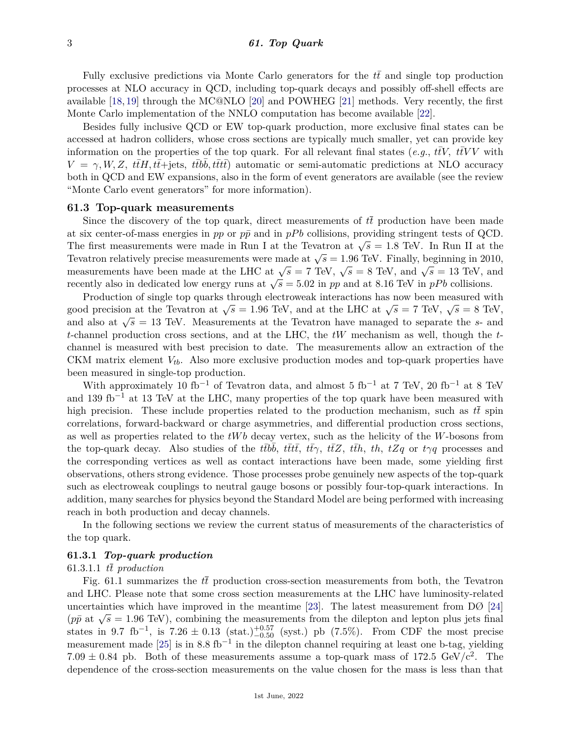Fully exclusive predictions via Monte Carlo generators for the $t\bar{t}$ and single top production processes at NLO accuracy in QCD, including top-quark decays and possibly off-shell effects are available [18, 19] through the MC@NLO [20] and POWHEG [21] methods. Very recently, the first Monte Carlo implementation of the NNLO computation has become available [22].

Besides fully inclusive QCD or EW top-quark production, more exclusive final states can be accessed at hadron colliders, whose cross sections are typically much smaller, yet can provide key information on the properties of the top quark. For all relevant final states (*e.g.*, $t\bar{t}V$, $t\bar{t}VV$ with $V = \gamma, W, Z$, $t\bar{t}H, t\bar{t}$+jets, $t\bar{t}b\bar{b}, t\bar{t}t\bar{t}$) automatic or semi-automatic predictions at NLO accuracy both in QCD and EW expansions, also in the form of event generators are available (see the review "Monte Carlo event generators" for more information).

## 61.3 Top-quark measurements

Since the discovery of the top quark, direct measurements of $t\bar{t}$ production have been made at six center-of-mass energies in $pp$ or $p\bar{p}$ and in $pPb$ collisions, providing stringent tests of QCD. The first measurements were made in Run I at the Tevatron at $\sqrt{s} = 1.8$ TeV. In Run II at the Tevatron relatively precise measurements were made at $\sqrt{s} = 1.96$ TeV. Finally, beginning in 2010, measurements have been made at the LHC at $\sqrt{s} = 7$ TeV, $\sqrt{s} = 8$ TeV, and $\sqrt{s} = 13$ TeV, and recently also in dedicated low energy runs at $\sqrt{s} = 5.02$ in $pp$ and at 8.16 TeV in $pPb$ collisions.

Production of single top quarks through electroweak interactions has now been measured with good precision at the Tevatron at $\sqrt{s} = 1.96$ TeV, and at the LHC at $\sqrt{s} = 7$ TeV, $\sqrt{s} = 8$ TeV, and also at $\sqrt{s} = 13$ TeV. Measurements at the Tevatron have managed to separate the $s$- and $t$-channel production cross sections, and at the LHC, the $tW$ mechanism as well, though the $t$-channel is measured with best precision to date. The measurements allow an extraction of the CKM matrix element $V_{tb}$. Also more exclusive production modes and top-quark properties have been measured in single-top production.

With approximately 10 fb$^{-1}$ of Tevatron data, and almost 5 fb$^{-1}$ at 7 TeV, 20 fb$^{-1}$ at 8 TeV and 139 fb$^{-1}$ at 13 TeV at the LHC, many properties of the top quark have been measured with high precision. These include properties related to the production mechanism, such as $t\bar{t}$ spin correlations, forward-backward or charge asymmetries, and differential production cross sections, as well as properties related to the $tWb$ decay vertex, such as the helicity of the $W$-bosons from the top-quark decay. Also studies of the $t\bar{t}b\bar{b}$, $t\bar{t}t\bar{t}$, $t\bar{t}\gamma$, $t\bar{t}Z$, $t\bar{t}h$, $th$, $tZq$ or $t\gamma q$ processes and the corresponding vertices as well as contact interactions have been made, some yielding first observations, others strong evidence. Those processes probe genuinely new aspects of the top-quark such as electroweak couplings to neutral gauge bosons or possibly four-top-quark interactions. In addition, many searches for physics beyond the Standard Model are being performed with increasing reach in both production and decay channels.

In the following sections we review the current status of measurements of the characteristics of the top quark.

### 61.3.1 *Top-quark production*

#### 61.3.1.1 $t\bar{t}$ *production*

Fig. 61.1 summarizes the $t\bar{t}$ production cross-section measurements from both, the Tevatron and LHC. Please note that some cross section measurements at the LHC have luminosity-related uncertainties which have improved in the meantime [23]. The latest measurement from DØ [24] ($p\bar{p}$ at $\sqrt{s} = 1.96$ TeV), combining the measurements from the dilepton and lepton plus jets final states in 9.7 fb$^{-1}$, is $7.26 \pm 0.13$ (stat.)$^{+0.57}_{-0.50}$ (syst.) pb (7.5%). From CDF the most precise measurement made [25] is in 8.8 fb$^{-1}$ in the dilepton channel requiring at least one b-tag, yielding $7.09 \pm 0.84$ pb. Both of these measurements assume a top-quark mass of 172.5 GeV/c$^2$. The dependence of the cross-section measurements on the value chosen for the mass is less than that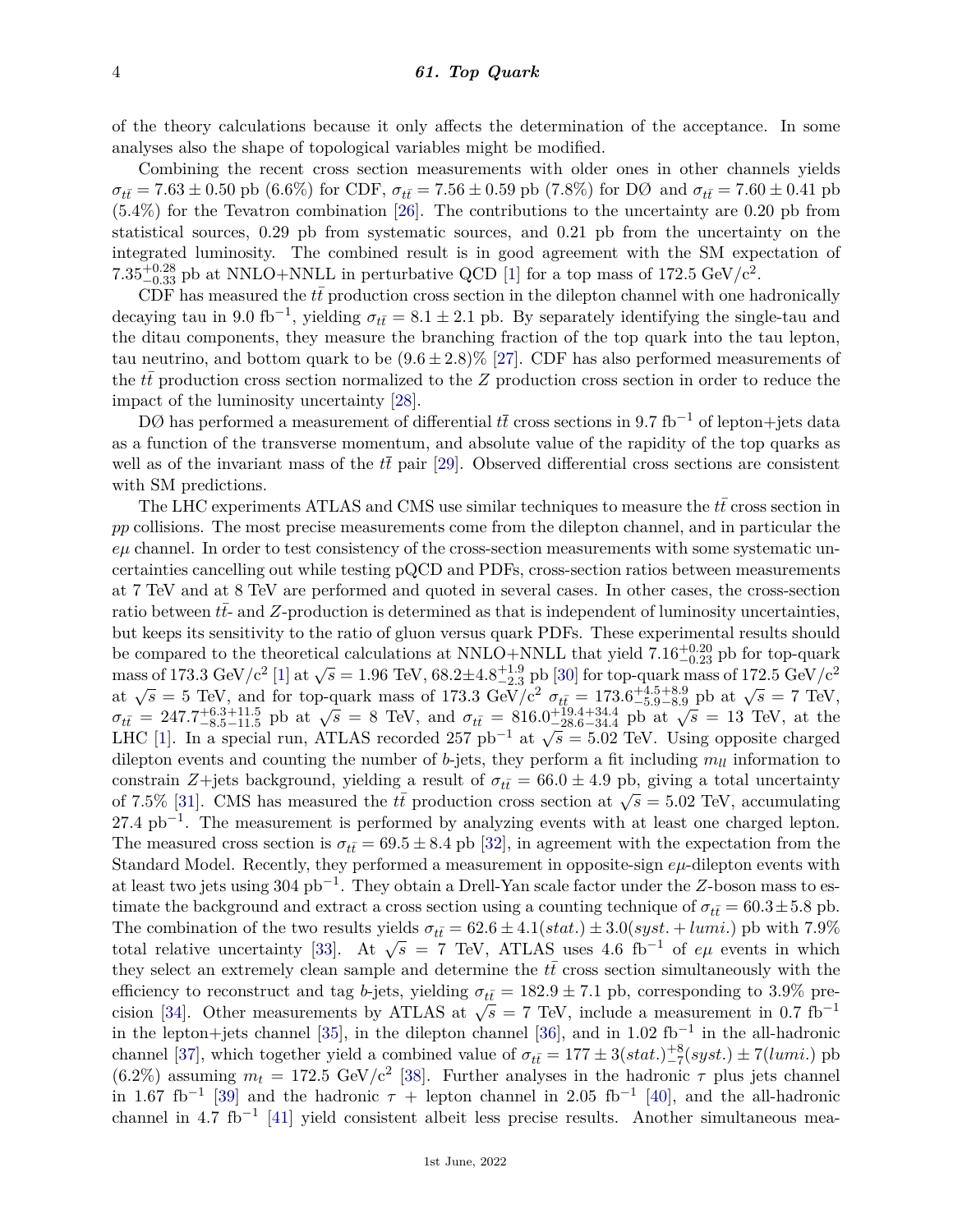of the theory calculations because it only affects the determination of the acceptance. In some analyses also the shape of topological variables might be modified.

Combining the recent cross section measurements with older ones in other channels yields $\sigma_{t\bar{t}} = 7.63 \pm 0.50$ pb (6.6%) for CDF, $\sigma_{t\bar{t}} = 7.56 \pm 0.59$ pb (7.8%) for DØ and $\sigma_{t\bar{t}} = 7.60 \pm 0.41$ pb (5.4%) for the Tevatron combination [26]. The contributions to the uncertainty are 0.20 pb from statistical sources, 0.29 pb from systematic sources, and 0.21 pb from the uncertainty on the integrated luminosity. The combined result is in good agreement with the SM expectation of $7.35^{+0.28}_{-0.33}$ pb at NNLO+NNLL in perturbative QCD [1] for a top mass of 172.5 GeV/c$^2$.

CDF has measured the $t\bar{t}$ production cross section in the dilepton channel with one hadronically decaying tau in 9.0 fb$^{-1}$, yielding $\sigma_{t\bar{t}} = 8.1 \pm 2.1$ pb. By separately identifying the single-tau and the ditau components, they measure the branching fraction of the top quark into the tau lepton, tau neutrino, and bottom quark to be $(9.6 \pm 2.8)$% [27]. CDF has also performed measurements of the $t\bar{t}$ production cross section normalized to the $Z$ production cross section in order to reduce the impact of the luminosity uncertainty [28].

DØ has performed a measurement of differential $t\bar{t}$ cross sections in 9.7 fb$^{-1}$ of lepton+jets data as a function of the transverse momentum, and absolute value of the rapidity of the top quarks as well as of the invariant mass of the $t\bar{t}$ pair [29]. Observed differential cross sections are consistent with SM predictions.

The LHC experiments ATLAS and CMS use similar techniques to measure the $t\bar{t}$ cross section in $pp$ collisions. The most precise measurements come from the dilepton channel, and in particular the $e\mu$ channel. In order to test consistency of the cross-section measurements with some systematic uncertainties cancelling out while testing pQCD and PDFs, cross-section ratios between measurements at 7 TeV and at 8 TeV are performed and quoted in several cases. In other cases, the cross-section ratio between $t\bar{t}$- and $Z$-production is determined as that is independent of luminosity uncertainties, but keeps its sensitivity to the ratio of gluon versus quark PDFs. These experimental results should be compared to the theoretical calculations at NNLO+NNLL that yield $7.16^{+0.20}_{-0.23}$ pb for top-quark mass of 173.3 GeV/c$^2$ [1] at $\sqrt{s} = 1.96$ TeV, $68.2 \pm 4.8^{+1.9}_{-2.3}$ pb [30] for top-quark mass of 172.5 GeV/c$^2$ at $\sqrt{s} = 5$ TeV, and for top-quark mass of 173.3 GeV/c$^2$ $\sigma_{t\bar{t}} = 173.6^{+4.5+8.9}_{-5.9-8.9}$ pb at $\sqrt{s} = 7$ TeV, $\sigma_{t\bar{t}} = 247.7^{+6.3+11.5}_{-8.5-11.5}$ pb at $\sqrt{s} = 8$ TeV, and $\sigma_{t\bar{t}} = 816.0^{+19.4+34.4}_{-28.6-34.4}$ pb at $\sqrt{s} = 13$ TeV, at the LHC [1]. In a special run, ATLAS recorded 257 pb$^{-1}$ at $\sqrt{s} = 5.02$ TeV. Using opposite charged dilepton events and counting the number of $b$-jets, they perform a fit including $m_{ll}$ information to constrain $Z$+jets background, yielding a result of $\sigma_{t\bar{t}} = 66.0 \pm 4.9$ pb, giving a total uncertainty of 7.5% [31]. CMS has measured the $t\bar{t}$ production cross section at $\sqrt{s} = 5.02$ TeV, accumulating 27.4 pb$^{-1}$. The measurement is performed by analyzing events with at least one charged lepton. The measured cross section is $\sigma_{t\bar{t}} = 69.5 \pm 8.4$ pb [32], in agreement with the expectation from the Standard Model. Recently, they performed a measurement in opposite-sign $e\mu$-dilepton events with at least two jets using 304 pb$^{-1}$. They obtain a Drell-Yan scale factor under the $Z$-boson mass to estimate the background and extract a cross section using a counting technique of $\sigma_{t\bar{t}} = 60.3 \pm 5.8$ pb. The combination of the two results yields $\sigma_{t\bar{t}} = 62.6 \pm 4.1(stat.) \pm 3.0(syst. + lumi.)$ pb with 7.9% total relative uncertainty [33]. At $\sqrt{s} = 7$ TeV, ATLAS uses 4.6 fb$^{-1}$ of $e\mu$ events in which they select an extremely clean sample and determine the $t\bar{t}$ cross section simultaneously with the efficiency to reconstruct and tag $b$-jets, yielding $\sigma_{t\bar{t}} = 182.9 \pm 7.1$ pb, corresponding to 3.9% precision [34]. Other measurements by ATLAS at $\sqrt{s} = 7$ TeV, include a measurement in 0.7 fb$^{-1}$ in the lepton+jets channel [35], in the dilepton channel [36], and in 1.02 fb$^{-1}$ in the all-hadronic channel [37], which together yield a combined value of $\sigma_{t\bar{t}} = 177 \pm 3(stat.)^{+8}_{-7}(syst.) \pm 7(lumi.)$ pb (6.2%) assuming $m_t = 172.5$ GeV/c$^2$ [38]. Further analyses in the hadronic $\tau$ plus jets channel in 1.67 fb$^{-1}$ [39] and the hadronic $\tau$ + lepton channel in 2.05 fb$^{-1}$ [40], and the all-hadronic channel in 4.7 fb$^{-1}$ [41] yield consistent albeit less precise results. Another simultaneous mea-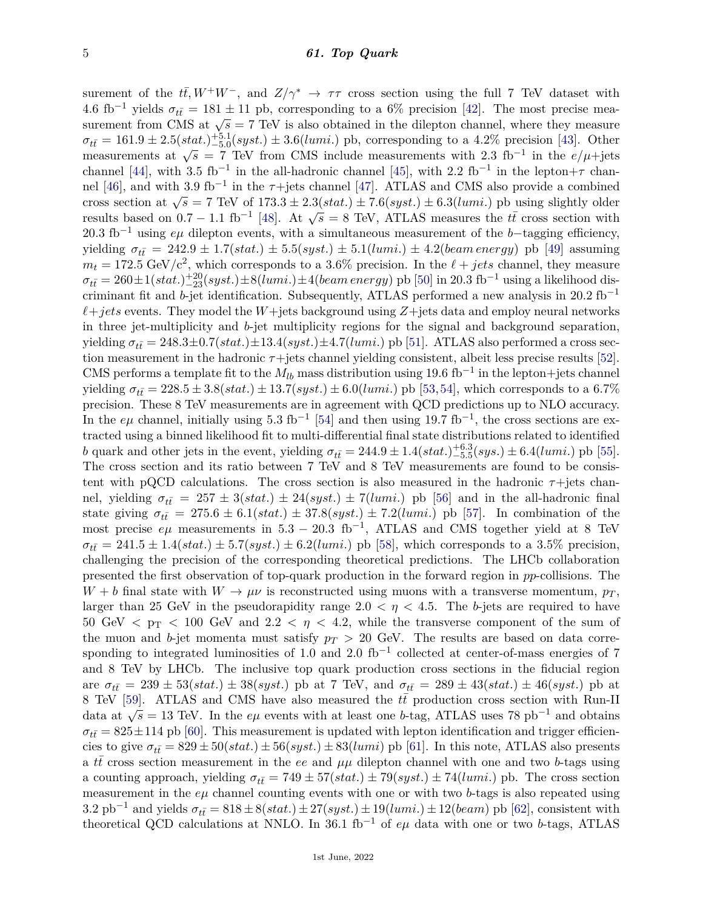surement of the $t\bar{t}, W^+W^-$, and $Z/\gamma^* \to \tau\tau$ cross section using the full 7 TeV dataset with 4.6 fb$^{-1}$ yields $\sigma_{t\bar{t}} = 181 \pm 11$ pb, corresponding to a 6% precision [42]. The most precise measurement from CMS at $\sqrt{s} = 7$ TeV is also obtained in the dilepton channel, where they measure $\sigma_{t\bar{t}} = 161.9 \pm 2.5(stat.)^{+5.1}_{-5.0}(syst.) \pm 3.6(lumi.)$ pb, corresponding to a 4.2% precision [43]. Other measurements at $\sqrt{s} = 7$ TeV from CMS include measurements with 2.3 fb$^{-1}$ in the $e/\mu$+jets channel [44], with 3.5 fb$^{-1}$ in the all-hadronic channel [45], with 2.2 fb$^{-1}$ in the lepton+$\tau$ channel [46], and with 3.9 fb$^{-1}$ in the $\tau$+jets channel [47]. ATLAS and CMS also provide a combined cross section at $\sqrt{s} = 7$ TeV of $173.3 \pm 2.3(stat.) \pm 7.6(syst.) \pm 6.3(lumi.)$ pb using slightly older results based on 0.7 – 1.1 fb$^{-1}$ [48]. At $\sqrt{s} = 8$ TeV, ATLAS measures the $t\bar{t}$ cross section with 20.3 fb$^{-1}$ using $e\mu$ dilepton events, with a simultaneous measurement of the $b-$tagging efficiency, yielding $\sigma_{t\bar{t}} = 242.9 \pm 1.7(stat.) \pm 5.5(syst.) \pm 5.1(lumi.) \pm 4.2(beam\,energy)$ pb [49] assuming $m_t = 172.5$ GeV/c$^2$, which corresponds to a 3.6% precision. In the $\ell + jets$ channel, they measure $\sigma_{t\bar{t}} = 260 \pm 1(stat.)^{+20}_{-23}(syst.) \pm 8(lumi.) \pm 4(beam\,energy)$ pb [50] in 20.3 fb$^{-1}$ using a likelihood discriminant fit and $b$-jet identification. Subsequently, ATLAS performed a new analysis in 20.2 fb$^{-1}$ $\ell+jets$ events. They model the $W$+jets background using $Z$+jets data and employ neural networks in three jet-multiplicity and $b$-jet multiplicity regions for the signal and background separation, yielding $\sigma_{t\bar{t}} = 248.3 \pm 0.7(stat.) \pm 13.4(syst.) \pm 4.7(lumi.)$ pb [51]. ATLAS also performed a cross section measurement in the hadronic $\tau$+jets channel yielding consistent, albeit less precise results [52]. CMS performs a template fit to the $M_{lb}$ mass distribution using 19.6 fb$^{-1}$ in the lepton+jets channel yielding $\sigma_{t\bar{t}} = 228.5 \pm 3.8(stat.) \pm 13.7(syst.) \pm 6.0(lumi.)$ pb [53,54], which corresponds to a 6.7% precision. These 8 TeV measurements are in agreement with QCD predictions up to NLO accuracy. In the $e\mu$ channel, initially using 5.3 fb$^{-1}$ [54] and then using 19.7 fb$^{-1}$, the cross sections are extracted using a binned likelihood fit to multi-differential final state distributions related to identified $b$ quark and other jets in the event, yielding $\sigma_{t\bar{t}} = 244.9 \pm 1.4(stat.)^{+6.3}_{-5.5}(sys.) \pm 6.4(lumi.)$ pb [55]. The cross section and its ratio between 7 TeV and 8 TeV measurements are found to be consistent with pQCD calculations. The cross section is also measured in the hadronic $\tau$+jets channel, yielding $\sigma_{t\bar{t}} = 257 \pm 3(stat.) \pm 24(syst.) \pm 7(lumi.)$ pb [56] and in the all-hadronic final state giving $\sigma_{t\bar{t}} = 275.6 \pm 6.1(stat.) \pm 37.8(syst.) \pm 7.2(lumi.)$ pb [57]. In combination of the most precise $e\mu$ measurements in 5.3 – 20.3 fb$^{-1}$, ATLAS and CMS together yield at 8 TeV $\sigma_{t\bar{t}} = 241.5 \pm 1.4(stat.) \pm 5.7(syst.) \pm 6.2(lumi.)$ pb [58], which corresponds to a 3.5% precision, challenging the precision of the corresponding theoretical predictions. The LHCb collaboration presented the first observation of top-quark production in the forward region in $pp$-collisions. The $W + b$ final state with $W \to \mu\nu$ is reconstructed using muons with a transverse momentum, $p_T$, larger than 25 GeV in the pseudorapidity range $2.0 < \eta < 4.5$. The $b$-jets are required to have 50 GeV $< \mathrm{p_T} <$ 100 GeV and $2.2 < \eta < 4.2$, while the transverse component of the sum of the muon and $b$-jet momenta must satisfy $p_T > 20$ GeV. The results are based on data corresponding to integrated luminosities of 1.0 and 2.0 fb$^{-1}$ collected at center-of-mass energies of 7 and 8 TeV by LHCb. The inclusive top quark production cross sections in the fiducial region are $\sigma_{t\bar{t}} = 239 \pm 53(stat.) \pm 38(syst.)$ pb at 7 TeV, and $\sigma_{t\bar{t}} = 289 \pm 43(stat.) \pm 46(syst.)$ pb at 8 TeV [59]. ATLAS and CMS have also measured the $t\bar{t}$ production cross section with Run-II data at $\sqrt{s} = 13$ TeV. In the $e\mu$ events with at least one $b$-tag, ATLAS uses 78 pb$^{-1}$ and obtains $\sigma_{t\bar{t}} = 825 \pm 114$ pb [60]. This measurement is updated with lepton identification and trigger efficiencies to give $\sigma_{t\bar{t}} = 829 \pm 50(stat.) \pm 56(syst.) \pm 83(lumi)$ pb [61]. In this note, ATLAS also presents a $t\bar{t}$ cross section measurement in the $ee$ and $\mu\mu$ dilepton channel with one and two $b$-tags using a counting approach, yielding $\sigma_{t\bar{t}} = 749 \pm 57(stat.) \pm 79(syst.) \pm 74(lumi.)$ pb. The cross section measurement in the $e\mu$ channel counting events with one or with two $b$-tags is also repeated using 3.2 pb$^{-1}$ and yields $\sigma_{t\bar{t}} = 818 \pm 8(stat.) \pm 27(syst.) \pm 19(lumi.) \pm 12(beam)$ pb [62], consistent with theoretical QCD calculations at NNLO. In 36.1 fb$^{-1}$ of $e\mu$ data with one or two $b$-tags, ATLAS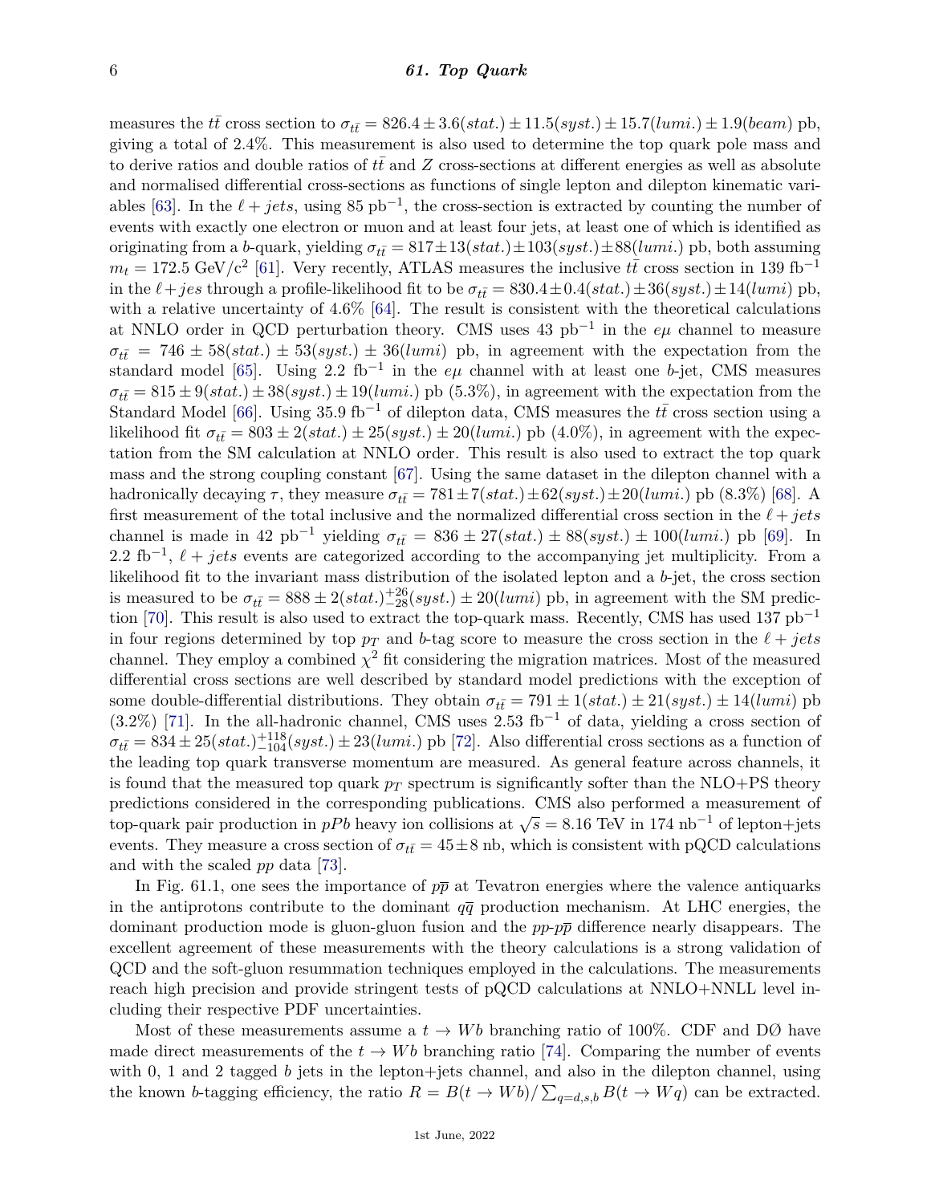measures the $t\bar{t}$ cross section to $\sigma_{t\bar{t}} = 826.4 \pm 3.6(stat.) \pm 11.5(syst.) \pm 15.7(lumi.) \pm 1.9(beam)$ pb, giving a total of 2.4%. This measurement is also used to determine the top quark pole mass and to derive ratios and double ratios of $t\bar{t}$ and $Z$ cross-sections at different energies as well as absolute and normalised differential cross-sections as functions of single lepton and dilepton kinematic variables [63]. In the $\ell + jets$, using 85 pb$^{-1}$, the cross-section is extracted by counting the number of events with exactly one electron or muon and at least four jets, at least one of which is identified as originating from a $b$-quark, yielding $\sigma_{t\bar{t}} = 817 \pm 13(stat.) \pm 103(syst.) \pm 88(lumi.)$ pb, both assuming $m_t = 172.5$ GeV/c$^2$ [61]. Very recently, ATLAS measures the inclusive $t\bar{t}$ cross section in 139 fb$^{-1}$ in the $\ell + jes$ through a profile-likelihood fit to be $\sigma_{t\bar{t}} = 830.4 \pm 0.4(stat.) \pm 36(syst.) \pm 14(lumi)$ pb, with a relative uncertainty of 4.6% [64]. The result is consistent with the theoretical calculations at NNLO order in QCD perturbation theory. CMS uses 43 pb$^{-1}$ in the $e\mu$ channel to measure $\sigma_{t\bar{t}} = 746 \pm 58(stat.) \pm 53(syst.) \pm 36(lumi)$ pb, in agreement with the expectation from the standard model [65]. Using 2.2 fb$^{-1}$ in the $e\mu$ channel with at least one $b$-jet, CMS measures $\sigma_{t\bar{t}} = 815 \pm 9(stat.) \pm 38(syst.) \pm 19(lumi.)$ pb (5.3%), in agreement with the expectation from the Standard Model [66]. Using 35.9 fb$^{-1}$ of dilepton data, CMS measures the $t\bar{t}$ cross section using a likelihood fit $\sigma_{t\bar{t}} = 803 \pm 2(stat.) \pm 25(syst.) \pm 20(lumi.)$ pb (4.0%), in agreement with the expectation from the SM calculation at NNLO order. This result is also used to extract the top quark mass and the strong coupling constant [67]. Using the same dataset in the dilepton channel with a hadronically decaying $\tau$, they measure $\sigma_{t\bar{t}} = 781 \pm 7(stat.) \pm 62(syst.) \pm 20(lumi.)$ pb (8.3%) [68]. A first measurement of the total inclusive and the normalized differential cross section in the $\ell + jets$ channel is made in 42 pb$^{-1}$ yielding $\sigma_{t\bar{t}} = 836 \pm 27(stat.) \pm 88(syst.) \pm 100(lumi.)$ pb [69]. In 2.2 fb$^{-1}$, $\ell + jets$ events are categorized according to the accompanying jet multiplicity. From a likelihood fit to the invariant mass distribution of the isolated lepton and a $b$-jet, the cross section is measured to be $\sigma_{t\bar{t}} = 888 \pm 2(stat.)^{+26}_{-28}(syst.) \pm 20(lumi)$ pb, in agreement with the SM prediction [70]. This result is also used to extract the top-quark mass. Recently, CMS has used 137 pb$^{-1}$ in four regions determined by top $p_T$ and $b$-tag score to measure the cross section in the $\ell + jets$ channel. They employ a combined $\chi^2$ fit considering the migration matrices. Most of the measured differential cross sections are well described by standard model predictions with the exception of some double-differential distributions. They obtain $\sigma_{t\bar{t}} = 791 \pm 1(stat.) \pm 21(syst.) \pm 14(lumi)$ pb (3.2%) [71]. In the all-hadronic channel, CMS uses 2.53 fb$^{-1}$ of data, yielding a cross section of $\sigma_{t\bar{t}} = 834 \pm 25(stat.)^{+118}_{-104}(syst.) \pm 23(lumi.)$ pb [72]. Also differential cross sections as a function of the leading top quark transverse momentum are measured. As general feature across channels, it is found that the measured top quark $p_T$ spectrum is significantly softer than the NLO+PS theory predictions considered in the corresponding publications. CMS also performed a measurement of top-quark pair production in $pPb$ heavy ion collisions at $\sqrt{s} = 8.16$ TeV in 174 nb$^{-1}$ of lepton+jets events. They measure a cross section of $\sigma_{t\bar{t}} = 45 \pm 8$ nb, which is consistent with pQCD calculations and with the scaled $pp$ data [73].

In Fig. 61.1, one sees the importance of $p\overline{p}$ at Tevatron energies where the valence antiquarks in the antiprotons contribute to the dominant $q\overline{q}$ production mechanism. At LHC energies, the dominant production mode is gluon-gluon fusion and the $pp$-$p\overline{p}$ difference nearly disappears. The excellent agreement of these measurements with the theory calculations is a strong validation of QCD and the soft-gluon resummation techniques employed in the calculations. The measurements reach high precision and provide stringent tests of pQCD calculations at NNLO+NNLL level including their respective PDF uncertainties.

Most of these measurements assume a $t \to Wb$ branching ratio of 100%. CDF and DØ have made direct measurements of the $t \to Wb$ branching ratio [74]. Comparing the number of events with 0, 1 and 2 tagged $b$ jets in the lepton+jets channel, and also in the dilepton channel, using the known $b$-tagging efficiency, the ratio $R = B(t \to Wb)/\sum_{q=d,s,b} B(t \to Wq)$ can be extracted.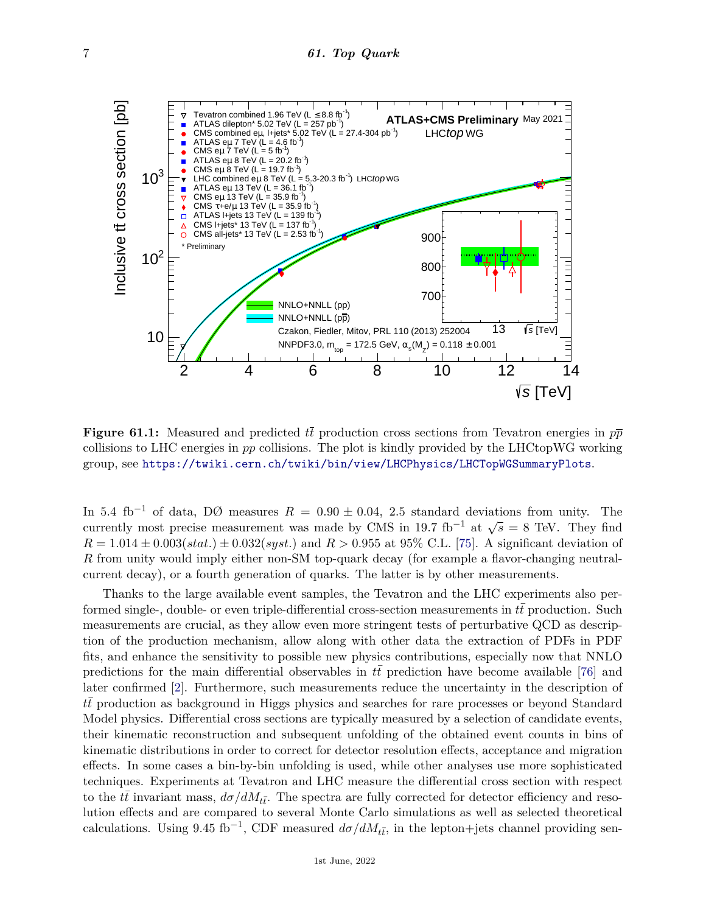Inclusive tt̄ cross section [pb]

ATLAS+CMS Preliminary May 2021

LHC*top* WG

Tevatron combined 1.96 TeV (L ≤ 8.8 fb$^{-1}$)
ATLAS dilepton* 5.02 TeV (L = 257 pb$^{-1}$)
CMS combined eμ, l+jets* 5.02 TeV (L = 27.4-304 pb$^{-1}$)
ATLAS eμ 7 TeV (L = 4.6 fb$^{-1}$)
CMS eμ 7 TeV (L = 5 fb$^{-1}$)
ATLAS eμ 8 TeV (L = 20.2 fb$^{-1}$)
CMS eμ 8 TeV (L = 19.7 fb$^{-1}$)
LHC combined eμ 8 TeV (L = 5.3-20.3 fb$^{-1}$) LHC*top* WG
ATLAS eμ 13 TeV (L = 36.1 fb$^{-1}$)
CMS eμ 13 TeV (L = 35.9 fb$^{-1}$)
CMS τ+e/μ 13 TeV (L = 35.9 fb$^{-1}$)
ATLAS l+jets 13 TeV (L = 139 fb$^{-1}$)
CMS l+jets* 13 TeV (L = 137 fb$^{-1}$)
CMS all-jets* 13 TeV (L = 2.53 fb$^{-1}$)
* Preliminary

NNLO+NNLL (pp)
NNLO+NNLL ($p\bar{p}$)
Czakon, Fiedler, Mitov, PRL 110 (2013) 252004
NNPDF3.0, $m_{top}$ = 172.5 GeV, $\alpha_s(M_Z)$ = 0.118 ± 0.001

10 · 10$^2$ · 10$^3$

2 · 4 · 6 · 8 · 10 · 12 · 14

$\sqrt{s}$ [TeV]

700 · 800 · 900 · 13 · $\sqrt{s}$ [TeV]

**Figure 61.1:** Measured and predicted $t\bar{t}$ production cross sections from Tevatron energies in $p\bar{p}$ collisions to LHC energies in $pp$ collisions. The plot is kindly provided by the LHCtopWG working group, see https://twiki.cern.ch/twiki/bin/view/LHCPhysics/LHCTopWGSummaryPlots.

In 5.4 fb$^{-1}$ of data, DØ measures $R = 0.90 \pm 0.04$, 2.5 standard deviations from unity. The currently most precise measurement was made by CMS in 19.7 fb$^{-1}$ at $\sqrt{s}$ = 8 TeV. They find $R = 1.014 \pm 0.003(stat.) \pm 0.032(syst.)$ and $R > 0.955$ at 95% C.L. [75]. A significant deviation of $R$ from unity would imply either non-SM top-quark decay (for example a flavor-changing neutral-current decay), or a fourth generation of quarks. The latter is by other measurements.

Thanks to the large available event samples, the Tevatron and the LHC experiments also performed single-, double- or even triple-differential cross-section measurements in $t\bar{t}$ production. Such measurements are crucial, as they allow even more stringent tests of perturbative QCD as description of the production mechanism, allow along with other data the extraction of PDFs in PDF fits, and enhance the sensitivity to possible new physics contributions, especially now that NNLO predictions for the main differential observables in $t\bar{t}$ prediction have become available [76] and later confirmed [2]. Furthermore, such measurements reduce the uncertainty in the description of $t\bar{t}$ production as background in Higgs physics and searches for rare processes or beyond Standard Model physics. Differential cross sections are typically measured by a selection of candidate events, their kinematic reconstruction and subsequent unfolding of the obtained event counts in bins of kinematic distributions in order to correct for detector resolution effects, acceptance and migration effects. In some cases a bin-by-bin unfolding is used, while other analyses use more sophisticated techniques. Experiments at Tevatron and LHC measure the differential cross section with respect to the $t\bar{t}$ invariant mass, $d\sigma/dM_{t\bar{t}}$. The spectra are fully corrected for detector efficiency and resolution effects and are compared to several Monte Carlo simulations as well as selected theoretical calculations. Using 9.45 fb$^{-1}$, CDF measured $d\sigma/dM_{t\bar{t}}$, in the lepton+jets channel providing sen-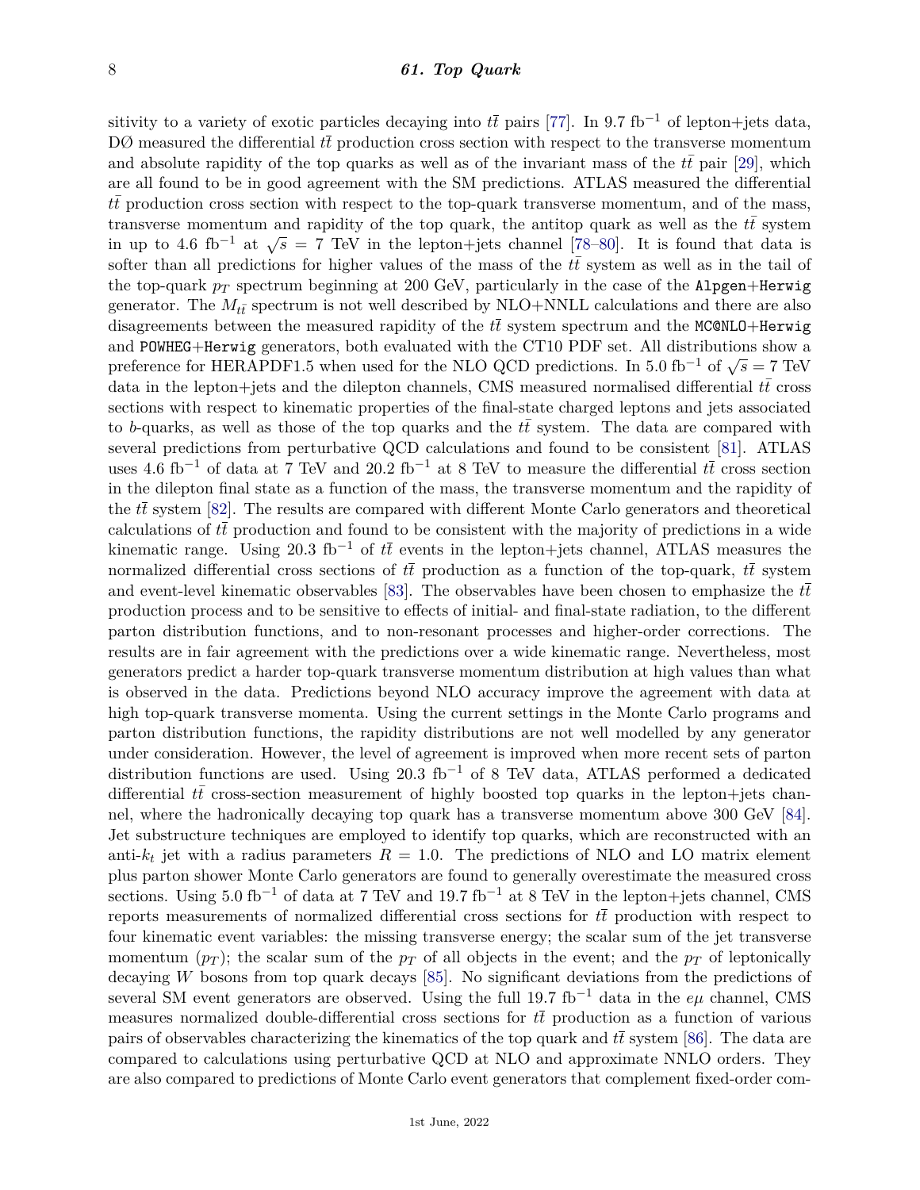sitivity to a variety of exotic particles decaying into $t\bar{t}$ pairs [77]. In 9.7 fb$^{-1}$ of lepton+jets data, DØ measured the differential $t\bar{t}$ production cross section with respect to the transverse momentum and absolute rapidity of the top quarks as well as of the invariant mass of the $t\bar{t}$ pair [29], which are all found to be in good agreement with the SM predictions. ATLAS measured the differential $t\bar{t}$ production cross section with respect to the top-quark transverse momentum, and of the mass, transverse momentum and rapidity of the top quark, the antitop quark as well as the $t\bar{t}$ system in up to 4.6 fb$^{-1}$ at $\sqrt{s}$ = 7 TeV in the lepton+jets channel [78–80]. It is found that data is softer than all predictions for higher values of the mass of the $t\bar{t}$ system as well as in the tail of the top-quark $p_T$ spectrum beginning at 200 GeV, particularly in the case of the Alpgen+Herwig generator. The $M_{t\bar{t}}$ spectrum is not well described by NLO+NNLL calculations and there are also disagreements between the measured rapidity of the $t\bar{t}$ system spectrum and the MC@NLO+Herwig and POWHEG+Herwig generators, both evaluated with the CT10 PDF set. All distributions show a preference for HERAPDF1.5 when used for the NLO QCD predictions. In 5.0 fb$^{-1}$ of $\sqrt{s} = 7$ TeV data in the lepton+jets and the dilepton channels, CMS measured normalised differential $t\bar{t}$ cross sections with respect to kinematic properties of the final-state charged leptons and jets associated to $b$-quarks, as well as those of the top quarks and the $t\bar{t}$ system. The data are compared with several predictions from perturbative QCD calculations and found to be consistent [81]. ATLAS uses 4.6 fb$^{-1}$ of data at 7 TeV and 20.2 fb$^{-1}$ at 8 TeV to measure the differential $t\bar{t}$ cross section in the dilepton final state as a function of the mass, the transverse momentum and the rapidity of the $t\bar{t}$ system [82]. The results are compared with different Monte Carlo generators and theoretical calculations of $t\bar{t}$ production and found to be consistent with the majority of predictions in a wide kinematic range. Using 20.3 fb$^{-1}$ of $t\bar{t}$ events in the lepton+jets channel, ATLAS measures the normalized differential cross sections of $t\bar{t}$ production as a function of the top-quark, $t\bar{t}$ system and event-level kinematic observables [83]. The observables have been chosen to emphasize the $t\bar{t}$ production process and to be sensitive to effects of initial- and final-state radiation, to the different parton distribution functions, and to non-resonant processes and higher-order corrections. The results are in fair agreement with the predictions over a wide kinematic range. Nevertheless, most generators predict a harder top-quark transverse momentum distribution at high values than what is observed in the data. Predictions beyond NLO accuracy improve the agreement with data at high top-quark transverse momenta. Using the current settings in the Monte Carlo programs and parton distribution functions, the rapidity distributions are not well modelled by any generator under consideration. However, the level of agreement is improved when more recent sets of parton distribution functions are used. Using 20.3 fb$^{-1}$ of 8 TeV data, ATLAS performed a dedicated differential $t\bar{t}$ cross-section measurement of highly boosted top quarks in the lepton+jets channel, where the hadronically decaying top quark has a transverse momentum above 300 GeV [84]. Jet substructure techniques are employed to identify top quarks, which are reconstructed with an anti-$k_t$ jet with a radius parameters $R = 1.0$. The predictions of NLO and LO matrix element plus parton shower Monte Carlo generators are found to generally overestimate the measured cross sections. Using 5.0 fb$^{-1}$ of data at 7 TeV and 19.7 fb$^{-1}$ at 8 TeV in the lepton+jets channel, CMS reports measurements of normalized differential cross sections for $t\bar{t}$ production with respect to four kinematic event variables: the missing transverse energy; the scalar sum of the jet transverse momentum ($p_T$); the scalar sum of the $p_T$ of all objects in the event; and the $p_T$ of leptonically decaying $W$ bosons from top quark decays [85]. No significant deviations from the predictions of several SM event generators are observed. Using the full 19.7 fb$^{-1}$ data in the $e\mu$ channel, CMS measures normalized double-differential cross sections for $t\bar{t}$ production as a function of various pairs of observables characterizing the kinematics of the top quark and $t\bar{t}$ system [86]. The data are compared to calculations using perturbative QCD at NLO and approximate NNLO orders. They are also compared to predictions of Monte Carlo event generators that complement fixed-order com-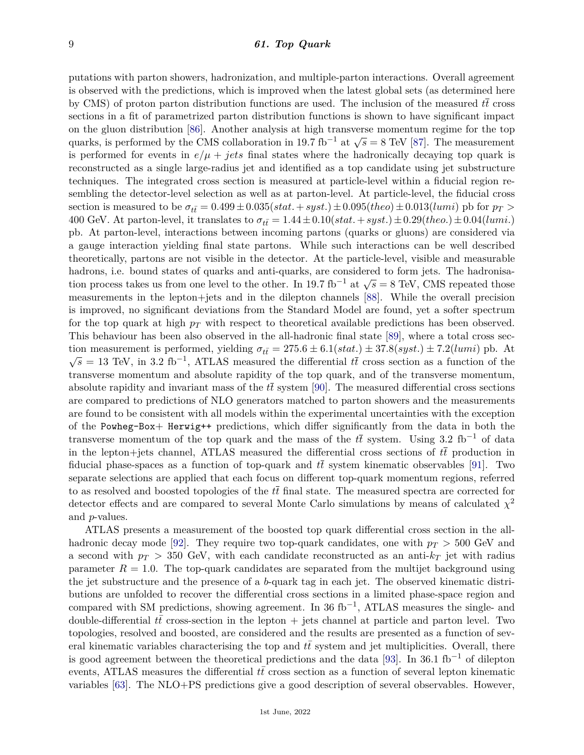putations with parton showers, hadronization, and multiple-parton interactions. Overall agreement is observed with the predictions, which is improved when the latest global sets (as determined here by CMS) of proton parton distribution functions are used. The inclusion of the measured $t\bar{t}$ cross sections in a fit of parametrized parton distribution functions is shown to have significant impact on the gluon distribution [86]. Another analysis at high transverse momentum regime for the top quarks, is performed by the CMS collaboration in 19.7 fb$^{-1}$ at $\sqrt{s} = 8$ TeV [87]. The measurement is performed for events in $e/\mu + jets$ final states where the hadronically decaying top quark is reconstructed as a single large-radius jet and identified as a top candidate using jet substructure techniques. The integrated cross section is measured at particle-level within a fiducial region resembling the detector-level selection as well as at parton-level. At particle-level, the fiducial cross section is measured to be $\sigma_{t\bar{t}} = 0.499 \pm 0.035(stat. + syst.) \pm 0.095(theo) \pm 0.013(lumi)$ pb for $p_T >$ 400 GeV. At parton-level, it translates to $\sigma_{t\bar{t}} = 1.44 \pm 0.10(stat. + syst.) \pm 0.29(theo.) \pm 0.04(lumi.)$ pb. At parton-level, interactions between incoming partons (quarks or gluons) are considered via a gauge interaction yielding final state partons. While such interactions can be well described theoretically, partons are not visible in the detector. At the particle-level, visible and measurable hadrons, i.e. bound states of quarks and anti-quarks, are considered to form jets. The hadronisation process takes us from one level to the other. In 19.7 fb$^{-1}$ at $\sqrt{s} = 8$ TeV, CMS repeated those measurements in the lepton+jets and in the dilepton channels [88]. While the overall precision is improved, no significant deviations from the Standard Model are found, yet a softer spectrum for the top quark at high $p_T$ with respect to theoretical available predictions has been observed. This behaviour has been also observed in the all-hadronic final state [89], where a total cross section measurement is performed, yielding $\sigma_{t\bar{t}} = 275.6 \pm 6.1(stat.) \pm 37.8(syst.) \pm 7.2(lumi)$ pb. At $\sqrt{s} = 13$ TeV, in 3.2 fb$^{-1}$, ATLAS measured the differential $t\bar{t}$ cross section as a function of the transverse momentum and absolute rapidity of the top quark, and of the transverse momentum, absolute rapidity and invariant mass of the $t\bar{t}$ system [90]. The measured differential cross sections are compared to predictions of NLO generators matched to parton showers and the measurements are found to be consistent with all models within the experimental uncertainties with the exception of the `Powheg-Box`+ `Herwig++` predictions, which differ significantly from the data in both the transverse momentum of the top quark and the mass of the $t\bar{t}$ system. Using 3.2 fb$^{-1}$ of data in the lepton+jets channel, ATLAS measured the differential cross sections of $t\bar{t}$ production in fiducial phase-spaces as a function of top-quark and $t\bar{t}$ system kinematic observables [91]. Two separate selections are applied that each focus on different top-quark momentum regions, referred to as resolved and boosted topologies of the $t\bar{t}$ final state. The measured spectra are corrected for detector effects and are compared to several Monte Carlo simulations by means of calculated $\chi^2$ and $p$-values.

ATLAS presents a measurement of the boosted top quark differential cross section in the all-hadronic decay mode [92]. They require two top-quark candidates, one with $p_T > 500$ GeV and a second with $p_T > 350$ GeV, with each candidate reconstructed as an anti-$k_T$ jet with radius parameter $R = 1.0$. The top-quark candidates are separated from the multijet background using the jet substructure and the presence of a $b$-quark tag in each jet. The observed kinematic distributions are unfolded to recover the differential cross sections in a limited phase-space region and compared with SM predictions, showing agreement. In 36 fb$^{-1}$, ATLAS measures the single- and double-differential $t\bar{t}$ cross-section in the lepton + jets channel at particle and parton level. Two topologies, resolved and boosted, are considered and the results are presented as a function of several kinematic variables characterising the top and $t\bar{t}$ system and jet multiplicities. Overall, there is good agreement between the theoretical predictions and the data [93]. In 36.1 fb$^{-1}$ of dilepton events, ATLAS measures the differential $t\bar{t}$ cross section as a function of several lepton kinematic variables [63]. The NLO+PS predictions give a good description of several observables. However,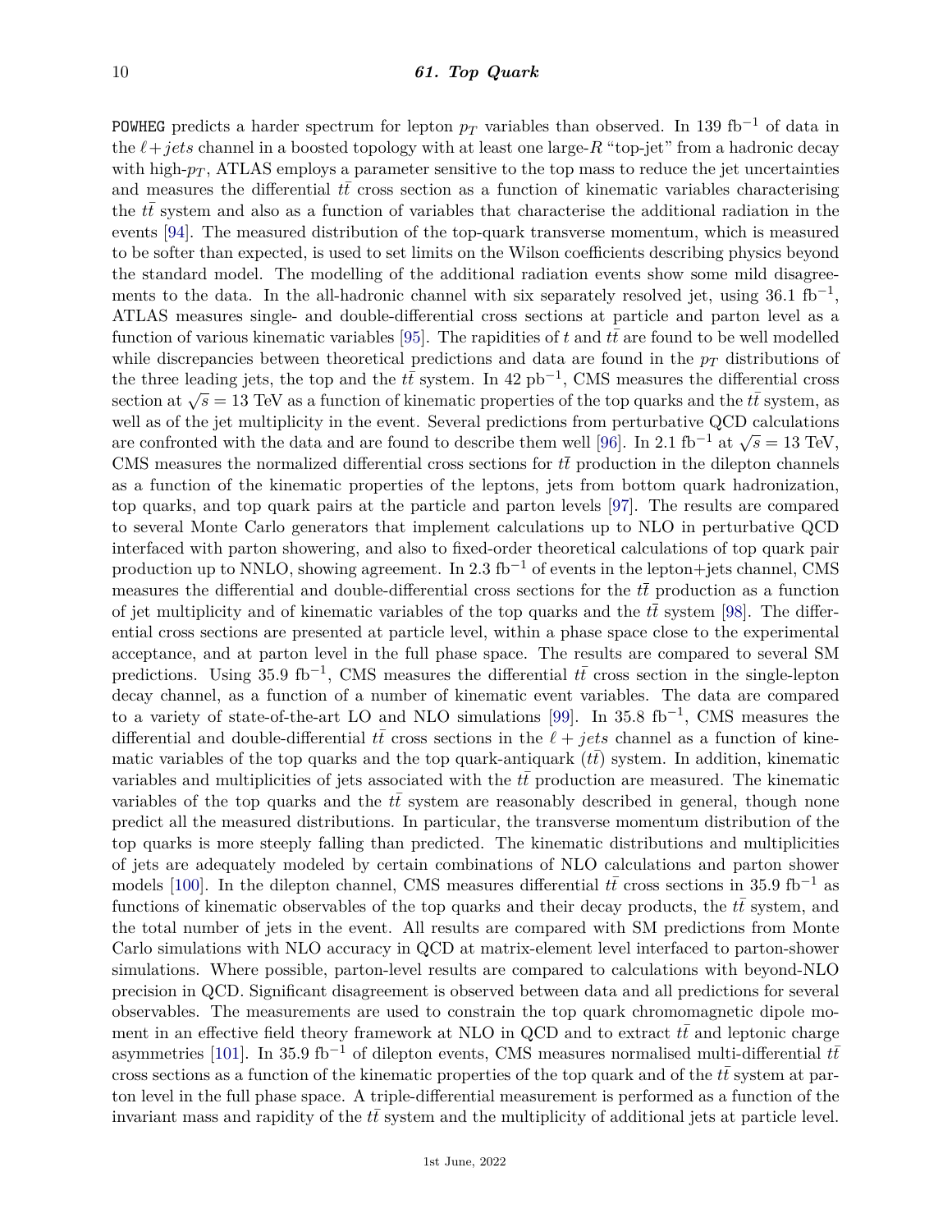POWHEG predicts a harder spectrum for lepton $p_T$ variables than observed. In 139 fb$^{-1}$ of data in the $\ell+jets$ channel in a boosted topology with at least one large-$R$ "top-jet" from a hadronic decay with high-$p_T$, ATLAS employs a parameter sensitive to the top mass to reduce the jet uncertainties and measures the differential $t\bar{t}$ cross section as a function of kinematic variables characterising the $t\bar{t}$ system and also as a function of variables that characterise the additional radiation in the events [94]. The measured distribution of the top-quark transverse momentum, which is measured to be softer than expected, is used to set limits on the Wilson coefficients describing physics beyond the standard model. The modelling of the additional radiation events show some mild disagreements to the data. In the all-hadronic channel with six separately resolved jet, using 36.1 fb$^{-1}$, ATLAS measures single- and double-differential cross sections at particle and parton level as a function of various kinematic variables [95]. The rapidities of $t$ and $t\bar{t}$ are found to be well modelled while discrepancies between theoretical predictions and data are found in the $p_T$ distributions of the three leading jets, the top and the $t\bar{t}$ system. In 42 pb$^{-1}$, CMS measures the differential cross section at $\sqrt{s} = 13$ TeV as a function of kinematic properties of the top quarks and the $t\bar{t}$ system, as well as of the jet multiplicity in the event. Several predictions from perturbative QCD calculations are confronted with the data and are found to describe them well [96]. In 2.1 fb$^{-1}$ at $\sqrt{s} = 13$ TeV, CMS measures the normalized differential cross sections for $t\bar{t}$ production in the dilepton channels as a function of the kinematic properties of the leptons, jets from bottom quark hadronization, top quarks, and top quark pairs at the particle and parton levels [97]. The results are compared to several Monte Carlo generators that implement calculations up to NLO in perturbative QCD interfaced with parton showering, and also to fixed-order theoretical calculations of top quark pair production up to NNLO, showing agreement. In 2.3 fb$^{-1}$ of events in the lepton+jets channel, CMS measures the differential and double-differential cross sections for the $t\bar{t}$ production as a function of jet multiplicity and of kinematic variables of the top quarks and the $t\bar{t}$ system [98]. The differential cross sections are presented at particle level, within a phase space close to the experimental acceptance, and at parton level in the full phase space. The results are compared to several SM predictions. Using 35.9 fb$^{-1}$, CMS measures the differential $t\bar{t}$ cross section in the single-lepton decay channel, as a function of a number of kinematic event variables. The data are compared to a variety of state-of-the-art LO and NLO simulations [99]. In 35.8 fb$^{-1}$, CMS measures the differential and double-differential $t\bar{t}$ cross sections in the $\ell + jets$ channel as a function of kinematic variables of the top quarks and the top quark-antiquark ($t\bar{t}$) system. In addition, kinematic variables and multiplicities of jets associated with the $t\bar{t}$ production are measured. The kinematic variables of the top quarks and the $t\bar{t}$ system are reasonably described in general, though none predict all the measured distributions. In particular, the transverse momentum distribution of the top quarks is more steeply falling than predicted. The kinematic distributions and multiplicities of jets are adequately modeled by certain combinations of NLO calculations and parton shower models [100]. In the dilepton channel, CMS measures differential $t\bar{t}$ cross sections in 35.9 fb$^{-1}$ as functions of kinematic observables of the top quarks and their decay products, the $t\bar{t}$ system, and the total number of jets in the event. All results are compared with SM predictions from Monte Carlo simulations with NLO accuracy in QCD at matrix-element level interfaced to parton-shower simulations. Where possible, parton-level results are compared to calculations with beyond-NLO precision in QCD. Significant disagreement is observed between data and all predictions for several observables. The measurements are used to constrain the top quark chromomagnetic dipole moment in an effective field theory framework at NLO in QCD and to extract $t\bar{t}$ and leptonic charge asymmetries [101]. In 35.9 fb$^{-1}$ of dilepton events, CMS measures normalised multi-differential $t\bar{t}$ cross sections as a function of the kinematic properties of the top quark and of the $t\bar{t}$ system at parton level in the full phase space. A triple-differential measurement is performed as a function of the invariant mass and rapidity of the $t\bar{t}$ system and the multiplicity of additional jets at particle level.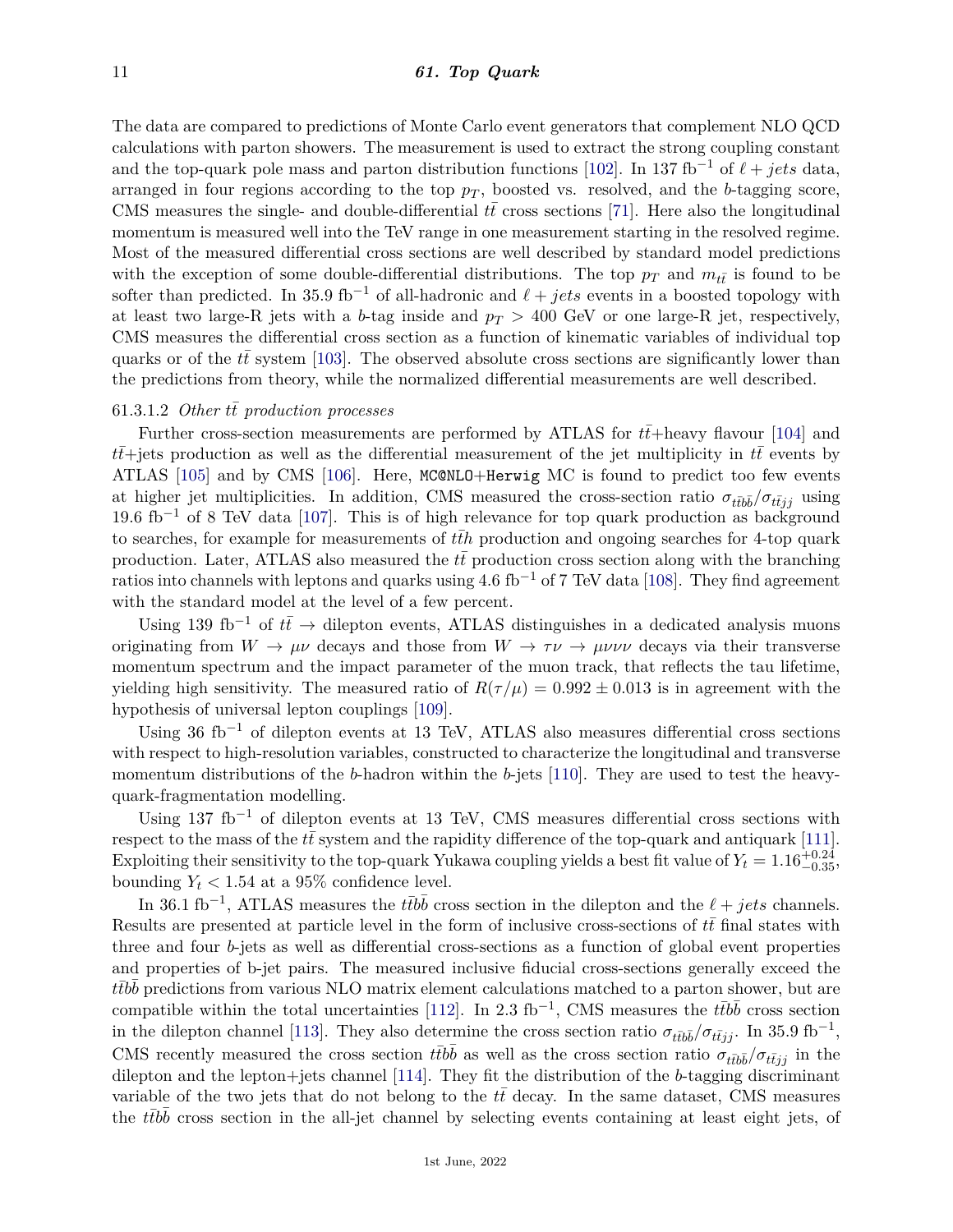The data are compared to predictions of Monte Carlo event generators that complement NLO QCD calculations with parton showers. The measurement is used to extract the strong coupling constant and the top-quark pole mass and parton distribution functions [102]. In 137 fb$^{-1}$ of $\ell + jets$ data, arranged in four regions according to the top $p_T$, boosted vs. resolved, and the $b$-tagging score, CMS measures the single- and double-differential $t\bar{t}$ cross sections [71]. Here also the longitudinal momentum is measured well into the TeV range in one measurement starting in the resolved regime. Most of the measured differential cross sections are well described by standard model predictions with the exception of some double-differential distributions. The top $p_T$ and $m_{t\bar{t}}$ is found to be softer than predicted. In 35.9 fb$^{-1}$ of all-hadronic and $\ell + jets$ events in a boosted topology with at least two large-R jets with a $b$-tag inside and $p_T > 400$ GeV or one large-R jet, respectively, CMS measures the differential cross section as a function of kinematic variables of individual top quarks or of the $t\bar{t}$ system [103]. The observed absolute cross sections are significantly lower than the predictions from theory, while the normalized differential measurements are well described.

#### 61.3.1.2 *Other $t\bar{t}$ production processes*

Further cross-section measurements are performed by ATLAS for $t\bar{t}$+heavy flavour [104] and $t\bar{t}$+jets production as well as the differential measurement of the jet multiplicity in $t\bar{t}$ events by ATLAS [105] and by CMS [106]. Here, `MC@NLO+Herwig` MC is found to predict too few events at higher jet multiplicities. In addition, CMS measured the cross-section ratio $\sigma_{t\bar{t}b\bar{b}}/\sigma_{t\bar{t}jj}$ using 19.6 fb$^{-1}$ of 8 TeV data [107]. This is of high relevance for top quark production as background to searches, for example for measurements of $t\bar{t}h$ production and ongoing searches for 4-top quark production. Later, ATLAS also measured the $t\bar{t}$ production cross section along with the branching ratios into channels with leptons and quarks using 4.6 fb$^{-1}$ of 7 TeV data [108]. They find agreement with the standard model at the level of a few percent.

Using 139 fb$^{-1}$ of $t\bar{t} \to$ dilepton events, ATLAS distinguishes in a dedicated analysis muons originating from $W \to \mu\nu$ decays and those from $W \to \tau\nu \to \mu\nu\nu\nu$ decays via their transverse momentum spectrum and the impact parameter of the muon track, that reflects the tau lifetime, yielding high sensitivity. The measured ratio of $R(\tau/\mu) = 0.992 \pm 0.013$ is in agreement with the hypothesis of universal lepton couplings [109].

Using 36 fb$^{-1}$ of dilepton events at 13 TeV, ATLAS also measures differential cross sections with respect to high-resolution variables, constructed to characterize the longitudinal and transverse momentum distributions of the $b$-hadron within the $b$-jets [110]. They are used to test the heavy-quark-fragmentation modelling.

Using 137 fb$^{-1}$ of dilepton events at 13 TeV, CMS measures differential cross sections with respect to the mass of the $t\bar{t}$ system and the rapidity difference of the top-quark and antiquark [111]. Exploiting their sensitivity to the top-quark Yukawa coupling yields a best fit value of $Y_t = 1.16^{+0.24}_{-0.35}$, bounding $Y_t < 1.54$ at a 95% confidence level.

In 36.1 fb$^{-1}$, ATLAS measures the $t\bar{t}b\bar{b}$ cross section in the dilepton and the $\ell + jets$ channels. Results are presented at particle level in the form of inclusive cross-sections of $t\bar{t}$ final states with three and four $b$-jets as well as differential cross-sections as a function of global event properties and properties of b-jet pairs. The measured inclusive fiducial cross-sections generally exceed the $t\bar{t}b\bar{b}$ predictions from various NLO matrix element calculations matched to a parton shower, but are compatible within the total uncertainties [112]. In 2.3 fb$^{-1}$, CMS measures the $t\bar{t}b\bar{b}$ cross section in the dilepton channel [113]. They also determine the cross section ratio $\sigma_{t\bar{t}b\bar{b}}/\sigma_{t\bar{t}jj}$. In 35.9 fb$^{-1}$, CMS recently measured the cross section $t\bar{t}b\bar{b}$ as well as the cross section ratio $\sigma_{t\bar{t}b\bar{b}}/\sigma_{t\bar{t}jj}$ in the dilepton and the lepton+jets channel [114]. They fit the distribution of the $b$-tagging discriminant variable of the two jets that do not belong to the $t\bar{t}$ decay. In the same dataset, CMS measures the $t\bar{t}b\bar{b}$ cross section in the all-jet channel by selecting events containing at least eight jets, of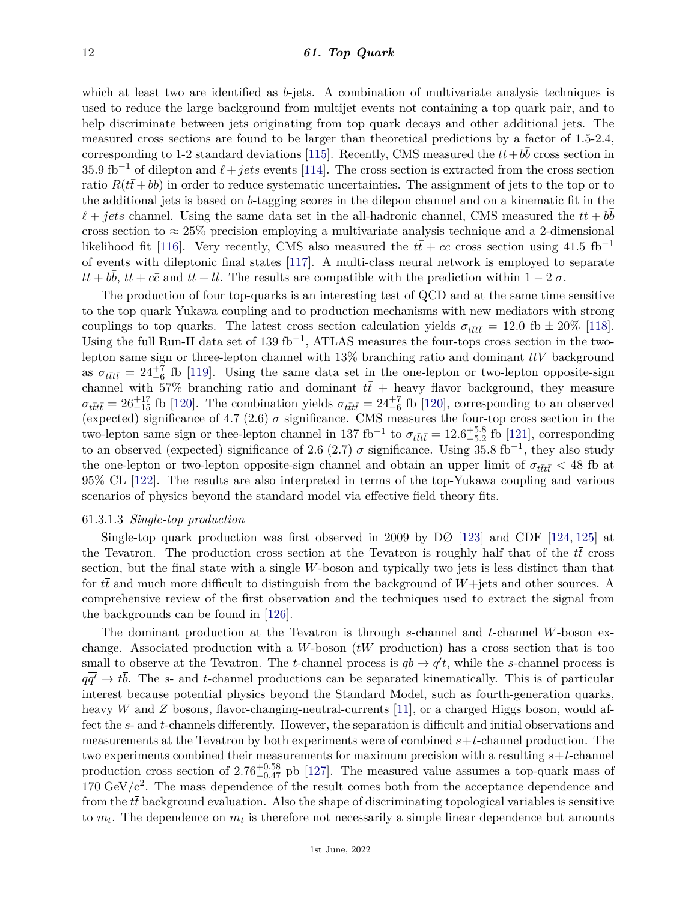which at least two are identified as $b$-jets. A combination of multivariate analysis techniques is used to reduce the large background from multijet events not containing a top quark pair, and to help discriminate between jets originating from top quark decays and other additional jets. The measured cross sections are found to be larger than theoretical predictions by a factor of 1.5-2.4, corresponding to 1-2 standard deviations [115]. Recently, CMS measured the $t\bar{t}+b\bar{b}$ cross section in 35.9 fb$^{-1}$ of dilepton and $\ell+jets$ events [114]. The cross section is extracted from the cross section ratio $R(t\bar{t}+b\bar{b})$ in order to reduce systematic uncertainties. The assignment of jets to the top or to the additional jets is based on $b$-tagging scores in the dilepon channel and on a kinematic fit in the $\ell+jets$ channel. Using the same data set in the all-hadronic channel, CMS measured the $t\bar{t}+b\bar{b}$ cross section to $\approx 25\%$ precision employing a multivariate analysis technique and a 2-dimensional likelihood fit [116]. Very recently, CMS also measured the $t\bar{t}+c\bar{c}$ cross section using 41.5 fb$^{-1}$ of events with dileptonic final states [117]. A multi-class neural network is employed to separate $t\bar{t}+b\bar{b}$, $t\bar{t}+c\bar{c}$ and $t\bar{t}+ll$. The results are compatible with the prediction within $1-2\,\sigma$.

The production of four top-quarks is an interesting test of QCD and at the same time sensitive to the top quark Yukawa coupling and to production mechanisms with new mediators with strong couplings to top quarks. The latest cross section calculation yields $\sigma_{t\bar{t}t\bar{t}} = 12.0$ fb $\pm$ 20% [118]. Using the full Run-II data set of 139 fb$^{-1}$, ATLAS measures the four-tops cross section in the two-lepton same sign or three-lepton channel with 13% branching ratio and dominant $t\bar{t}V$ background as $\sigma_{t\bar{t}t\bar{t}} = 24^{+7}_{-6}$ fb [119]. Using the same data set in the one-lepton or two-lepton opposite-sign channel with 57% branching ratio and dominant $t\bar{t}$ + heavy flavor background, they measure $\sigma_{t\bar{t}t\bar{t}} = 26^{+17}_{-15}$ fb [120]. The combination yields $\sigma_{t\bar{t}t\bar{t}} = 24^{+7}_{-6}$ fb [120], corresponding to an observed (expected) significance of 4.7 (2.6) $\sigma$ significance. CMS measures the four-top cross section in the two-lepton same sign or thee-lepton channel in 137 fb$^{-1}$ to $\sigma_{t\bar{t}t\bar{t}} = 12.6^{+5.8}_{-5.2}$ fb [121], corresponding to an observed (expected) significance of 2.6 (2.7) $\sigma$ significance. Using 35.8 fb$^{-1}$, they also study the one-lepton or two-lepton opposite-sign channel and obtain an upper limit of $\sigma_{t\bar{t}t\bar{t}} < 48$ fb at 95% CL [122]. The results are also interpreted in terms of the top-Yukawa coupling and various scenarios of physics beyond the standard model via effective field theory fits.

#### 61.3.1.3 *Single-top production*

Single-top quark production was first observed in 2009 by DØ [123] and CDF [124, 125] at the Tevatron. The production cross section at the Tevatron is roughly half that of the $t\bar{t}$ cross section, but the final state with a single $W$-boson and typically two jets is less distinct than that for $t\bar{t}$ and much more difficult to distinguish from the background of $W$+jets and other sources. A comprehensive review of the first observation and the techniques used to extract the signal from the backgrounds can be found in [126].

The dominant production at the Tevatron is through $s$-channel and $t$-channel $W$-boson exchange. Associated production with a $W$-boson ($tW$ production) has a cross section that is too small to observe at the Tevatron. The $t$-channel process is $qb \to q't$, while the $s$-channel process is $q\overline{q'} \to t\bar{b}$. The $s$- and $t$-channel productions can be separated kinematically. This is of particular interest because potential physics beyond the Standard Model, such as fourth-generation quarks, heavy $W$ and $Z$ bosons, flavor-changing-neutral-currents [11], or a charged Higgs boson, would affect the $s$- and $t$-channels differently. However, the separation is difficult and initial observations and measurements at the Tevatron by both experiments were of combined $s+t$-channel production. The two experiments combined their measurements for maximum precision with a resulting $s+t$-channel production cross section of $2.76^{+0.58}_{-0.47}$ pb [127]. The measured value assumes a top-quark mass of 170 GeV/$c^2$. The mass dependence of the result comes both from the acceptance dependence and from the $t\bar{t}$ background evaluation. Also the shape of discriminating topological variables is sensitive to $m_t$. The dependence on $m_t$ is therefore not necessarily a simple linear dependence but amounts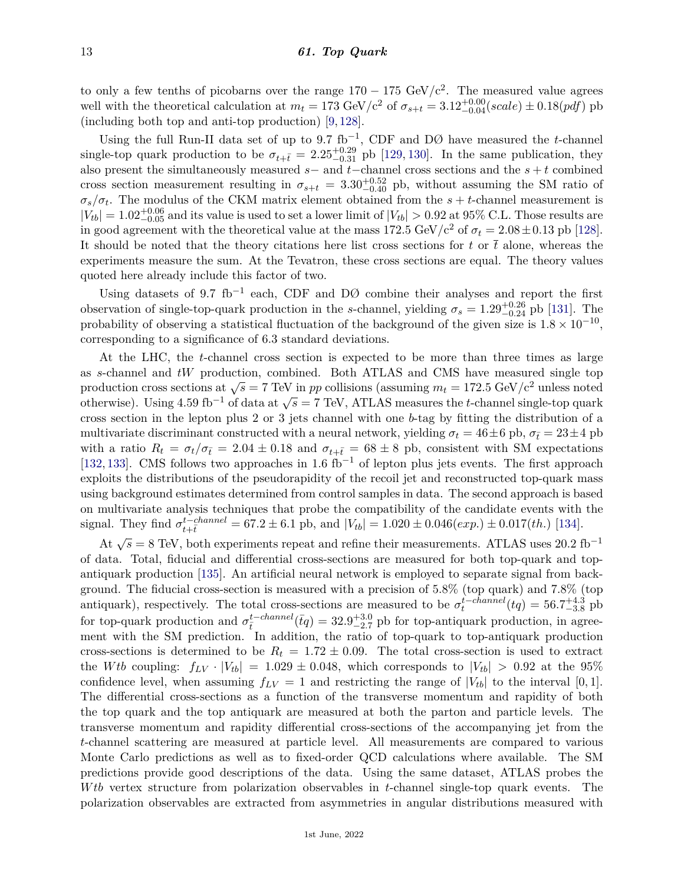to only a few tenths of picobarns over the range $170-175$ GeV/c$^2$. The measured value agrees well with the theoretical calculation at $m_t = 173$ GeV/c$^2$ of $\sigma_{s+t} = 3.12^{+0.00}_{-0.04}(scale) \pm 0.18(pdf)$ pb (including both top and anti-top production) [9, 128].

Using the full Run-II data set of up to 9.7 fb$^{-1}$, CDF and DØ have measured the $t$-channel single-top quark production to be $\sigma_{t+\bar{t}} = 2.25^{+0.29}_{-0.31}$ pb [129, 130]. In the same publication, they also present the simultaneously measured $s-$ and $t-$channel cross sections and the $s+t$ combined cross section measurement resulting in $\sigma_{s+t} = 3.30^{+0.52}_{-0.40}$ pb, without assuming the SM ratio of $\sigma_s/\sigma_t$. The modulus of the CKM matrix element obtained from the $s+t$-channel measurement is $|V_{tb}| = 1.02^{+0.06}_{-0.05}$ and its value is used to set a lower limit of $|V_{tb}| > 0.92$ at 95% C.L. Those results are in good agreement with the theoretical value at the mass 172.5 GeV/c$^2$ of $\sigma_t = 2.08 \pm 0.13$ pb [128]. It should be noted that the theory citations here list cross sections for $t$ or $\bar{t}$ alone, whereas the experiments measure the sum. At the Tevatron, these cross sections are equal. The theory values quoted here already include this factor of two.

Using datasets of 9.7 fb$^{-1}$ each, CDF and DØ combine their analyses and report the first observation of single-top-quark production in the $s$-channel, yielding $\sigma_s = 1.29^{+0.26}_{-0.24}$ pb [131]. The probability of observing a statistical fluctuation of the background of the given size is $1.8 \times 10^{-10}$, corresponding to a significance of 6.3 standard deviations.

At the LHC, the $t$-channel cross section is expected to be more than three times as large as $s$-channel and $tW$ production, combined. Both ATLAS and CMS have measured single top production cross sections at $\sqrt{s} = 7$ TeV in $pp$ collisions (assuming $m_t = 172.5$ GeV/c$^2$ unless noted otherwise). Using 4.59 fb$^{-1}$ of data at $\sqrt{s} = 7$ TeV, ATLAS measures the $t$-channel single-top quark cross section in the lepton plus 2 or 3 jets channel with one $b$-tag by fitting the distribution of a multivariate discriminant constructed with a neural network, yielding $\sigma_t = 46 \pm 6$ pb, $\sigma_{\bar{t}} = 23 \pm 4$ pb with a ratio $R_t = \sigma_t/\sigma_{\bar{t}} = 2.04 \pm 0.18$ and $\sigma_{t+\bar{t}} = 68 \pm 8$ pb, consistent with SM expectations [132, 133]. CMS follows two approaches in 1.6 fb$^{-1}$ of lepton plus jets events. The first approach exploits the distributions of the pseudorapidity of the recoil jet and reconstructed top-quark mass using background estimates determined from control samples in data. The second approach is based on multivariate analysis techniques that probe the compatibility of the candidate events with the signal. They find $\sigma^{t-channel}_{t+\bar{t}} = 67.2 \pm 6.1$ pb, and $|V_{tb}| = 1.020 \pm 0.046(exp.) \pm 0.017(th.)$ [134].

At $\sqrt{s} = 8$ TeV, both experiments repeat and refine their measurements. ATLAS uses 20.2 fb$^{-1}$ of data. Total, fiducial and differential cross-sections are measured for both top-quark and top-antiquark production [135]. An artificial neural network is employed to separate signal from background. The fiducial cross-section is measured with a precision of 5.8% (top quark) and 7.8% (top antiquark), respectively. The total cross-sections are measured to be $\sigma^{t-channel}_{t}(tq) = 56.7^{+4.3}_{-3.8}$ pb for top-quark production and $\sigma^{t-channel}_{\bar{t}}(\bar{t}q) = 32.9^{+3.0}_{-2.7}$ pb for top-antiquark production, in agreement with the SM prediction. In addition, the ratio of top-quark to top-antiquark production cross-sections is determined to be $R_t = 1.72 \pm 0.09$. The total cross-section is used to extract the $Wtb$ coupling: $f_{LV} \cdot |V_{tb}| = 1.029 \pm 0.048$, which corresponds to $|V_{tb}| > 0.92$ at the 95% confidence level, when assuming $f_{LV} = 1$ and restricting the range of $|V_{tb}|$ to the interval $[0, 1]$. The differential cross-sections as a function of the transverse momentum and rapidity of both the top quark and the top antiquark are measured at both the parton and particle levels. The transverse momentum and rapidity differential cross-sections of the accompanying jet from the $t$-channel scattering are measured at particle level. All measurements are compared to various Monte Carlo predictions as well as to fixed-order QCD calculations where available. The SM predictions provide good descriptions of the data. Using the same dataset, ATLAS probes the $Wtb$ vertex structure from polarization observables in $t$-channel single-top quark events. The polarization observables are extracted from asymmetries in angular distributions measured with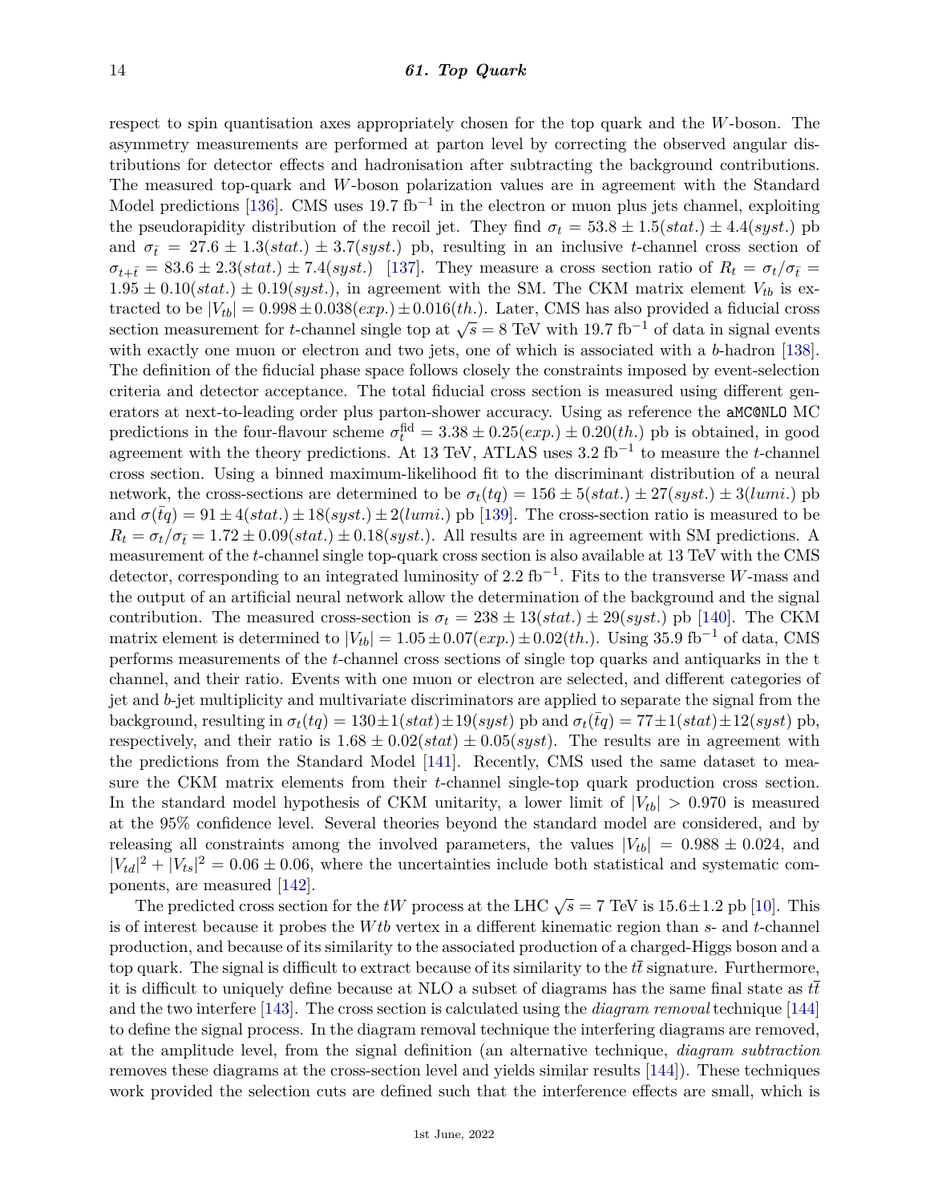respect to spin quantisation axes appropriately chosen for the top quark and the $W$-boson. The asymmetry measurements are performed at parton level by correcting the observed angular distributions for detector effects and hadronisation after subtracting the background contributions. The measured top-quark and $W$-boson polarization values are in agreement with the Standard Model predictions [136]. CMS uses 19.7 fb$^{-1}$ in the electron or muon plus jets channel, exploiting the pseudorapidity distribution of the recoil jet. They find $\sigma_t = 53.8 \pm 1.5(stat.) \pm 4.4(syst.)$ pb and $\sigma_{\bar{t}} = 27.6 \pm 1.3(stat.) \pm 3.7(syst.)$ pb, resulting in an inclusive $t$-channel cross section of $\sigma_{t+\bar{t}} = 83.6 \pm 2.3(stat.) \pm 7.4(syst.)$ [137]. They measure a cross section ratio of $R_t = \sigma_t/\sigma_{\bar{t}} = 1.95 \pm 0.10(stat.) \pm 0.19(syst.)$, in agreement with the SM. The CKM matrix element $V_{tb}$ is extracted to be $|V_{tb}| = 0.998 \pm 0.038(exp.) \pm 0.016(th.)$. Later, CMS has also provided a fiducial cross section measurement for $t$-channel single top at $\sqrt{s} = 8$ TeV with 19.7 fb$^{-1}$ of data in signal events with exactly one muon or electron and two jets, one of which is associated with a $b$-hadron [138]. The definition of the fiducial phase space follows closely the constraints imposed by event-selection criteria and detector acceptance. The total fiducial cross section is measured using different generators at next-to-leading order plus parton-shower accuracy. Using as reference the aMC@NLO MC predictions in the four-flavour scheme $\sigma_t^{\rm fid} = 3.38 \pm 0.25(exp.) \pm 0.20(th.)$ pb is obtained, in good agreement with the theory predictions. At 13 TeV, ATLAS uses 3.2 fb$^{-1}$ to measure the $t$-channel cross section. Using a binned maximum-likelihood fit to the discriminant distribution of a neural network, the cross-sections are determined to be $\sigma_t(tq) = 156 \pm 5(stat.) \pm 27(syst.) \pm 3(lumi.)$ pb and $\sigma(\bar{t}q) = 91 \pm 4(stat.) \pm 18(syst.) \pm 2(lumi.)$ pb [139]. The cross-section ratio is measured to be $R_t = \sigma_t/\sigma_{\bar{t}} = 1.72 \pm 0.09(stat.) \pm 0.18(syst.)$. All results are in agreement with SM predictions. A measurement of the $t$-channel single top-quark cross section is also available at 13 TeV with the CMS detector, corresponding to an integrated luminosity of 2.2 fb$^{-1}$. Fits to the transverse $W$-mass and the output of an artificial neural network allow the determination of the background and the signal contribution. The measured cross-section is $\sigma_t = 238 \pm 13(stat.) \pm 29(syst.)$ pb [140]. The CKM matrix element is determined to $|V_{tb}| = 1.05 \pm 0.07(exp.) \pm 0.02(th.)$. Using 35.9 fb$^{-1}$ of data, CMS performs measurements of the $t$-channel cross sections of single top quarks and antiquarks in the t channel, and their ratio. Events with one muon or electron are selected, and different categories of jet and $b$-jet multiplicity and multivariate discriminators are applied to separate the signal from the background, resulting in $\sigma_t(tq) = 130 \pm 1(stat) \pm 19(syst)$ pb and $\sigma_t(\bar{t}q) = 77 \pm 1(stat) \pm 12(syst)$ pb, respectively, and their ratio is $1.68 \pm 0.02(stat) \pm 0.05(syst)$. The results are in agreement with the predictions from the Standard Model [141]. Recently, CMS used the same dataset to measure the CKM matrix elements from their $t$-channel single-top quark production cross section. In the standard model hypothesis of CKM unitarity, a lower limit of $|V_{tb}| > 0.970$ is measured at the 95% confidence level. Several theories beyond the standard model are considered, and by releasing all constraints among the involved parameters, the values $|V_{tb}| = 0.988 \pm 0.024$, and $|V_{td}|^2 + |V_{ts}|^2 = 0.06 \pm 0.06$, where the uncertainties include both statistical and systematic components, are measured [142].

The predicted cross section for the $tW$ process at the LHC $\sqrt{s} = 7$ TeV is $15.6 \pm 1.2$ pb [10]. This is of interest because it probes the $Wtb$ vertex in a different kinematic region than $s$- and $t$-channel production, and because of its similarity to the associated production of a charged-Higgs boson and a top quark. The signal is difficult to extract because of its similarity to the $t\bar{t}$ signature. Furthermore, it is difficult to uniquely define because at NLO a subset of diagrams has the same final state as $t\bar{t}$ and the two interfere [143]. The cross section is calculated using the *diagram removal* technique [144] to define the signal process. In the diagram removal technique the interfering diagrams are removed, at the amplitude level, from the signal definition (an alternative technique, *diagram subtraction* removes these diagrams at the cross-section level and yields similar results [144]). These techniques work provided the selection cuts are defined such that the interference effects are small, which is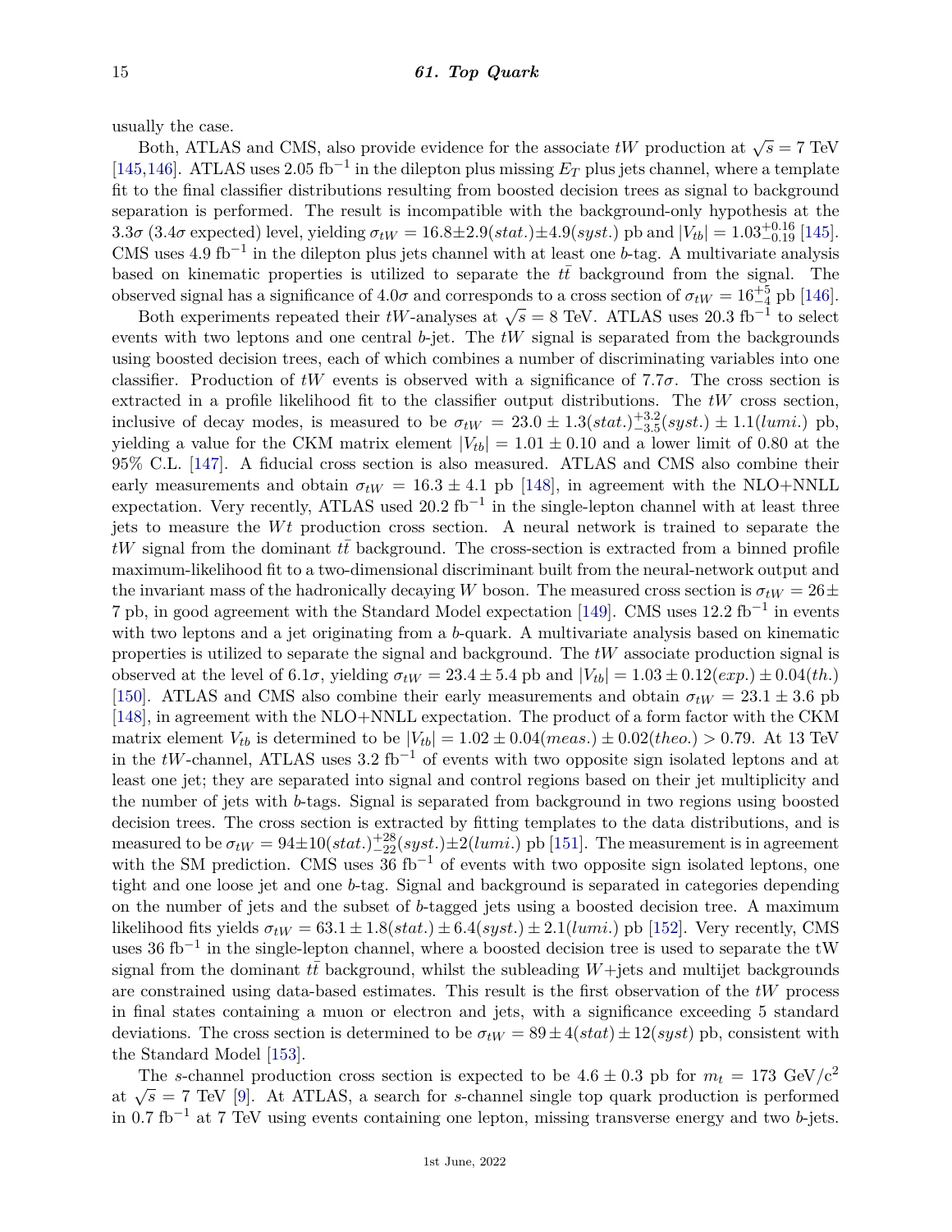usually the case.

Both, ATLAS and CMS, also provide evidence for the associate $tW$ production at $\sqrt{s} = 7$ TeV [145,146]. ATLAS uses 2.05 fb$^{-1}$ in the dilepton plus missing $E_T$ plus jets channel, where a template fit to the final classifier distributions resulting from boosted decision trees as signal to background separation is performed. The result is incompatible with the background-only hypothesis at the 3.3$\sigma$ (3.4$\sigma$ expected) level, yielding $\sigma_{tW} = 16.8 \pm 2.9(stat.) \pm 4.9(syst.)$ pb and $|V_{tb}| = 1.03^{+0.16}_{-0.19}$ [145]. CMS uses 4.9 fb$^{-1}$ in the dilepton plus jets channel with at least one $b$-tag. A multivariate analysis based on kinematic properties is utilized to separate the $t\bar{t}$ background from the signal. The observed signal has a significance of 4.0$\sigma$ and corresponds to a cross section of $\sigma_{tW} = 16^{+5}_{-4}$ pb [146].

Both experiments repeated their $tW$-analyses at $\sqrt{s} = 8$ TeV. ATLAS uses 20.3 fb$^{-1}$ to select events with two leptons and one central $b$-jet. The $tW$ signal is separated from the backgrounds using boosted decision trees, each of which combines a number of discriminating variables into one classifier. Production of $tW$ events is observed with a significance of 7.7$\sigma$. The cross section is extracted in a profile likelihood fit to the classifier output distributions. The $tW$ cross section, inclusive of decay modes, is measured to be $\sigma_{tW} = 23.0 \pm 1.3(stat.)^{+3.2}_{-3.5}(syst.) \pm 1.1(lumi.)$ pb, yielding a value for the CKM matrix element $|V_{tb}| = 1.01 \pm 0.10$ and a lower limit of 0.80 at the 95% C.L. [147]. A fiducial cross section is also measured. ATLAS and CMS also combine their early measurements and obtain $\sigma_{tW} = 16.3 \pm 4.1$ pb [148], in agreement with the NLO+NNLL expectation. Very recently, ATLAS used 20.2 fb$^{-1}$ in the single-lepton channel with at least three jets to measure the $Wt$ production cross section. A neural network is trained to separate the $tW$ signal from the dominant $t\bar{t}$ background. The cross-section is extracted from a binned profile maximum-likelihood fit to a two-dimensional discriminant built from the neural-network output and the invariant mass of the hadronically decaying $W$ boson. The measured cross section is $\sigma_{tW} = 26 \pm 7$ pb, in good agreement with the Standard Model expectation [149]. CMS uses 12.2 fb$^{-1}$ in events with two leptons and a jet originating from a $b$-quark. A multivariate analysis based on kinematic properties is utilized to separate the signal and background. The $tW$ associate production signal is observed at the level of 6.1$\sigma$, yielding $\sigma_{tW} = 23.4 \pm 5.4$ pb and $|V_{tb}| = 1.03 \pm 0.12(exp.) \pm 0.04(th.)$ [150]. ATLAS and CMS also combine their early measurements and obtain $\sigma_{tW} = 23.1 \pm 3.6$ pb [148], in agreement with the NLO+NNLL expectation. The product of a form factor with the CKM matrix element $V_{tb}$ is determined to be $|V_{tb}| = 1.02 \pm 0.04(meas.) \pm 0.02(theo.) > 0.79$. At 13 TeV in the $tW$-channel, ATLAS uses 3.2 fb$^{-1}$ of events with two opposite sign isolated leptons and at least one jet; they are separated into signal and control regions based on their jet multiplicity and the number of jets with $b$-tags. Signal is separated from background in two regions using boosted decision trees. The cross section is extracted by fitting templates to the data distributions, and is measured to be $\sigma_{tW} = 94 \pm 10(stat.)^{+28}_{-22}(syst.) \pm 2(lumi.)$ pb [151]. The measurement is in agreement with the SM prediction. CMS uses 36 fb$^{-1}$ of events with two opposite sign isolated leptons, one tight and one loose jet and one $b$-tag. Signal and background is separated in categories depending on the number of jets and the subset of $b$-tagged jets using a boosted decision tree. A maximum likelihood fits yields $\sigma_{tW} = 63.1 \pm 1.8(stat.) \pm 6.4(syst.) \pm 2.1(lumi.)$ pb [152]. Very recently, CMS uses 36 fb$^{-1}$ in the single-lepton channel, where a boosted decision tree is used to separate the tW signal from the dominant $t\bar{t}$ background, whilst the subleading $W$+jets and multijet backgrounds are constrained using data-based estimates. This result is the first observation of the $tW$ process in final states containing a muon or electron and jets, with a significance exceeding 5 standard deviations. The cross section is determined to be $\sigma_{tW} = 89 \pm 4(stat) \pm 12(syst)$ pb, consistent with the Standard Model [153].

The $s$-channel production cross section is expected to be $4.6 \pm 0.3$ pb for $m_t = 173$ GeV/c$^2$ at $\sqrt{s} = 7$ TeV [9]. At ATLAS, a search for $s$-channel single top quark production is performed in 0.7 fb$^{-1}$ at 7 TeV using events containing one lepton, missing transverse energy and two $b$-jets.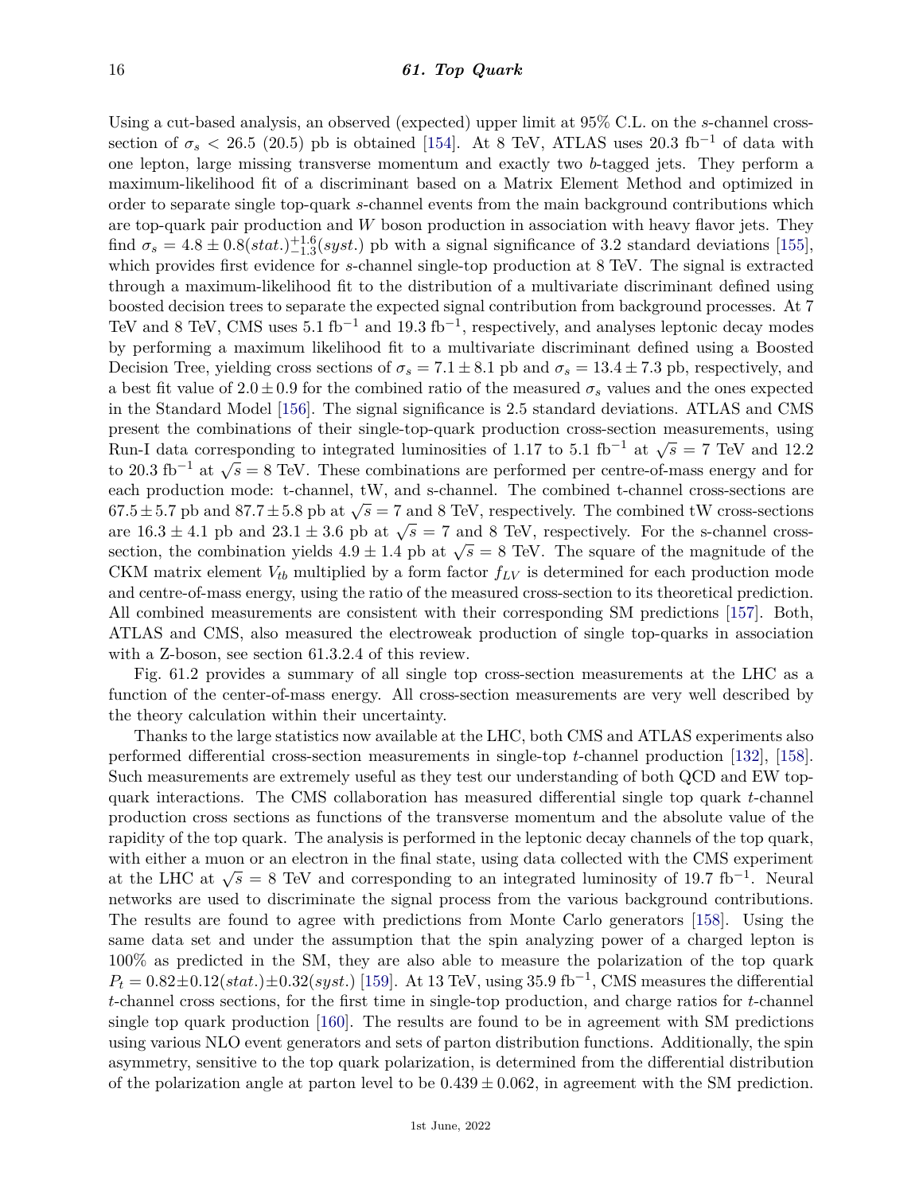Using a cut-based analysis, an observed (expected) upper limit at 95% C.L. on the $s$-channel cross-section of $\sigma_s < 26.5$ (20.5) pb is obtained [154]. At 8 TeV, ATLAS uses 20.3 fb$^{-1}$ of data with one lepton, large missing transverse momentum and exactly two $b$-tagged jets. They perform a maximum-likelihood fit of a discriminant based on a Matrix Element Method and optimized in order to separate single top-quark $s$-channel events from the main background contributions which are top-quark pair production and $W$ boson production in association with heavy flavor jets. They find $\sigma_s = 4.8 \pm 0.8(stat.)^{+1.6}_{-1.3}(syst.)$ pb with a signal significance of 3.2 standard deviations [155], which provides first evidence for $s$-channel single-top production at 8 TeV. The signal is extracted through a maximum-likelihood fit to the distribution of a multivariate discriminant defined using boosted decision trees to separate the expected signal contribution from background processes. At 7 TeV and 8 TeV, CMS uses 5.1 fb$^{-1}$ and 19.3 fb$^{-1}$, respectively, and analyses leptonic decay modes by performing a maximum likelihood fit to a multivariate discriminant defined using a Boosted Decision Tree, yielding cross sections of $\sigma_s = 7.1 \pm 8.1$ pb and $\sigma_s = 13.4 \pm 7.3$ pb, respectively, and a best fit value of $2.0 \pm 0.9$ for the combined ratio of the measured $\sigma_s$ values and the ones expected in the Standard Model [156]. The signal significance is 2.5 standard deviations. ATLAS and CMS present the combinations of their single-top-quark production cross-section measurements, using Run-I data corresponding to integrated luminosities of 1.17 to 5.1 fb$^{-1}$ at $\sqrt{s} = 7$ TeV and 12.2 to 20.3 fb$^{-1}$ at $\sqrt{s} = 8$ TeV. These combinations are performed per centre-of-mass energy and for each production mode: t-channel, tW, and s-channel. The combined t-channel cross-sections are $67.5 \pm 5.7$ pb and $87.7 \pm 5.8$ pb at $\sqrt{s} = 7$ and 8 TeV, respectively. The combined tW cross-sections are $16.3 \pm 4.1$ pb and $23.1 \pm 3.6$ pb at $\sqrt{s} = 7$ and 8 TeV, respectively. For the s-channel cross-section, the combination yields $4.9 \pm 1.4$ pb at $\sqrt{s} = 8$ TeV. The square of the magnitude of the CKM matrix element $V_{tb}$ multiplied by a form factor $f_{LV}$ is determined for each production mode and centre-of-mass energy, using the ratio of the measured cross-section to its theoretical prediction. All combined measurements are consistent with their corresponding SM predictions [157]. Both, ATLAS and CMS, also measured the electroweak production of single top-quarks in association with a Z-boson, see section 61.3.2.4 of this review.

Fig. 61.2 provides a summary of all single top cross-section measurements at the LHC as a function of the center-of-mass energy. All cross-section measurements are very well described by the theory calculation within their uncertainty.

Thanks to the large statistics now available at the LHC, both CMS and ATLAS experiments also performed differential cross-section measurements in single-top $t$-channel production [132], [158]. Such measurements are extremely useful as they test our understanding of both QCD and EW top-quark interactions. The CMS collaboration has measured differential single top quark $t$-channel production cross sections as functions of the transverse momentum and the absolute value of the rapidity of the top quark. The analysis is performed in the leptonic decay channels of the top quark, with either a muon or an electron in the final state, using data collected with the CMS experiment at the LHC at $\sqrt{s} = 8$ TeV and corresponding to an integrated luminosity of 19.7 fb$^{-1}$. Neural networks are used to discriminate the signal process from the various background contributions. The results are found to agree with predictions from Monte Carlo generators [158]. Using the same data set and under the assumption that the spin analyzing power of a charged lepton is 100% as predicted in the SM, they are also able to measure the polarization of the top quark $P_t = 0.82 \pm 0.12(stat.) \pm 0.32(syst.)$ [159]. At 13 TeV, using 35.9 fb$^{-1}$, CMS measures the differential $t$-channel cross sections, for the first time in single-top production, and charge ratios for $t$-channel single top quark production [160]. The results are found to be in agreement with SM predictions using various NLO event generators and sets of parton distribution functions. Additionally, the spin asymmetry, sensitive to the top quark polarization, is determined from the differential distribution of the polarization angle at parton level to be $0.439 \pm 0.062$, in agreement with the SM prediction.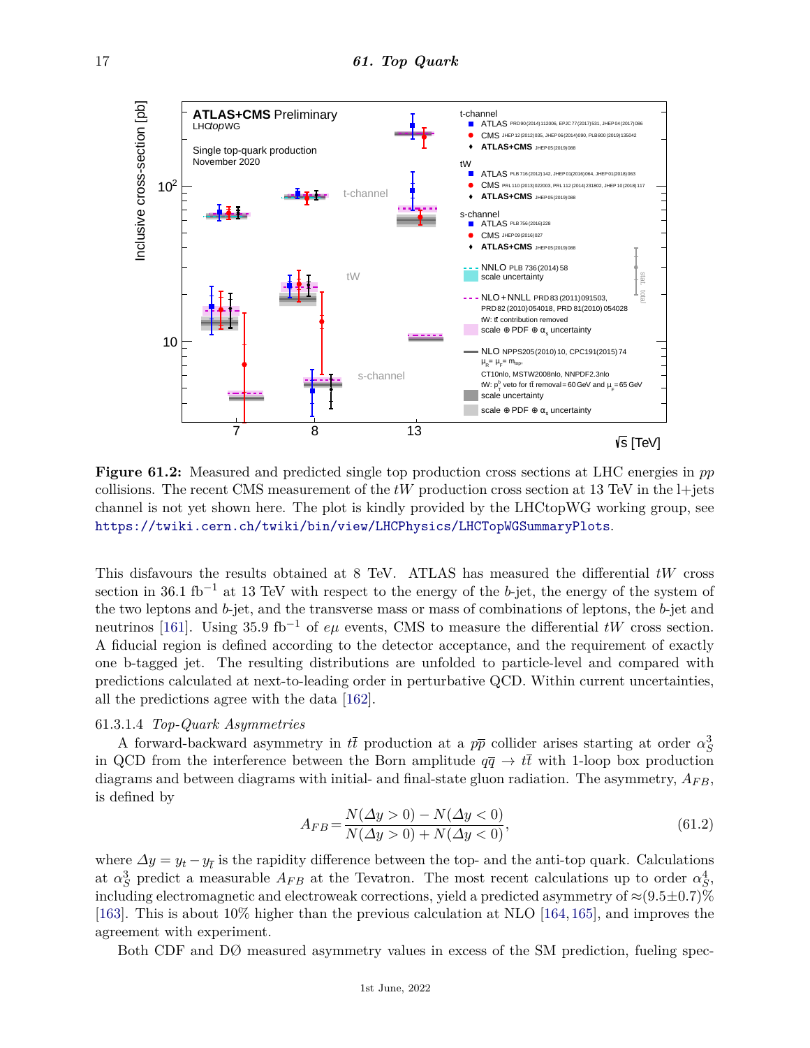ATLAS+CMS Preliminary
LHCtopWG

Single top-quark production
November 2020

Inclusive cross-section [pb]

$10^2$

10

7

8

13

$\sqrt{s}$ [TeV]

t-channel

tW

s-channel

t-channel
ATLAS PRD90 (2014) 112006, EPJC 77 (2017) 531, JHEP 04 (2017) 086
CMS JHEP 12 (2012) 035, JHEP 06 (2014) 090, PLB 800 (2019) 135042
ATLAS+CMS JHEP 05 (2019) 088

tW
ATLAS PLB 716 (2012) 142, JHEP 01 (2016) 064, JHEP 01 (2018) 063
CMS PRL 110 (2013) 022003, PRL 112 (2014) 231802, JHEP 10 (2018) 117
ATLAS+CMS JHEP 05 (2019) 088

s-channel
ATLAS PLB 756 (2016) 228
CMS JHEP 09 (2016) 027
ATLAS+CMS JHEP 05 (2019) 088

NNLO PLB 736 (2014) 58
scale uncertainty

NLO+NNLL PRD 83 (2011) 091503, PRD 82 (2010) 054018, PRD 81 (2010) 054028
tW: $t\bar{t}$ contribution removed
scale ⊕ PDF ⊕ $\alpha_s$ uncertainty

NLO NPPS205 (2010) 10, CPC191 (2015) 74
$\mu_R = \mu_F = m_{top}$,
CT10nlo, MSTW2008nlo, NNPDF2.3nlo
tW: $p_T^b$ veto for $t\bar{t}$ removal = 60 GeV and $\mu_F$ = 65 GeV
scale uncertainty
scale ⊕ PDF ⊕ $\alpha_s$ uncertainty

stat. total

**Figure 61.2:** Measured and predicted single top production cross sections at LHC energies in $pp$ collisions. The recent CMS measurement of the $tW$ production cross section at 13 TeV in the l+jets channel is not yet shown here. The plot is kindly provided by the LHCtopWG working group, see https://twiki.cern.ch/twiki/bin/view/LHCPhysics/LHCTopWGSummaryPlots.

This disfavours the results obtained at 8 TeV. ATLAS has measured the differential $tW$ cross section in 36.1 fb$^{-1}$ at 13 TeV with respect to the energy of the $b$-jet, the energy of the system of the two leptons and $b$-jet, and the transverse mass or mass of combinations of leptons, the $b$-jet and neutrinos [161]. Using 35.9 fb$^{-1}$ of $e\mu$ events, CMS to measure the differential $tW$ cross section. A fiducial region is defined according to the detector acceptance, and the requirement of exactly one b-tagged jet. The resulting distributions are unfolded to particle-level and compared with predictions calculated at next-to-leading order in perturbative QCD. Within current uncertainties, all the predictions agree with the data [162].

61.3.1.4 *Top-Quark Asymmetries*

A forward-backward asymmetry in $t\bar{t}$ production at a $p\bar{p}$ collider arises starting at order $\alpha_S^3$ in QCD from the interference between the Born amplitude $q\bar{q} \to t\bar{t}$ with 1-loop box production diagrams and between diagrams with initial- and final-state gluon radiation. The asymmetry, $A_{FB}$, is defined by

$$A_{FB} = \frac{N(\Delta y > 0) - N(\Delta y < 0)}{N(\Delta y > 0) + N(\Delta y < 0)}, \tag{61.2}$$

where $\Delta y = y_t - y_{\bar{t}}$ is the rapidity difference between the top- and the anti-top quark. Calculations at $\alpha_S^3$ predict a measurable $A_{FB}$ at the Tevatron. The most recent calculations up to order $\alpha_S^4$, including electromagnetic and electroweak corrections, yield a predicted asymmetry of $\approx(9.5\pm0.7)\%$ [163]. This is about 10% higher than the previous calculation at NLO [164, 165], and improves the agreement with experiment.

Both CDF and DØ measured asymmetry values in excess of the SM prediction, fueling spec-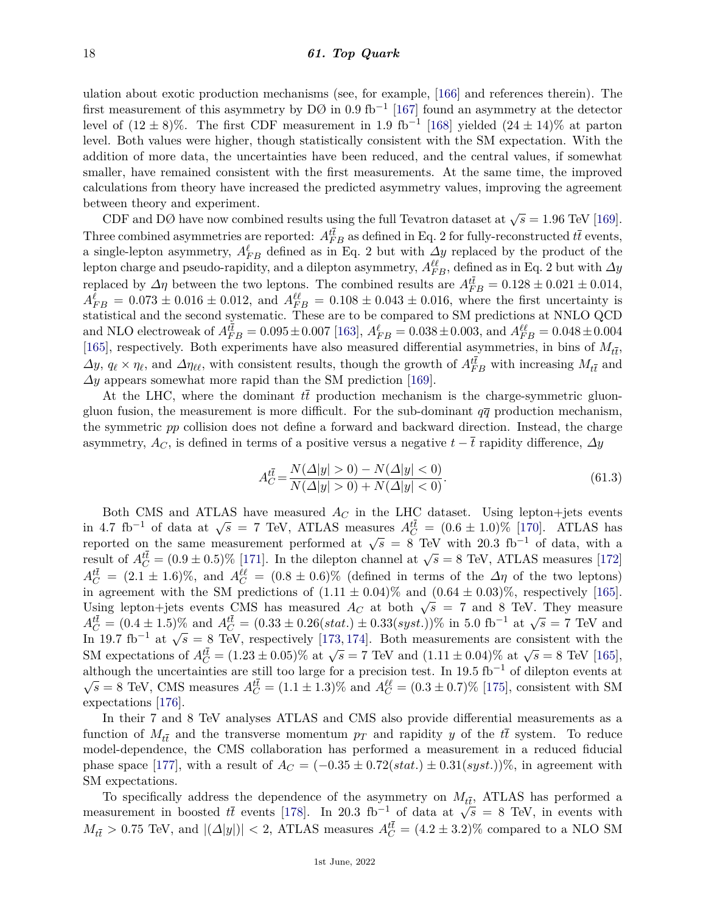ulation about exotic production mechanisms (see, for example, [166] and references therein). The first measurement of this asymmetry by DØ in 0.9 fb$^{-1}$ [167] found an asymmetry at the detector level of $(12 \pm 8)\%$. The first CDF measurement in 1.9 fb$^{-1}$ [168] yielded $(24 \pm 14)\%$ at parton level. Both values were higher, though statistically consistent with the SM expectation. With the addition of more data, the uncertainties have been reduced, and the central values, if somewhat smaller, have remained consistent with the first measurements. At the same time, the improved calculations from theory have increased the predicted asymmetry values, improving the agreement between theory and experiment.

CDF and DØ have now combined results using the full Tevatron dataset at $\sqrt{s} = 1.96$ TeV [169]. Three combined asymmetries are reported: $A_{FB}^{t\bar{t}}$ as defined in Eq. 2 for fully-reconstructed $t\bar{t}$ events, a single-lepton asymmetry, $A_{FB}^{\ell}$ defined as in Eq. 2 but with $\Delta y$ replaced by the product of the lepton charge and pseudo-rapidity, and a dilepton asymmetry, $A_{FB}^{\ell\ell}$, defined as in Eq. 2 but with $\Delta y$ replaced by $\Delta\eta$ between the two leptons. The combined results are $A_{FB}^{t\bar{t}} = 0.128 \pm 0.021 \pm 0.014$, $A_{FB}^{\ell} = 0.073 \pm 0.016 \pm 0.012$, and $A_{FB}^{\ell\ell} = 0.108 \pm 0.043 \pm 0.016$, where the first uncertainty is statistical and the second systematic. These are to be compared to SM predictions at NNLO QCD and NLO electroweak of $A_{FB}^{t\bar{t}} = 0.095 \pm 0.007$ [163], $A_{FB}^{\ell} = 0.038 \pm 0.003$, and $A_{FB}^{\ell\ell} = 0.048 \pm 0.004$ [165], respectively. Both experiments have also measured differential asymmetries, in bins of $M_{t\bar{t}}$, $\Delta y$, $q_\ell \times \eta_\ell$, and $\Delta\eta_{\ell\ell}$, with consistent results, though the growth of $A_{FB}^{t\bar{t}}$ with increasing $M_{t\bar{t}}$ and $\Delta y$ appears somewhat more rapid than the SM prediction [169].

At the LHC, where the dominant $t\bar{t}$ production mechanism is the charge-symmetric gluon-gluon fusion, the measurement is more difficult. For the sub-dominant $q\bar{q}$ production mechanism, the symmetric $pp$ collision does not define a forward and backward direction. Instead, the charge asymmetry, $A_C$, is defined in terms of a positive versus a negative $t - \bar{t}$ rapidity difference, $\Delta y$

$$A_C^{t\bar{t}} = \frac{N(\Delta|y| > 0) - N(\Delta|y| < 0)}{N(\Delta|y| > 0) + N(\Delta|y| < 0)}. \tag{61.3}$$

Both CMS and ATLAS have measured $A_C$ in the LHC dataset. Using lepton+jets events in 4.7 fb$^{-1}$ of data at $\sqrt{s} = 7$ TeV, ATLAS measures $A_C^{t\bar{t}} = (0.6 \pm 1.0)\%$ [170]. ATLAS has reported on the same measurement performed at $\sqrt{s} = 8$ TeV with 20.3 fb$^{-1}$ of data, with a result of $A_C^{t\bar{t}} = (0.9 \pm 0.5)\%$ [171]. In the dilepton channel at $\sqrt{s} = 8$ TeV, ATLAS measures [172] $A_C^{t\bar{t}} = (2.1 \pm 1.6)\%$, and $A_C^{\ell\ell} = (0.8 \pm 0.6)\%$ (defined in terms of the $\Delta\eta$ of the two leptons) in agreement with the SM predictions of $(1.11 \pm 0.04)\%$ and $(0.64 \pm 0.03)\%$, respectively [165]. Using lepton+jets events CMS has measured $A_C$ at both $\sqrt{s} = 7$ and 8 TeV. They measure $A_C^{t\bar{t}} = (0.4 \pm 1.5)\%$ and $A_C^{t\bar{t}} = (0.33 \pm 0.26(stat.) \pm 0.33(syst.))\%$ in 5.0 fb$^{-1}$ at $\sqrt{s} = 7$ TeV and In 19.7 fb$^{-1}$ at $\sqrt{s} = 8$ TeV, respectively [173, 174]. Both measurements are consistent with the SM expectations of $A_C^{t\bar{t}} = (1.23 \pm 0.05)\%$ at $\sqrt{s} = 7$ TeV and $(1.11 \pm 0.04)\%$ at $\sqrt{s} = 8$ TeV [165], although the uncertainties are still too large for a precision test. In 19.5 fb$^{-1}$ of dilepton events at $\sqrt{s} = 8$ TeV, CMS measures $A_C^{t\bar{t}} = (1.1 \pm 1.3)\%$ and $A_C^{\ell\ell} = (0.3 \pm 0.7)\%$ [175], consistent with SM expectations [176].

In their 7 and 8 TeV analyses ATLAS and CMS also provide differential measurements as a function of $M_{t\bar{t}}$ and the transverse momentum $p_T$ and rapidity $y$ of the $t\bar{t}$ system. To reduce model-dependence, the CMS collaboration has performed a measurement in a reduced fiducial phase space [177], with a result of $A_C = (-0.35 \pm 0.72(stat.) \pm 0.31(syst.))\%$, in agreement with SM expectations.

To specifically address the dependence of the asymmetry on $M_{t\bar{t}}$, ATLAS has performed a measurement in boosted $t\bar{t}$ events [178]. In 20.3 fb$^{-1}$ of data at $\sqrt{s} = 8$ TeV, in events with $M_{t\bar{t}} > 0.75$ TeV, and $|(\Delta|y|)| < 2$, ATLAS measures $A_C^{t\bar{t}} = (4.2 \pm 3.2)\%$ compared to a NLO SM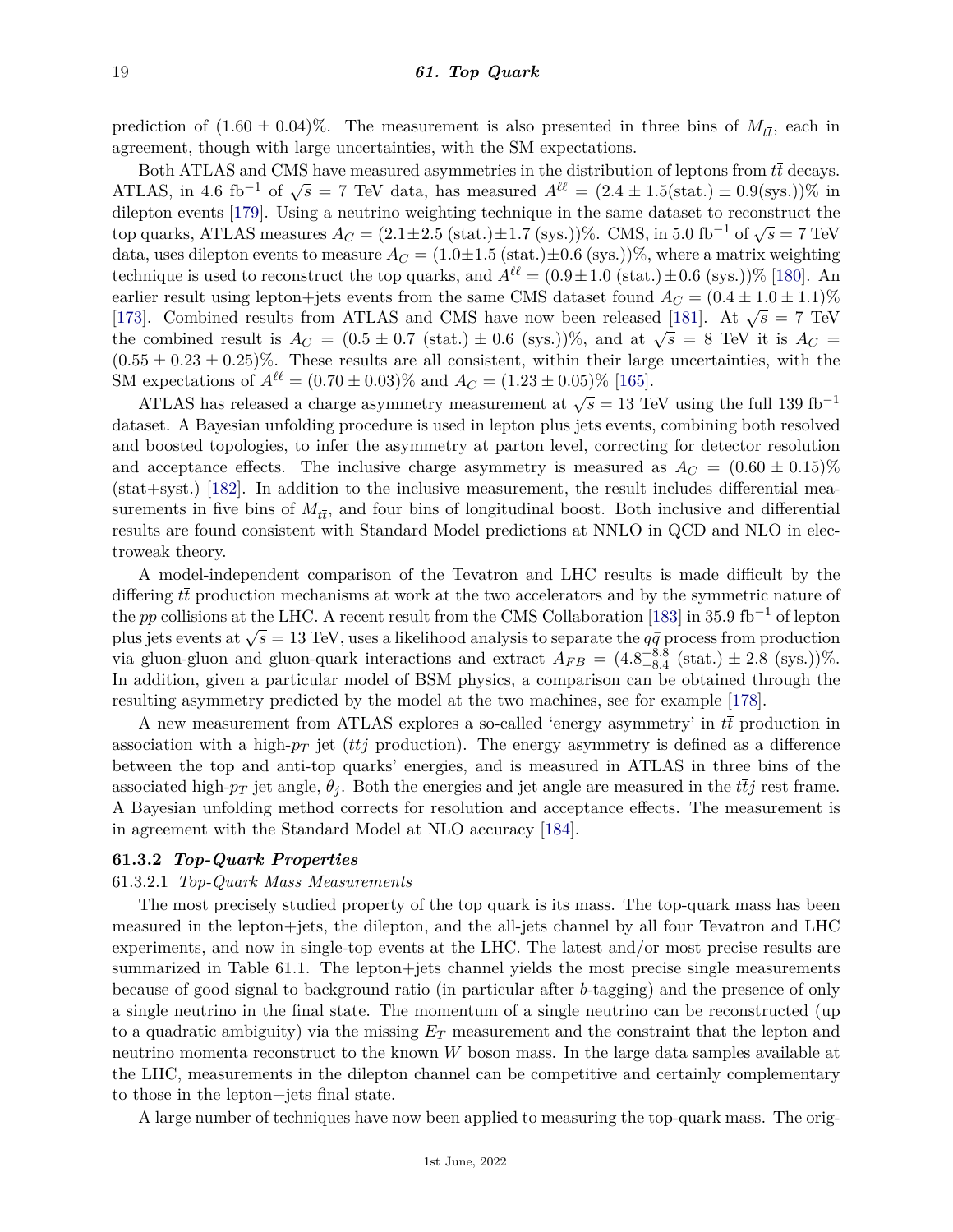prediction of $(1.60 \pm 0.04)\%$. The measurement is also presented in three bins of $M_{t\bar{t}}$, each in agreement, though with large uncertainties, with the SM expectations.

Both ATLAS and CMS have measured asymmetries in the distribution of leptons from $t\bar{t}$ decays. ATLAS, in 4.6 fb$^{-1}$ of $\sqrt{s} = 7$ TeV data, has measured $A^{\ell\ell} = (2.4 \pm 1.5(\text{stat.}) \pm 0.9(\text{sys.}))\%$ in dilepton events [179]. Using a neutrino weighting technique in the same dataset to reconstruct the top quarks, ATLAS measures $A_C = (2.1 \pm 2.5\ (\text{stat.}) \pm 1.7\ (\text{sys.}))\%$. CMS, in 5.0 fb$^{-1}$ of $\sqrt{s} = 7$ TeV data, uses dilepton events to measure $A_C = (1.0 \pm 1.5\ (\text{stat.}) \pm 0.6\ (\text{sys.}))\%$, where a matrix weighting technique is used to reconstruct the top quarks, and $A^{\ell\ell} = (0.9 \pm 1.0\ (\text{stat.}) \pm 0.6\ (\text{sys.}))\%$ [180]. An earlier result using lepton+jets events from the same CMS dataset found $A_C = (0.4 \pm 1.0 \pm 1.1)\%$ [173]. Combined results from ATLAS and CMS have now been released [181]. At $\sqrt{s} = 7$ TeV the combined result is $A_C = (0.5 \pm 0.7\ (\text{stat.}) \pm 0.6\ (\text{sys.}))\%$, and at $\sqrt{s} = 8$ TeV it is $A_C = (0.55 \pm 0.23 \pm 0.25)\%$. These results are all consistent, within their large uncertainties, with the SM expectations of $A^{\ell\ell} = (0.70 \pm 0.03)\%$ and $A_C = (1.23 \pm 0.05)\%$ [165].

ATLAS has released a charge asymmetry measurement at $\sqrt{s} = 13$ TeV using the full 139 fb$^{-1}$ dataset. A Bayesian unfolding procedure is used in lepton plus jets events, combining both resolved and boosted topologies, to infer the asymmetry at parton level, correcting for detector resolution and acceptance effects. The inclusive charge asymmetry is measured as $A_C = (0.60 \pm 0.15)\%$ (stat+syst.) [182]. In addition to the inclusive measurement, the result includes differential measurements in five bins of $M_{t\bar{t}}$, and four bins of longitudinal boost. Both inclusive and differential results are found consistent with Standard Model predictions at NNLO in QCD and NLO in electroweak theory.

A model-independent comparison of the Tevatron and LHC results is made difficult by the differing $t\bar{t}$ production mechanisms at work at the two accelerators and by the symmetric nature of the $pp$ collisions at the LHC. A recent result from the CMS Collaboration [183] in 35.9 fb$^{-1}$ of lepton plus jets events at $\sqrt{s} = 13$ TeV, uses a likelihood analysis to separate the $q\bar{q}$ process from production via gluon-gluon and gluon-quark interactions and extract $A_{FB} = (4.8^{+8.8}_{-8.4}\ (\text{stat.}) \pm 2.8\ (\text{sys.}))\%$. In addition, given a particular model of BSM physics, a comparison can be obtained through the resulting asymmetry predicted by the model at the two machines, see for example [178].

A new measurement from ATLAS explores a so-called 'energy asymmetry' in $t\bar{t}$ production in association with a high-$p_T$ jet ($t\bar{t}j$ production). The energy asymmetry is defined as a difference between the top and anti-top quarks' energies, and is measured in ATLAS in three bins of the associated high-$p_T$ jet angle, $\theta_j$. Both the energies and jet angle are measured in the $t\bar{t}j$ rest frame. A Bayesian unfolding method corrects for resolution and acceptance effects. The measurement is in agreement with the Standard Model at NLO accuracy [184].

### 61.3.2 *Top-Quark Properties*

#### 61.3.2.1 *Top-Quark Mass Measurements*

The most precisely studied property of the top quark is its mass. The top-quark mass has been measured in the lepton+jets, the dilepton, and the all-jets channel by all four Tevatron and LHC experiments, and now in single-top events at the LHC. The latest and/or most precise results are summarized in Table 61.1. The lepton+jets channel yields the most precise single measurements because of good signal to background ratio (in particular after $b$-tagging) and the presence of only a single neutrino in the final state. The momentum of a single neutrino can be reconstructed (up to a quadratic ambiguity) via the missing $E_T$ measurement and the constraint that the lepton and neutrino momenta reconstruct to the known $W$ boson mass. In the large data samples available at the LHC, measurements in the dilepton channel can be competitive and certainly complementary to those in the lepton+jets final state.

A large number of techniques have now been applied to measuring the top-quark mass. The orig-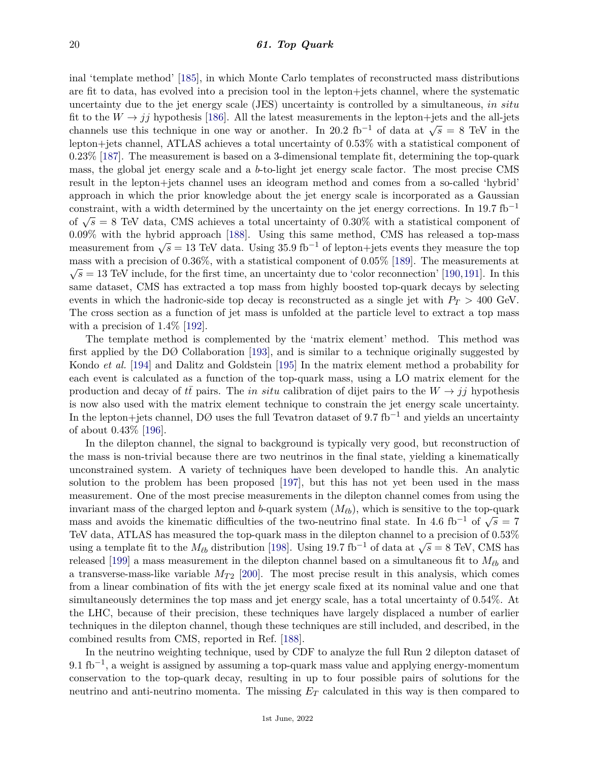inal 'template method' [185], in which Monte Carlo templates of reconstructed mass distributions are fit to data, has evolved into a precision tool in the lepton+jets channel, where the systematic uncertainty due to the jet energy scale (JES) uncertainty is controlled by a simultaneous, *in situ* fit to the $W \to jj$ hypothesis [186]. All the latest measurements in the lepton+jets and the all-jets channels use this technique in one way or another. In 20.2 fb$^{-1}$ of data at $\sqrt{s} = 8$ TeV in the lepton+jets channel, ATLAS achieves a total uncertainty of 0.53% with a statistical component of 0.23% [187]. The measurement is based on a 3-dimensional template fit, determining the top-quark mass, the global jet energy scale and a $b$-to-light jet energy scale factor. The most precise CMS result in the lepton+jets channel uses an ideogram method and comes from a so-called 'hybrid' approach in which the prior knowledge about the jet energy scale is incorporated as a Gaussian constraint, with a width determined by the uncertainty on the jet energy corrections. In 19.7 fb$^{-1}$ of $\sqrt{s} = 8$ TeV data, CMS achieves a total uncertainty of 0.30% with a statistical component of 0.09% with the hybrid approach [188]. Using this same method, CMS has released a top-mass measurement from $\sqrt{s} = 13$ TeV data. Using 35.9 fb$^{-1}$ of lepton+jets events they measure the top mass with a precision of 0.36%, with a statistical component of 0.05% [189]. The measurements at $\sqrt{s} = 13$ TeV include, for the first time, an uncertainty due to 'color reconnection' [190,191]. In this same dataset, CMS has extracted a top mass from highly boosted top-quark decays by selecting events in which the hadronic-side top decay is reconstructed as a single jet with $P_T > 400$ GeV. The cross section as a function of jet mass is unfolded at the particle level to extract a top mass with a precision of 1.4% [192].

The template method is complemented by the 'matrix element' method. This method was first applied by the DØ Collaboration [193], and is similar to a technique originally suggested by Kondo *et al.* [194] and Dalitz and Goldstein [195] In the matrix element method a probability for each event is calculated as a function of the top-quark mass, using a LO matrix element for the production and decay of $t\bar{t}$ pairs. The *in situ* calibration of dijet pairs to the $W \to jj$ hypothesis is now also used with the matrix element technique to constrain the jet energy scale uncertainty. In the lepton+jets channel, DØ uses the full Tevatron dataset of 9.7 fb$^{-1}$ and yields an uncertainty of about 0.43% [196].

In the dilepton channel, the signal to background is typically very good, but reconstruction of the mass is non-trivial because there are two neutrinos in the final state, yielding a kinematically unconstrained system. A variety of techniques have been developed to handle this. An analytic solution to the problem has been proposed [197], but this has not yet been used in the mass measurement. One of the most precise measurements in the dilepton channel comes from using the invariant mass of the charged lepton and $b$-quark system ($M_{\ell b}$), which is sensitive to the top-quark mass and avoids the kinematic difficulties of the two-neutrino final state. In 4.6 fb$^{-1}$ of $\sqrt{s} = 7$ TeV data, ATLAS has measured the top-quark mass in the dilepton channel to a precision of 0.53% using a template fit to the $M_{\ell b}$ distribution [198]. Using 19.7 fb$^{-1}$ of data at $\sqrt{s} = 8$ TeV, CMS has released [199] a mass measurement in the dilepton channel based on a simultaneous fit to $M_{\ell b}$ and a transverse-mass-like variable $M_{T2}$ [200]. The most precise result in this analysis, which comes from a linear combination of fits with the jet energy scale fixed at its nominal value and one that simultaneously determines the top mass and jet energy scale, has a total uncertainty of 0.54%. At the LHC, because of their precision, these techniques have largely displaced a number of earlier techniques in the dilepton channel, though these techniques are still included, and described, in the combined results from CMS, reported in Ref. [188].

In the neutrino weighting technique, used by CDF to analyze the full Run 2 dilepton dataset of 9.1 fb$^{-1}$, a weight is assigned by assuming a top-quark mass value and applying energy-momentum conservation to the top-quark decay, resulting in up to four possible pairs of solutions for the neutrino and anti-neutrino momenta. The missing $E_T$ calculated in this way is then compared to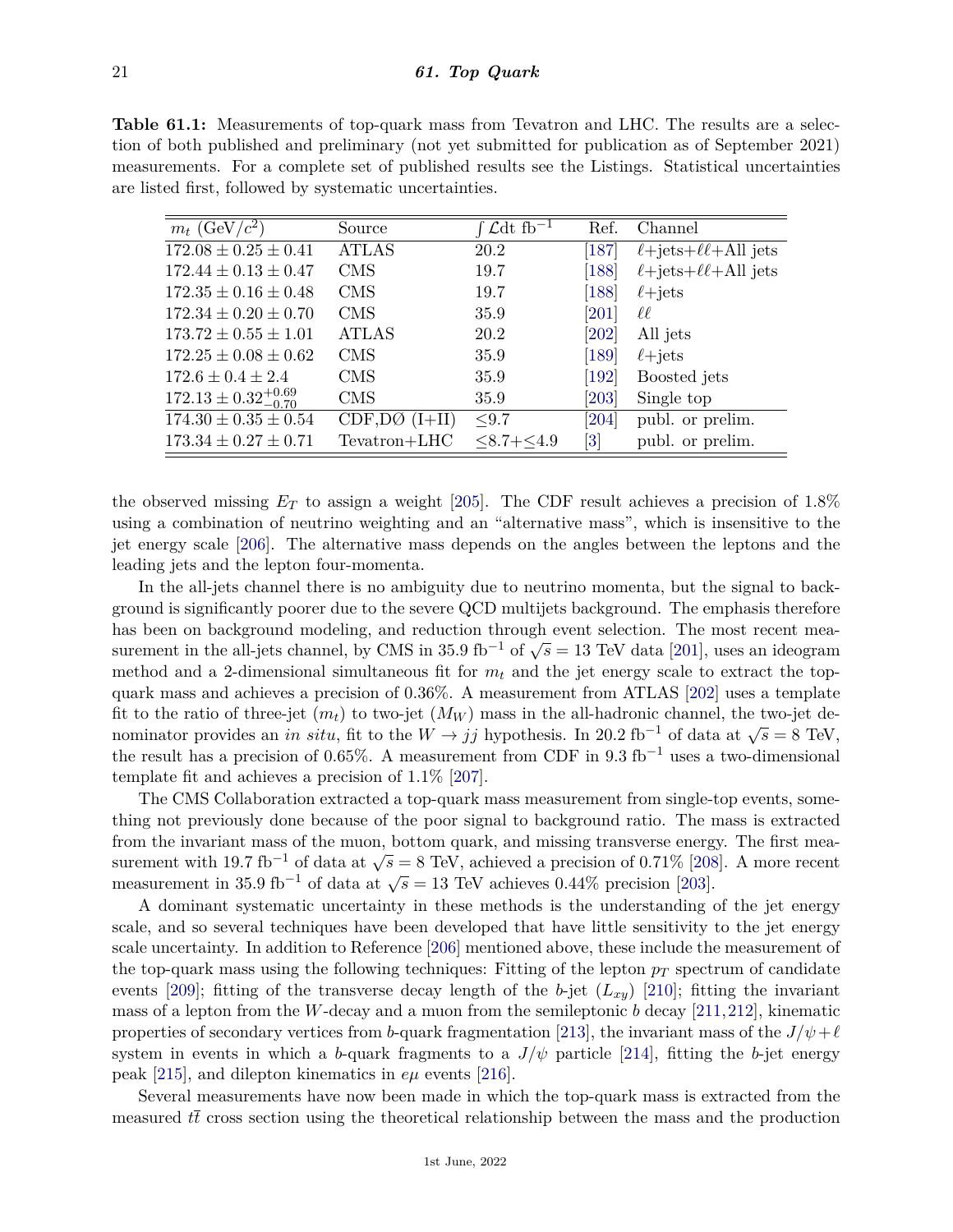**Table 61.1:** Measurements of top-quark mass from Tevatron and LHC. The results are a selection of both published and preliminary (not yet submitted for publication as of September 2021) measurements. For a complete set of published results see the Listings. Statistical uncertainties are listed first, followed by systematic uncertainties.

| $m_t$ (GeV/$c^2$) | Source | $\int \mathcal{L}$dt fb$^{-1}$ | Ref. | Channel |
|---|---|---|---|---|
| $172.08 \pm 0.25 \pm 0.41$ | ATLAS | 20.2 | [187] | $\ell$+jets+$\ell\ell$+All jets |
| $172.44 \pm 0.13 \pm 0.47$ | CMS | 19.7 | [188] | $\ell$+jets+$\ell\ell$+All jets |
| $172.35 \pm 0.16 \pm 0.48$ | CMS | 19.7 | [188] | $\ell$+jets |
| $172.34 \pm 0.20 \pm 0.70$ | CMS | 35.9 | [201] | $\ell\ell$ |
| $173.72 \pm 0.55 \pm 1.01$ | ATLAS | 20.2 | [202] | All jets |
| $172.25 \pm 0.08 \pm 0.62$ | CMS | 35.9 | [189] | $\ell$+jets |
| $172.6 \pm 0.4 \pm 2.4$ | CMS | 35.9 | [192] | Boosted jets |
| $172.13 \pm 0.32^{+0.69}_{-0.70}$ | CMS | 35.9 | [203] | Single top |
| $174.30 \pm 0.35 \pm 0.54$ | CDF,DØ (I+II) | ≤9.7 | [204] | publ. or prelim. |
| $173.34 \pm 0.27 \pm 0.71$ | Tevatron+LHC | ≤8.7+≤4.9 | [3] | publ. or prelim. |

the observed missing $E_T$ to assign a weight [205]. The CDF result achieves a precision of 1.8% using a combination of neutrino weighting and an "alternative mass", which is insensitive to the jet energy scale [206]. The alternative mass depends on the angles between the leptons and the leading jets and the lepton four-momenta.

In the all-jets channel there is no ambiguity due to neutrino momenta, but the signal to background is significantly poorer due to the severe QCD multijets background. The emphasis therefore has been on background modeling, and reduction through event selection. The most recent measurement in the all-jets channel, by CMS in 35.9 fb$^{-1}$ of $\sqrt{s} = 13$ TeV data [201], uses an ideogram method and a 2-dimensional simultaneous fit for $m_t$ and the jet energy scale to extract the top-quark mass and achieves a precision of 0.36%. A measurement from ATLAS [202] uses a template fit to the ratio of three-jet ($m_t$) to two-jet ($M_W$) mass in the all-hadronic channel, the two-jet denominator provides an *in situ*, fit to the $W \to jj$ hypothesis. In 20.2 fb$^{-1}$ of data at $\sqrt{s} = 8$ TeV, the result has a precision of 0.65%. A measurement from CDF in 9.3 fb$^{-1}$ uses a two-dimensional template fit and achieves a precision of 1.1% [207].

The CMS Collaboration extracted a top-quark mass measurement from single-top events, something not previously done because of the poor signal to background ratio. The mass is extracted from the invariant mass of the muon, bottom quark, and missing transverse energy. The first measurement with 19.7 fb$^{-1}$ of data at $\sqrt{s} = 8$ TeV, achieved a precision of 0.71% [208]. A more recent measurement in 35.9 fb$^{-1}$ of data at $\sqrt{s} = 13$ TeV achieves 0.44% precision [203].

A dominant systematic uncertainty in these methods is the understanding of the jet energy scale, and so several techniques have been developed that have little sensitivity to the jet energy scale uncertainty. In addition to Reference [206] mentioned above, these include the measurement of the top-quark mass using the following techniques: Fitting of the lepton $p_T$ spectrum of candidate events [209]; fitting of the transverse decay length of the $b$-jet ($L_{xy}$) [210]; fitting the invariant mass of a lepton from the $W$-decay and a muon from the semileptonic $b$ decay [211,212], kinematic properties of secondary vertices from $b$-quark fragmentation [213], the invariant mass of the $J/\psi + \ell$ system in events in which a $b$-quark fragments to a $J/\psi$ particle [214], fitting the $b$-jet energy peak [215], and dilepton kinematics in $e\mu$ events [216].

Several measurements have now been made in which the top-quark mass is extracted from the measured $t\bar{t}$ cross section using the theoretical relationship between the mass and the production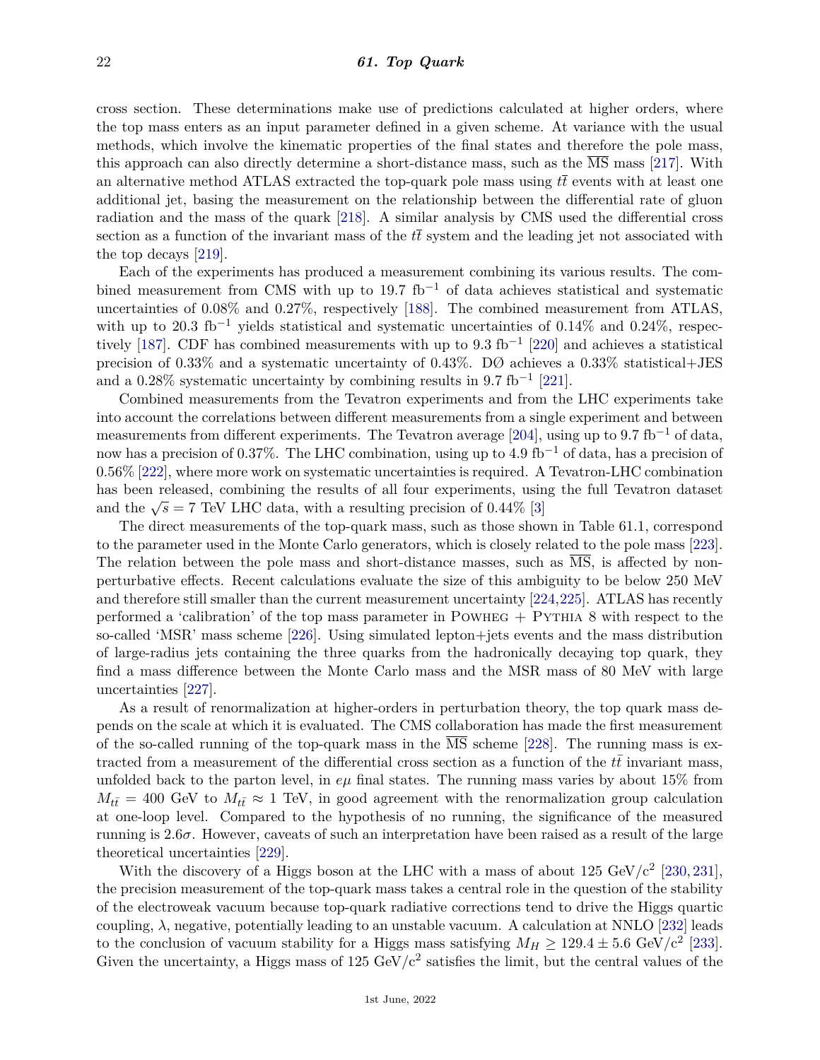cross section. These determinations make use of predictions calculated at higher orders, where the top mass enters as an input parameter defined in a given scheme. At variance with the usual methods, which involve the kinematic properties of the final states and therefore the pole mass, this approach can also directly determine a short-distance mass, such as the $\overline{\text{MS}}$ mass [217]. With an alternative method ATLAS extracted the top-quark pole mass using $t\bar{t}$ events with at least one additional jet, basing the measurement on the relationship between the differential rate of gluon radiation and the mass of the quark [218]. A similar analysis by CMS used the differential cross section as a function of the invariant mass of the $t\bar{t}$ system and the leading jet not associated with the top decays [219].

Each of the experiments has produced a measurement combining its various results. The combined measurement from CMS with up to 19.7 fb$^{-1}$ of data achieves statistical and systematic uncertainties of 0.08% and 0.27%, respectively [188]. The combined measurement from ATLAS, with up to 20.3 fb$^{-1}$ yields statistical and systematic uncertainties of 0.14% and 0.24%, respectively [187]. CDF has combined measurements with up to 9.3 fb$^{-1}$ [220] and achieves a statistical precision of 0.33% and a systematic uncertainty of 0.43%. DØ achieves a 0.33% statistical+JES and a 0.28% systematic uncertainty by combining results in 9.7 fb$^{-1}$ [221].

Combined measurements from the Tevatron experiments and from the LHC experiments take into account the correlations between different measurements from a single experiment and between measurements from different experiments. The Tevatron average [204], using up to 9.7 fb$^{-1}$ of data, now has a precision of 0.37%. The LHC combination, using up to 4.9 fb$^{-1}$ of data, has a precision of 0.56% [222], where more work on systematic uncertainties is required. A Tevatron-LHC combination has been released, combining the results of all four experiments, using the full Tevatron dataset and the $\sqrt{s} = 7$ TeV LHC data, with a resulting precision of 0.44% [3]

The direct measurements of the top-quark mass, such as those shown in Table 61.1, correspond to the parameter used in the Monte Carlo generators, which is closely related to the pole mass [223]. The relation between the pole mass and short-distance masses, such as $\overline{\text{MS}}$, is affected by non-perturbative effects. Recent calculations evaluate the size of this ambiguity to be below 250 MeV and therefore still smaller than the current measurement uncertainty [224,225]. ATLAS has recently performed a 'calibration' of the top mass parameter in Powheg + Pythia 8 with respect to the so-called 'MSR' mass scheme [226]. Using simulated lepton+jets events and the mass distribution of large-radius jets containing the three quarks from the hadronically decaying top quark, they find a mass difference between the Monte Carlo mass and the MSR mass of 80 MeV with large uncertainties [227].

As a result of renormalization at higher-orders in perturbation theory, the top quark mass depends on the scale at which it is evaluated. The CMS collaboration has made the first measurement of the so-called running of the top-quark mass in the $\overline{\text{MS}}$ scheme [228]. The running mass is extracted from a measurement of the differential cross section as a function of the $t\bar{t}$ invariant mass, unfolded back to the parton level, in $e\mu$ final states. The running mass varies by about 15% from $M_{t\bar{t}} = 400$ GeV to $M_{t\bar{t}} \approx 1$ TeV, in good agreement with the renormalization group calculation at one-loop level. Compared to the hypothesis of no running, the significance of the measured running is $2.6\sigma$. However, caveats of such an interpretation have been raised as a result of the large theoretical uncertainties [229].

With the discovery of a Higgs boson at the LHC with a mass of about 125 GeV/c$^2$ [230,231], the precision measurement of the top-quark mass takes a central role in the question of the stability of the electroweak vacuum because top-quark radiative corrections tend to drive the Higgs quartic coupling, $\lambda$, negative, potentially leading to an unstable vacuum. A calculation at NNLO [232] leads to the conclusion of vacuum stability for a Higgs mass satisfying $M_H \geq 129.4 \pm 5.6$ GeV/c$^2$ [233]. Given the uncertainty, a Higgs mass of 125 GeV/c$^2$ satisfies the limit, but the central values of the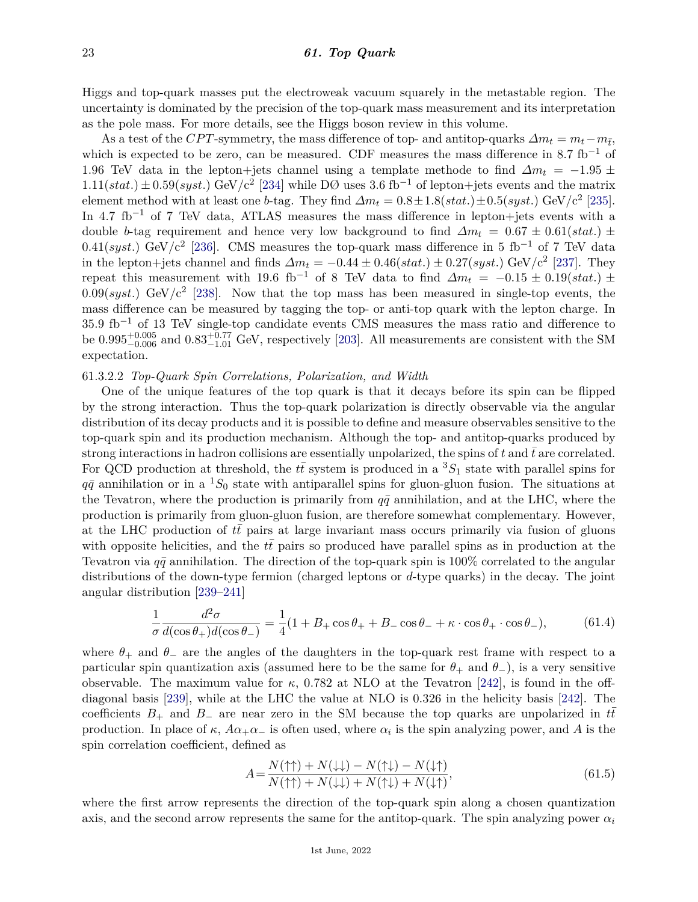Higgs and top-quark masses put the electroweak vacuum squarely in the metastable region. The uncertainty is dominated by the precision of the top-quark mass measurement and its interpretation as the pole mass. For more details, see the Higgs boson review in this volume.

As a test of the $CPT$-symmetry, the mass difference of top- and antitop-quarks $\Delta m_t = m_t - m_{\bar{t}}$, which is expected to be zero, can be measured. CDF measures the mass difference in 8.7 fb$^{-1}$ of 1.96 TeV data in the lepton+jets channel using a template methode to find $\Delta m_t = -1.95 \pm 1.11(stat.) \pm 0.59(syst.)$ GeV/c$^2$ [234] while DØ uses 3.6 fb$^{-1}$ of lepton+jets events and the matrix element method with at least one $b$-tag. They find $\Delta m_t = 0.8 \pm 1.8(stat.) \pm 0.5(syst.)$ GeV/c$^2$ [235]. In 4.7 fb$^{-1}$ of 7 TeV data, ATLAS measures the mass difference in lepton+jets events with a double $b$-tag requirement and hence very low background to find $\Delta m_t = 0.67 \pm 0.61(stat.) \pm 0.41(syst.)$ GeV/c$^2$ [236]. CMS measures the top-quark mass difference in 5 fb$^{-1}$ of 7 TeV data in the lepton+jets channel and finds $\Delta m_t = -0.44 \pm 0.46(stat.) \pm 0.27(syst.)$ GeV/c$^2$ [237]. They repeat this measurement with 19.6 fb$^{-1}$ of 8 TeV data to find $\Delta m_t = -0.15 \pm 0.19(stat.) \pm 0.09(syst.)$ GeV/c$^2$ [238]. Now that the top mass has been measured in single-top events, the mass difference can be measured by tagging the top- or anti-top quark with the lepton charge. In 35.9 fb$^{-1}$ of 13 TeV single-top candidate events CMS measures the mass ratio and difference to be $0.995^{+0.005}_{-0.006}$ and $0.83^{+0.77}_{-1.01}$ GeV, respectively [203]. All measurements are consistent with the SM expectation.

#### 61.3.2.2 *Top-Quark Spin Correlations, Polarization, and Width*

One of the unique features of the top quark is that it decays before its spin can be flipped by the strong interaction. Thus the top-quark polarization is directly observable via the angular distribution of its decay products and it is possible to define and measure observables sensitive to the top-quark spin and its production mechanism. Although the top- and antitop-quarks produced by strong interactions in hadron collisions are essentially unpolarized, the spins of $t$ and $\bar{t}$ are correlated. For QCD production at threshold, the $t\bar{t}$ system is produced in a $^3S_1$ state with parallel spins for $q\bar{q}$ annihilation or in a $^1S_0$ state with antiparallel spins for gluon-gluon fusion. The situations at the Tevatron, where the production is primarily from $q\bar{q}$ annihilation, and at the LHC, where the production is primarily from gluon-gluon fusion, are therefore somewhat complementary. However, at the LHC production of $t\bar{t}$ pairs at large invariant mass occurs primarily via fusion of gluons with opposite helicities, and the $t\bar{t}$ pairs so produced have parallel spins as in production at the Tevatron via $q\bar{q}$ annihilation. The direction of the top-quark spin is 100% correlated to the angular distributions of the down-type fermion (charged leptons or $d$-type quarks) in the decay. The joint angular distribution [239–241]

$$\frac{1}{\sigma}\frac{d^2\sigma}{d(\cos\theta_+)d(\cos\theta_-)} = \frac{1}{4}(1 + B_+\cos\theta_+ + B_-\cos\theta_- + \kappa\cdot\cos\theta_+\cdot\cos\theta_-), \tag{61.4}$$

where $\theta_+$ and $\theta_-$ are the angles of the daughters in the top-quark rest frame with respect to a particular spin quantization axis (assumed here to be the same for $\theta_+$ and $\theta_-$), is a very sensitive observable. The maximum value for $\kappa$, 0.782 at NLO at the Tevatron [242], is found in the off-diagonal basis [239], while at the LHC the value at NLO is 0.326 in the helicity basis [242]. The coefficients $B_+$ and $B_-$ are near zero in the SM because the top quarks are unpolarized in $t\bar{t}$ production. In place of $\kappa$, $A\alpha_+\alpha_-$ is often used, where $\alpha_i$ is the spin analyzing power, and $A$ is the spin correlation coefficient, defined as

$$A = \frac{N(\uparrow\uparrow) + N(\downarrow\downarrow) - N(\uparrow\downarrow) - N(\downarrow\uparrow)}{N(\uparrow\uparrow) + N(\downarrow\downarrow) + N(\uparrow\downarrow) + N(\downarrow\uparrow)}, \tag{61.5}$$

where the first arrow represents the direction of the top-quark spin along a chosen quantization axis, and the second arrow represents the same for the antitop-quark. The spin analyzing power $\alpha_i$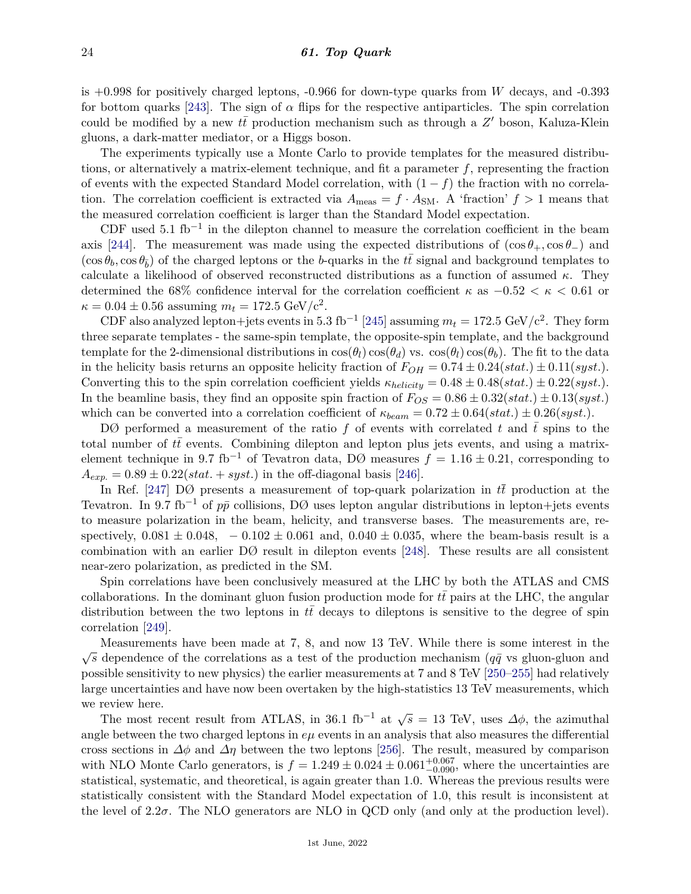is +0.998 for positively charged leptons, -0.966 for down-type quarks from $W$ decays, and -0.393 for bottom quarks [243]. The sign of $\alpha$ flips for the respective antiparticles. The spin correlation could be modified by a new $t\bar{t}$ production mechanism such as through a $Z'$ boson, Kaluza-Klein gluons, a dark-matter mediator, or a Higgs boson.

The experiments typically use a Monte Carlo to provide templates for the measured distributions, or alternatively a matrix-element technique, and fit a parameter $f$, representing the fraction of events with the expected Standard Model correlation, with $(1-f)$ the fraction with no correlation. The correlation coefficient is extracted via $A_{\text{meas}} = f \cdot A_{\text{SM}}$. A 'fraction' $f > 1$ means that the measured correlation coefficient is larger than the Standard Model expectation.

CDF used 5.1 fb$^{-1}$ in the dilepton channel to measure the correlation coefficient in the beam axis [244]. The measurement was made using the expected distributions of $(\cos\theta_+, \cos\theta_-)$ and $(\cos\theta_b, \cos\theta_{\bar{b}})$ of the charged leptons or the $b$-quarks in the $t\bar{t}$ signal and background templates to calculate a likelihood of observed reconstructed distributions as a function of assumed $\kappa$. They determined the 68% confidence interval for the correlation coefficient $\kappa$ as $-0.52 < \kappa < 0.61$ or $\kappa = 0.04 \pm 0.56$ assuming $m_t = 172.5$ GeV/c$^2$.

CDF also analyzed lepton+jets events in 5.3 fb$^{-1}$ [245] assuming $m_t = 172.5$ GeV/c$^2$. They form three separate templates - the same-spin template, the opposite-spin template, and the background template for the 2-dimensional distributions in $\cos(\theta_l)\cos(\theta_d)$ vs. $\cos(\theta_l)\cos(\theta_b)$. The fit to the data in the helicity basis returns an opposite helicity fraction of $F_{OH} = 0.74 \pm 0.24(stat.) \pm 0.11(syst.)$. Converting this to the spin correlation coefficient yields $\kappa_{helicity} = 0.48 \pm 0.48(stat.) \pm 0.22(syst.)$. In the beamline basis, they find an opposite spin fraction of $F_{OS} = 0.86 \pm 0.32(stat.) \pm 0.13(syst.)$ which can be converted into a correlation coefficient of $\kappa_{beam} = 0.72 \pm 0.64(stat.) \pm 0.26(syst.)$.

DØ performed a measurement of the ratio $f$ of events with correlated $t$ and $\bar{t}$ spins to the total number of $t\bar{t}$ events. Combining dilepton and lepton plus jets events, and using a matrix-element technique in 9.7 fb$^{-1}$ of Tevatron data, DØ measures $f = 1.16 \pm 0.21$, corresponding to $A_{exp.} = 0.89 \pm 0.22(stat. + syst.)$ in the off-diagonal basis [246].

In Ref. [247] DØ presents a measurement of top-quark polarization in $t\bar{t}$ production at the Tevatron. In 9.7 fb$^{-1}$ of $p\bar{p}$ collisions, DØ uses lepton angular distributions in lepton+jets events to measure polarization in the beam, helicity, and transverse bases. The measurements are, respectively, $0.081 \pm 0.048$, $-0.102 \pm 0.061$ and, $0.040 \pm 0.035$, where the beam-basis result is a combination with an earlier DØ result in dilepton events [248]. These results are all consistent near-zero polarization, as predicted in the SM.

Spin correlations have been conclusively measured at the LHC by both the ATLAS and CMS collaborations. In the dominant gluon fusion production mode for $t\bar{t}$ pairs at the LHC, the angular distribution between the two leptons in $t\bar{t}$ decays to dileptons is sensitive to the degree of spin correlation [249].

Measurements have been made at 7, 8, and now 13 TeV. While there is some interest in the $\sqrt{s}$ dependence of the correlations as a test of the production mechanism ($q\bar{q}$ vs gluon-gluon and possible sensitivity to new physics) the earlier measurements at 7 and 8 TeV [250–255] had relatively large uncertainties and have now been overtaken by the high-statistics 13 TeV measurements, which we review here.

The most recent result from ATLAS, in 36.1 fb$^{-1}$ at $\sqrt{s} = 13$ TeV, uses $\Delta\phi$, the azimuthal angle between the two charged leptons in $e\mu$ events in an analysis that also measures the differential cross sections in $\Delta\phi$ and $\Delta\eta$ between the two leptons [256]. The result, measured by comparison with NLO Monte Carlo generators, is $f = 1.249 \pm 0.024 \pm 0.061^{+0.067}_{-0.090}$, where the uncertainties are statistical, systematic, and theoretical, is again greater than 1.0. Whereas the previous results were statistically consistent with the Standard Model expectation of 1.0, this result is inconsistent at the level of $2.2\sigma$. The NLO generators are NLO in QCD only (and only at the production level).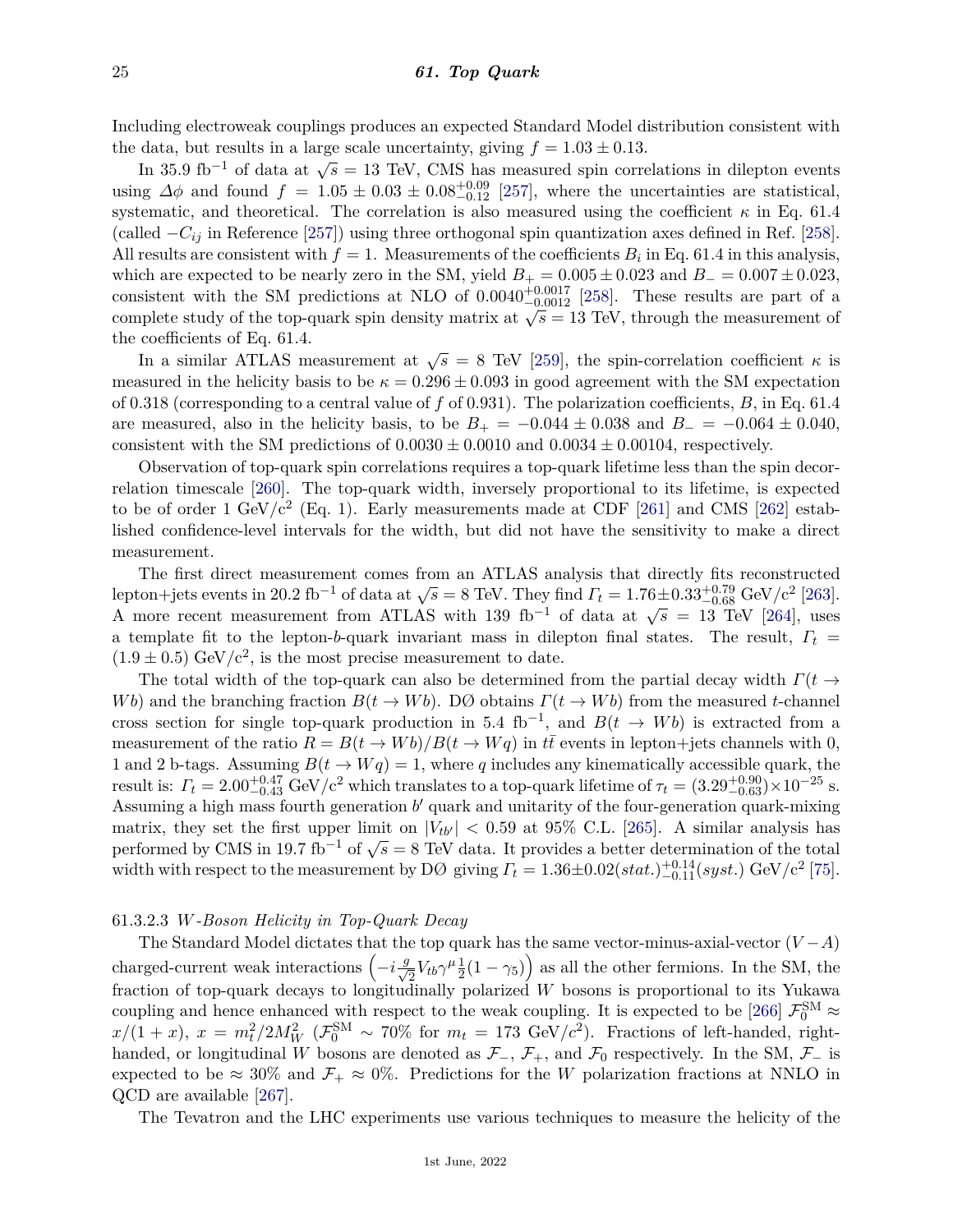Including electroweak couplings produces an expected Standard Model distribution consistent with the data, but results in a large scale uncertainty, giving $f = 1.03 \pm 0.13$.

In 35.9 fb$^{-1}$ of data at $\sqrt{s} = 13$ TeV, CMS has measured spin correlations in dilepton events using $\Delta\phi$ and found $f = 1.05 \pm 0.03 \pm 0.08^{+0.09}_{-0.12}$ [257], where the uncertainties are statistical, systematic, and theoretical. The correlation is also measured using the coefficient $\kappa$ in Eq. 61.4 (called $-C_{ij}$ in Reference [257]) using three orthogonal spin quantization axes defined in Ref. [258]. All results are consistent with $f = 1$. Measurements of the coefficients $B_i$ in Eq. 61.4 in this analysis, which are expected to be nearly zero in the SM, yield $B_+ = 0.005 \pm 0.023$ and $B_- = 0.007 \pm 0.023$, consistent with the SM predictions at NLO of $0.0040^{+0.0017}_{-0.0012}$ [258]. These results are part of a complete study of the top-quark spin density matrix at $\sqrt{s} = 13$ TeV, through the measurement of the coefficients of Eq. 61.4.

In a similar ATLAS measurement at $\sqrt{s} = 8$ TeV [259], the spin-correlation coefficient $\kappa$ is measured in the helicity basis to be $\kappa = 0.296 \pm 0.093$ in good agreement with the SM expectation of 0.318 (corresponding to a central value of $f$ of 0.931). The polarization coefficients, $B$, in Eq. 61.4 are measured, also in the helicity basis, to be $B_+ = -0.044 \pm 0.038$ and $B_- = -0.064 \pm 0.040$, consistent with the SM predictions of $0.0030 \pm 0.0010$ and $0.0034 \pm 0.00104$, respectively.

Observation of top-quark spin correlations requires a top-quark lifetime less than the spin decorrelation timescale [260]. The top-quark width, inversely proportional to its lifetime, is expected to be of order 1 GeV/c$^2$ (Eq. 1). Early measurements made at CDF [261] and CMS [262] established confidence-level intervals for the width, but did not have the sensitivity to make a direct measurement.

The first direct measurement comes from an ATLAS analysis that directly fits reconstructed lepton+jets events in 20.2 fb$^{-1}$ of data at $\sqrt{s} = 8$ TeV. They find $\Gamma_t = 1.76 \pm 0.33^{+0.79}_{-0.68}$ GeV/c$^2$ [263]. A more recent measurement from ATLAS with 139 fb$^{-1}$ of data at $\sqrt{s} = 13$ TeV [264], uses a template fit to the lepton-$b$-quark invariant mass in dilepton final states. The result, $\Gamma_t = (1.9 \pm 0.5)$ GeV/c$^2$, is the most precise measurement to date.

The total width of the top-quark can also be determined from the partial decay width $\Gamma(t \to Wb)$ and the branching fraction $B(t \to Wb)$. DØ obtains $\Gamma(t \to Wb)$ from the measured $t$-channel cross section for single top-quark production in 5.4 fb$^{-1}$, and $B(t \to Wb)$ is extracted from a measurement of the ratio $R = B(t \to Wb)/B(t \to Wq)$ in $t\bar{t}$ events in lepton+jets channels with 0, 1 and 2 b-tags. Assuming $B(t \to Wq) = 1$, where $q$ includes any kinematically accessible quark, the result is: $\Gamma_t = 2.00^{+0.47}_{-0.43}$ GeV/c$^2$ which translates to a top-quark lifetime of $\tau_t = (3.29^{+0.90}_{-0.63}) \times 10^{-25}$ s. Assuming a high mass fourth generation $b'$ quark and unitarity of the four-generation quark-mixing matrix, they set the first upper limit on $|V_{tb'}| < 0.59$ at 95% C.L. [265]. A similar analysis has performed by CMS in 19.7 fb$^{-1}$ of $\sqrt{s} = 8$ TeV data. It provides a better determination of the total width with respect to the measurement by DØ giving $\Gamma_t = 1.36 \pm 0.02(stat.)^{+0.14}_{-0.11}(syst.)$ GeV/c$^2$ [75].

#### 61.3.2.3 *W-Boson Helicity in Top-Quark Decay*

The Standard Model dictates that the top quark has the same vector-minus-axial-vector $(V - A)$ charged-current weak interactions $\left(-i\frac{g}{\sqrt{2}}V_{tb}\gamma^\mu \frac{1}{2}(1-\gamma_5)\right)$ as all the other fermions. In the SM, the fraction of top-quark decays to longitudinally polarized $W$ bosons is proportional to its Yukawa coupling and hence enhanced with respect to the weak coupling. It is expected to be [266] $\mathcal{F}_0^{\rm SM} \approx x/(1+x)$, $x = m_t^2/2M_W^2$ ($\mathcal{F}_0^{\rm SM} \sim 70\%$ for $m_t = 173$ GeV/$c^2$). Fractions of left-handed, right-handed, or longitudinal $W$ bosons are denoted as $\mathcal{F}_-$, $\mathcal{F}_+$, and $\mathcal{F}_0$ respectively. In the SM, $\mathcal{F}_-$ is expected to be $\approx 30\%$ and $\mathcal{F}_+ \approx 0\%$. Predictions for the $W$ polarization fractions at NNLO in QCD are available [267].

The Tevatron and the LHC experiments use various techniques to measure the helicity of the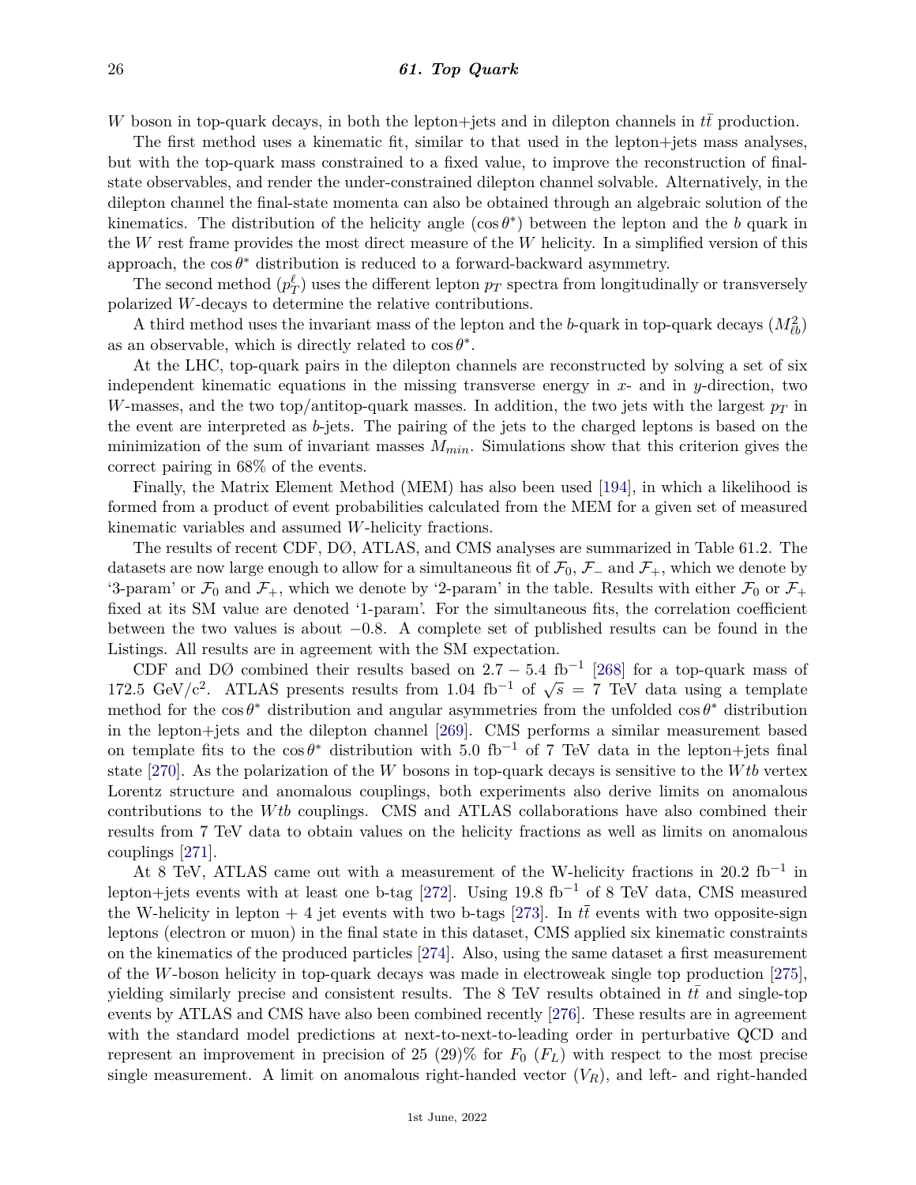$W$ boson in top-quark decays, in both the lepton+jets and in dilepton channels in $t\bar{t}$ production.

The first method uses a kinematic fit, similar to that used in the lepton+jets mass analyses, but with the top-quark mass constrained to a fixed value, to improve the reconstruction of final-state observables, and render the under-constrained dilepton channel solvable. Alternatively, in the dilepton channel the final-state momenta can also be obtained through an algebraic solution of the kinematics. The distribution of the helicity angle ($\cos\theta^*$) between the lepton and the $b$ quark in the $W$ rest frame provides the most direct measure of the $W$ helicity. In a simplified version of this approach, the $\cos\theta^*$ distribution is reduced to a forward-backward asymmetry.

The second method ($p_T^\ell$) uses the different lepton $p_T$ spectra from longitudinally or transversely polarized $W$-decays to determine the relative contributions.

A third method uses the invariant mass of the lepton and the $b$-quark in top-quark decays ($M_{\ell b}^2$) as an observable, which is directly related to $\cos\theta^*$.

At the LHC, top-quark pairs in the dilepton channels are reconstructed by solving a set of six independent kinematic equations in the missing transverse energy in $x$- and in $y$-direction, two $W$-masses, and the two top/antitop-quark masses. In addition, the two jets with the largest $p_T$ in the event are interpreted as $b$-jets. The pairing of the jets to the charged leptons is based on the minimization of the sum of invariant masses $M_{min}$. Simulations show that this criterion gives the correct pairing in 68% of the events.

Finally, the Matrix Element Method (MEM) has also been used [194], in which a likelihood is formed from a product of event probabilities calculated from the MEM for a given set of measured kinematic variables and assumed $W$-helicity fractions.

The results of recent CDF, DØ, ATLAS, and CMS analyses are summarized in Table 61.2. The datasets are now large enough to allow for a simultaneous fit of $\mathcal{F}_0$, $\mathcal{F}_-$ and $\mathcal{F}_+$, which we denote by '3-param' or $\mathcal{F}_0$ and $\mathcal{F}_+$, which we denote by '2-param' in the table. Results with either $\mathcal{F}_0$ or $\mathcal{F}_+$ fixed at its SM value are denoted '1-param'. For the simultaneous fits, the correlation coefficient between the two values is about $-0.8$. A complete set of published results can be found in the Listings. All results are in agreement with the SM expectation.

CDF and DØ combined their results based on $2.7 - 5.4$ fb$^{-1}$ [268] for a top-quark mass of 172.5 GeV/c$^2$. ATLAS presents results from 1.04 fb$^{-1}$ of $\sqrt{s} = 7$ TeV data using a template method for the $\cos\theta^*$ distribution and angular asymmetries from the unfolded $\cos\theta^*$ distribution in the lepton+jets and the dilepton channel [269]. CMS performs a similar measurement based on template fits to the $\cos\theta^*$ distribution with 5.0 fb$^{-1}$ of 7 TeV data in the lepton+jets final state [270]. As the polarization of the $W$ bosons in top-quark decays is sensitive to the $Wtb$ vertex Lorentz structure and anomalous couplings, both experiments also derive limits on anomalous contributions to the $Wtb$ couplings. CMS and ATLAS collaborations have also combined their results from 7 TeV data to obtain values on the helicity fractions as well as limits on anomalous couplings [271].

At 8 TeV, ATLAS came out with a measurement of the W-helicity fractions in 20.2 fb$^{-1}$ in lepton+jets events with at least one b-tag [272]. Using 19.8 fb$^{-1}$ of 8 TeV data, CMS measured the W-helicity in lepton + 4 jet events with two b-tags [273]. In $t\bar{t}$ events with two opposite-sign leptons (electron or muon) in the final state in this dataset, CMS applied six kinematic constraints on the kinematics of the produced particles [274]. Also, using the same dataset a first measurement of the $W$-boson helicity in top-quark decays was made in electroweak single top production [275], yielding similarly precise and consistent results. The 8 TeV results obtained in $t\bar{t}$ and single-top events by ATLAS and CMS have also been combined recently [276]. These results are in agreement with the standard model predictions at next-to-next-to-leading order in perturbative QCD and represent an improvement in precision of 25 (29)% for $F_0$ ($F_L$) with respect to the most precise single measurement. A limit on anomalous right-handed vector ($V_R$), and left- and right-handed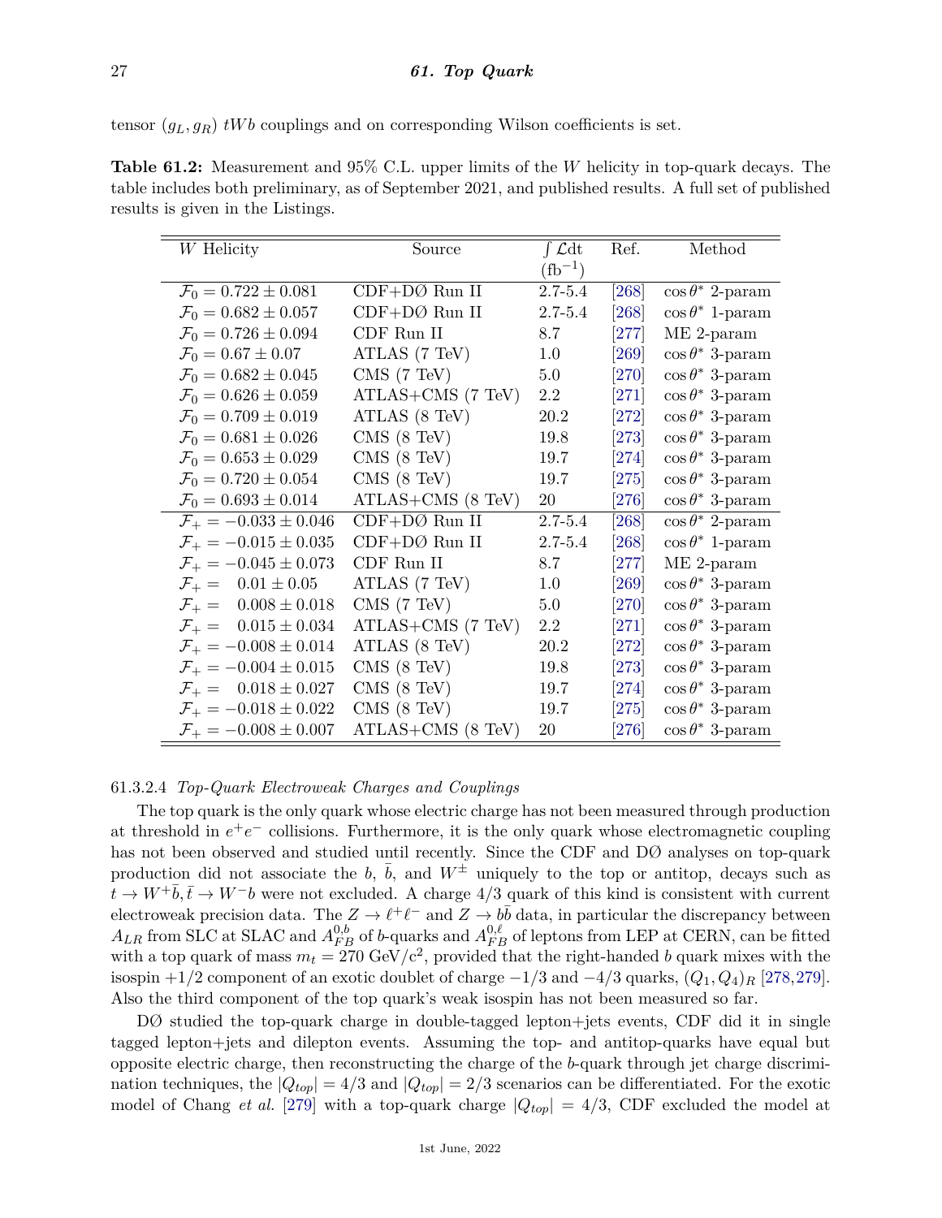tensor $(g_L, g_R)$ $tWb$ couplings and on corresponding Wilson coefficients is set.

**Table 61.2:** Measurement and 95% C.L. upper limits of the $W$ helicity in top-quark decays. The table includes both preliminary, as of September 2021, and published results. A full set of published results is given in the Listings.

| $W$ Helicity | Source | $\int \mathcal{L}dt$ (fb$^{-1}$) | Ref. | Method |
|---|---|---|---|---|
| $\mathcal{F}_0 = 0.722 \pm 0.081$ | CDF+DØ Run II | 2.7-5.4 | [268] | $\cos\theta^*$ 2-param |
| $\mathcal{F}_0 = 0.682 \pm 0.057$ | CDF+DØ Run II | 2.7-5.4 | [268] | $\cos\theta^*$ 1-param |
| $\mathcal{F}_0 = 0.726 \pm 0.094$ | CDF Run II | 8.7 | [277] | ME 2-param |
| $\mathcal{F}_0 = 0.67 \pm 0.07$ | ATLAS (7 TeV) | 1.0 | [269] | $\cos\theta^*$ 3-param |
| $\mathcal{F}_0 = 0.682 \pm 0.045$ | CMS (7 TeV) | 5.0 | [270] | $\cos\theta^*$ 3-param |
| $\mathcal{F}_0 = 0.626 \pm 0.059$ | ATLAS+CMS (7 TeV) | 2.2 | [271] | $\cos\theta^*$ 3-param |
| $\mathcal{F}_0 = 0.709 \pm 0.019$ | ATLAS (8 TeV) | 20.2 | [272] | $\cos\theta^*$ 3-param |
| $\mathcal{F}_0 = 0.681 \pm 0.026$ | CMS (8 TeV) | 19.8 | [273] | $\cos\theta^*$ 3-param |
| $\mathcal{F}_0 = 0.653 \pm 0.029$ | CMS (8 TeV) | 19.7 | [274] | $\cos\theta^*$ 3-param |
| $\mathcal{F}_0 = 0.720 \pm 0.054$ | CMS (8 TeV) | 19.7 | [275] | $\cos\theta^*$ 3-param |
| $\mathcal{F}_0 = 0.693 \pm 0.014$ | ATLAS+CMS (8 TeV) | 20 | [276] | $\cos\theta^*$ 3-param |
| $\mathcal{F}_+ = -0.033 \pm 0.046$ | CDF+DØ Run II | 2.7-5.4 | [268] | $\cos\theta^*$ 2-param |
| $\mathcal{F}_+ = -0.015 \pm 0.035$ | CDF+DØ Run II | 2.7-5.4 | [268] | $\cos\theta^*$ 1-param |
| $\mathcal{F}_+ = -0.045 \pm 0.073$ | CDF Run II | 8.7 | [277] | ME 2-param |
| $\mathcal{F}_+ = 0.01 \pm 0.05$ | ATLAS (7 TeV) | 1.0 | [269] | $\cos\theta^*$ 3-param |
| $\mathcal{F}_+ = 0.008 \pm 0.018$ | CMS (7 TeV) | 5.0 | [270] | $\cos\theta^*$ 3-param |
| $\mathcal{F}_+ = 0.015 \pm 0.034$ | ATLAS+CMS (7 TeV) | 2.2 | [271] | $\cos\theta^*$ 3-param |
| $\mathcal{F}_+ = -0.008 \pm 0.014$ | ATLAS (8 TeV) | 20.2 | [272] | $\cos\theta^*$ 3-param |
| $\mathcal{F}_+ = -0.004 \pm 0.015$ | CMS (8 TeV) | 19.8 | [273] | $\cos\theta^*$ 3-param |
| $\mathcal{F}_+ = 0.018 \pm 0.027$ | CMS (8 TeV) | 19.7 | [274] | $\cos\theta^*$ 3-param |
| $\mathcal{F}_+ = -0.018 \pm 0.022$ | CMS (8 TeV) | 19.7 | [275] | $\cos\theta^*$ 3-param |
| $\mathcal{F}_+ = -0.008 \pm 0.007$ | ATLAS+CMS (8 TeV) | 20 | [276] | $\cos\theta^*$ 3-param |

#### 61.3.2.4 *Top-Quark Electroweak Charges and Couplings*

The top quark is the only quark whose electric charge has not been measured through production at threshold in $e^+e^-$ collisions. Furthermore, it is the only quark whose electromagnetic coupling has not been observed and studied until recently. Since the CDF and DØ analyses on top-quark production did not associate the $b$, $\bar{b}$, and $W^\pm$ uniquely to the top or antitop, decays such as $t \to W^+\bar{b}, \bar{t} \to W^-b$ were not excluded. A charge 4/3 quark of this kind is consistent with current electroweak precision data. The $Z \to \ell^+\ell^-$ and $Z \to b\bar{b}$ data, in particular the discrepancy between $A_{LR}$ from SLC at SLAC and $A_{FB}^{0,b}$ of $b$-quarks and $A_{FB}^{0,\ell}$ of leptons from LEP at CERN, can be fitted with a top quark of mass $m_t = 270$ GeV/c$^2$, provided that the right-handed $b$ quark mixes with the isospin +1/2 component of an exotic doublet of charge −1/3 and −4/3 quarks, $(Q_1, Q_4)_R$ [278,279]. Also the third component of the top quark's weak isospin has not been measured so far.

DØ studied the top-quark charge in double-tagged lepton+jets events, CDF did it in single tagged lepton+jets and dilepton events. Assuming the top- and antitop-quarks have equal but opposite electric charge, then reconstructing the charge of the $b$-quark through jet charge discrimination techniques, the $|Q_{top}| = 4/3$ and $|Q_{top}| = 2/3$ scenarios can be differentiated. For the exotic model of Chang *et al.* [279] with a top-quark charge $|Q_{top}| = 4/3$, CDF excluded the model at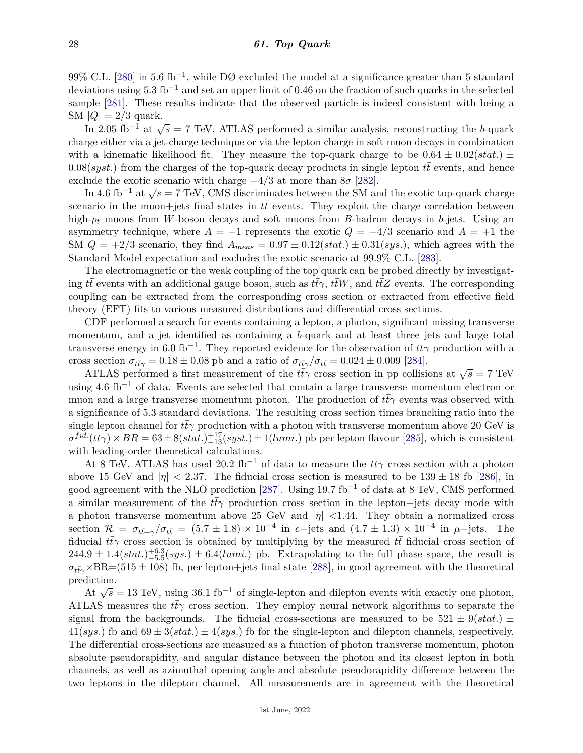99% C.L. [280] in 5.6 fb$^{-1}$, while DØ excluded the model at a significance greater than 5 standard deviations using 5.3 fb$^{-1}$ and set an upper limit of 0.46 on the fraction of such quarks in the selected sample [281]. These results indicate that the observed particle is indeed consistent with being a SM $|Q| = 2/3$ quark.

In 2.05 fb$^{-1}$ at $\sqrt{s} = 7$ TeV, ATLAS performed a similar analysis, reconstructing the $b$-quark charge either via a jet-charge technique or via the lepton charge in soft muon decays in combination with a kinematic likelihood fit. They measure the top-quark charge to be $0.64 \pm 0.02(stat.) \pm 0.08(syst.)$ from the charges of the top-quark decay products in single lepton $t\bar{t}$ events, and hence exclude the exotic scenario with charge $-4/3$ at more than $8\sigma$ [282].

In 4.6 fb$^{-1}$ at $\sqrt{s} = 7$ TeV, CMS discriminates between the SM and the exotic top-quark charge scenario in the muon+jets final states in $t\bar{t}$ events. They exploit the charge correlation between high-$p_t$ muons from $W$-boson decays and soft muons from $B$-hadron decays in $b$-jets. Using an asymmetry technique, where $A = -1$ represents the exotic $Q = -4/3$ scenario and $A = +1$ the SM $Q = +2/3$ scenario, they find $A_{meas} = 0.97 \pm 0.12(stat.) \pm 0.31(sys.)$, which agrees with the Standard Model expectation and excludes the exotic scenario at 99.9% C.L. [283].

The electromagnetic or the weak coupling of the top quark can be probed directly by investigating $t\bar{t}$ events with an additional gauge boson, such as $t\bar{t}\gamma$, $t\bar{t}W$, and $t\bar{t}Z$ events. The corresponding coupling can be extracted from the corresponding cross section or extracted from effective field theory (EFT) fits to various measured distributions and differential cross sections.

CDF performed a search for events containing a lepton, a photon, significant missing transverse momentum, and a jet identified as containing a $b$-quark and at least three jets and large total transverse energy in 6.0 fb$^{-1}$. They reported evidence for the observation of $t\bar{t}\gamma$ production with a cross section $\sigma_{t\bar{t}\gamma} = 0.18 \pm 0.08$ pb and a ratio of $\sigma_{t\bar{t}\gamma}/\sigma_{t\bar{t}} = 0.024 \pm 0.009$ [284].

ATLAS performed a first measurement of the $t\bar{t}\gamma$ cross section in pp collisions at $\sqrt{s} = 7$ TeV using 4.6 fb$^{-1}$ of data. Events are selected that contain a large transverse momentum electron or muon and a large transverse momentum photon. The production of $t\bar{t}\gamma$ events was observed with a significance of 5.3 standard deviations. The resulting cross section times branching ratio into the single lepton channel for $t\bar{t}\gamma$ production with a photon with transverse momentum above 20 GeV is $\sigma^{fid.}(t\bar{t}\gamma) \times BR = 63 \pm 8(stat.)^{+17}_{-13}(syst.) \pm 1(lumi.)$ pb per lepton flavour [285], which is consistent with leading-order theoretical calculations.

At 8 TeV, ATLAS has used 20.2 fb$^{-1}$ of data to measure the $t\bar{t}\gamma$ cross section with a photon above 15 GeV and $|\eta| < 2.37$. The fiducial cross section is measured to be $139 \pm 18$ fb [286], in good agreement with the NLO prediction [287]. Using 19.7 fb$^{-1}$ of data at 8 TeV, CMS performed a similar measurement of the $t\bar{t}\gamma$ production cross section in the lepton+jets decay mode with a photon transverse momentum above 25 GeV and $|\eta| < 1.44$. They obtain a normalized cross section $\mathcal{R} = \sigma_{t\bar{t}+\gamma}/\sigma_{t\bar{t}} = (5.7 \pm 1.8) \times 10^{-4}$ in $e$+jets and $(4.7 \pm 1.3) \times 10^{-4}$ in $\mu$+jets. The fiducial $t\bar{t}\gamma$ cross section is obtained by multiplying by the measured $t\bar{t}$ fiducial cross section of $244.9 \pm 1.4(stat.)^{+6.3}_{-5.5}(sys.) \pm 6.4(lumi.)$ pb. Extrapolating to the full phase space, the result is $\sigma_{t\bar{t}\gamma}\times$BR=$(515 \pm 108)$ fb, per lepton+jets final state [288], in good agreement with the theoretical prediction.

At $\sqrt{s} = 13$ TeV, using 36.1 fb$^{-1}$ of single-lepton and dilepton events with exactly one photon, ATLAS measures the $t\bar{t}\gamma$ cross section. They employ neural network algorithms to separate the signal from the backgrounds. The fiducial cross-sections are measured to be $521 \pm 9(stat.) \pm 41(sys.)$ fb and $69 \pm 3(stat.) \pm 4(sys.)$ fb for the single-lepton and dilepton channels, respectively. The differential cross-sections are measured as a function of photon transverse momentum, photon absolute pseudorapidity, and angular distance between the photon and its closest lepton in both channels, as well as azimuthal opening angle and absolute pseudorapidity difference between the two leptons in the dilepton channel. All measurements are in agreement with the theoretical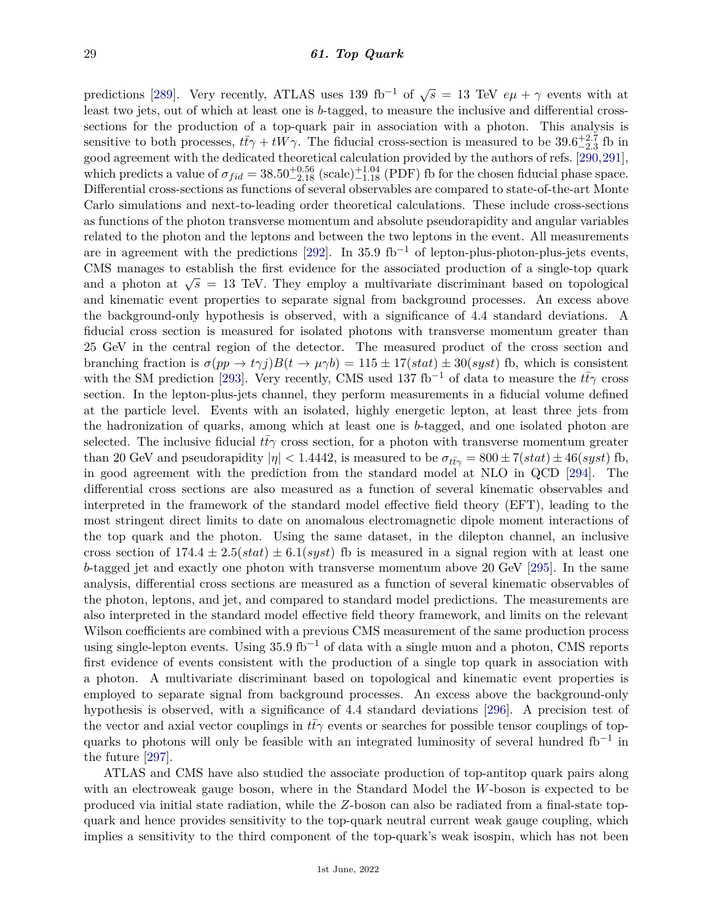predictions [289]. Very recently, ATLAS uses 139 fb$^{-1}$ of $\sqrt{s} = 13$ TeV $e\mu + \gamma$ events with at least two jets, out of which at least one is $b$-tagged, to measure the inclusive and differential cross-sections for the production of a top-quark pair in association with a photon. This analysis is sensitive to both processes, $t\bar{t}\gamma + tW\gamma$. The fiducial cross-section is measured to be $39.6^{+2.7}_{-2.3}$ fb in good agreement with the dedicated theoretical calculation provided by the authors of refs. [290,291], which predicts a value of $\sigma_{fid} = 38.50^{+0.56}_{-2.18}$ (scale)$^{+1.04}_{-1.18}$ (PDF) fb for the chosen fiducial phase space. Differential cross-sections as functions of several observables are compared to state-of-the-art Monte Carlo simulations and next-to-leading order theoretical calculations. These include cross-sections as functions of the photon transverse momentum and absolute pseudorapidity and angular variables related to the photon and the leptons and between the two leptons in the event. All measurements are in agreement with the predictions [292]. In 35.9 fb$^{-1}$ of lepton-plus-photon-plus-jets events, CMS manages to establish the first evidence for the associated production of a single-top quark and a photon at $\sqrt{s} = 13$ TeV. They employ a multivariate discriminant based on topological and kinematic event properties to separate signal from background processes. An excess above the background-only hypothesis is observed, with a significance of 4.4 standard deviations. A fiducial cross section is measured for isolated photons with transverse momentum greater than 25 GeV in the central region of the detector. The measured product of the cross section and branching fraction is $\sigma(pp \to t\gamma j)B(t \to \mu\gamma b) = 115 \pm 17(stat) \pm 30(syst)$ fb, which is consistent with the SM prediction [293]. Very recently, CMS used 137 fb$^{-1}$ of data to measure the $t\bar{t}\gamma$ cross section. In the lepton-plus-jets channel, they perform measurements in a fiducial volume defined at the particle level. Events with an isolated, highly energetic lepton, at least three jets from the hadronization of quarks, among which at least one is $b$-tagged, and one isolated photon are selected. The inclusive fiducial $t\bar{t}\gamma$ cross section, for a photon with transverse momentum greater than 20 GeV and pseudorapidity $|\eta| < 1.4442$, is measured to be $\sigma_{t\bar{t}\gamma} = 800 \pm 7(stat) \pm 46(syst)$ fb, in good agreement with the prediction from the standard model at NLO in QCD [294]. The differential cross sections are also measured as a function of several kinematic observables and interpreted in the framework of the standard model effective field theory (EFT), leading to the most stringent direct limits to date on anomalous electromagnetic dipole moment interactions of the top quark and the photon. Using the same dataset, in the dilepton channel, an inclusive cross section of $174.4 \pm 2.5(stat) \pm 6.1(syst)$ fb is measured in a signal region with at least one $b$-tagged jet and exactly one photon with transverse momentum above 20 GeV [295]. In the same analysis, differential cross sections are measured as a function of several kinematic observables of the photon, leptons, and jet, and compared to standard model predictions. The measurements are also interpreted in the standard model effective field theory framework, and limits on the relevant Wilson coefficients are combined with a previous CMS measurement of the same production process using single-lepton events. Using 35.9 fb$^{-1}$ of data with a single muon and a photon, CMS reports first evidence of events consistent with the production of a single top quark in association with a photon. A multivariate discriminant based on topological and kinematic event properties is employed to separate signal from background processes. An excess above the background-only hypothesis is observed, with a significance of 4.4 standard deviations [296]. A precision test of the vector and axial vector couplings in $t\bar{t}\gamma$ events or searches for possible tensor couplings of top-quarks to photons will only be feasible with an integrated luminosity of several hundred fb$^{-1}$ in the future [297].

ATLAS and CMS have also studied the associate production of top-antitop quark pairs along with an electroweak gauge boson, where in the Standard Model the $W$-boson is expected to be produced via initial state radiation, while the $Z$-boson can also be radiated from a final-state top-quark and hence provides sensitivity to the top-quark neutral current weak gauge coupling, which implies a sensitivity to the third component of the top-quark's weak isospin, which has not been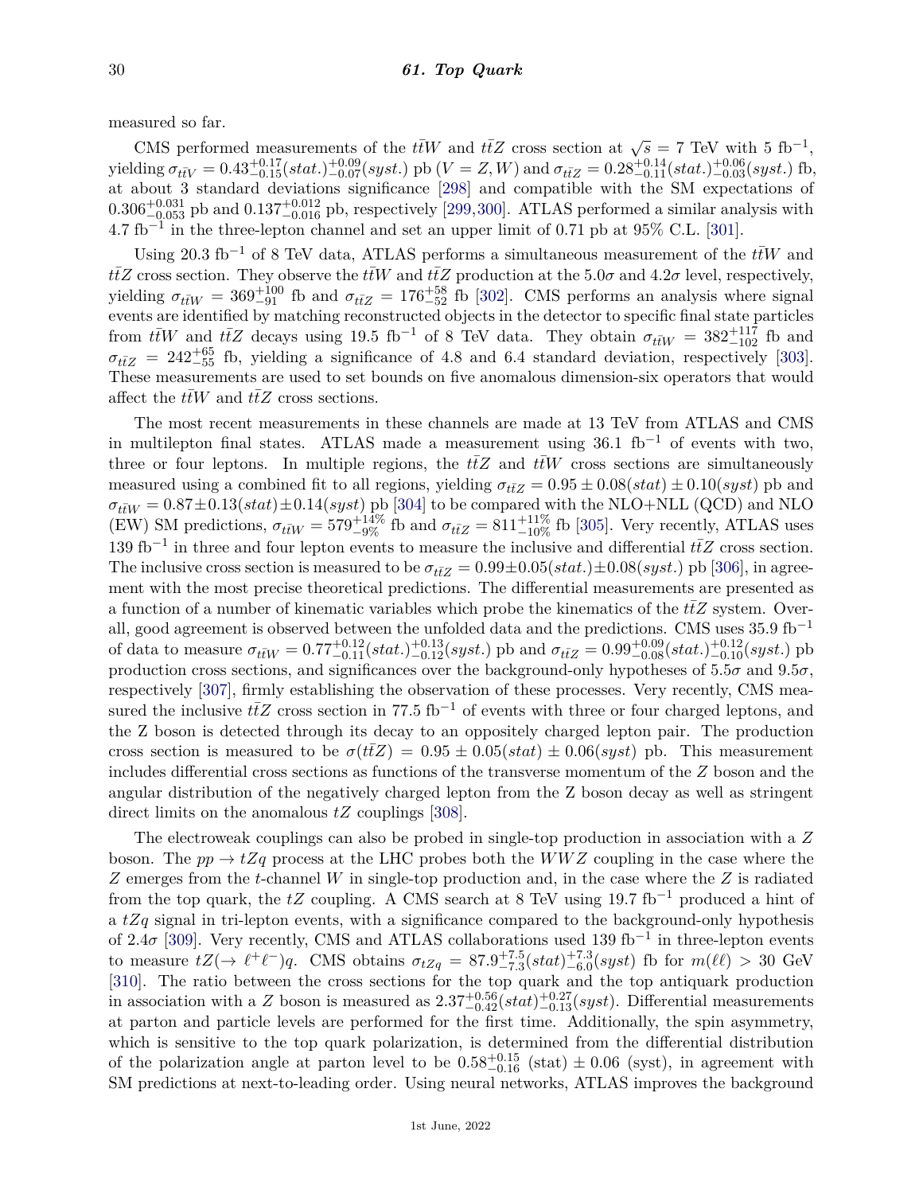measured so far.

CMS performed measurements of the $t\bar{t}W$ and $t\bar{t}Z$ cross section at $\sqrt{s} = 7$ TeV with 5 fb$^{-1}$, yielding $\sigma_{t\bar{t}V} = 0.43^{+0.17}_{-0.15}(stat.)^{+0.09}_{-0.07}(syst.)$ pb ($V = Z, W$) and $\sigma_{t\bar{t}Z} = 0.28^{+0.14}_{-0.11}(stat.)^{+0.06}_{-0.03}(syst.)$ fb, at about 3 standard deviations significance [298] and compatible with the SM expectations of $0.306^{+0.031}_{-0.053}$ pb and $0.137^{+0.012}_{-0.016}$ pb, respectively [299,300]. ATLAS performed a similar analysis with 4.7 fb$^{-1}$ in the three-lepton channel and set an upper limit of 0.71 pb at 95% C.L. [301].

Using 20.3 fb$^{-1}$ of 8 TeV data, ATLAS performs a simultaneous measurement of the $t\bar{t}W$ and $t\bar{t}Z$ cross section. They observe the $t\bar{t}W$ and $t\bar{t}Z$ production at the 5.0$\sigma$ and 4.2$\sigma$ level, respectively, yielding $\sigma_{t\bar{t}W} = 369^{+100}_{-91}$ fb and $\sigma_{t\bar{t}Z} = 176^{+58}_{-52}$ fb [302]. CMS performs an analysis where signal events are identified by matching reconstructed objects in the detector to specific final state particles from $t\bar{t}W$ and $t\bar{t}Z$ decays using 19.5 fb$^{-1}$ of 8 TeV data. They obtain $\sigma_{t\bar{t}W} = 382^{+117}_{-102}$ fb and $\sigma_{t\bar{t}Z} = 242^{+65}_{-55}$ fb, yielding a significance of 4.8 and 6.4 standard deviation, respectively [303]. These measurements are used to set bounds on five anomalous dimension-six operators that would affect the $t\bar{t}W$ and $t\bar{t}Z$ cross sections.

The most recent measurements in these channels are made at 13 TeV from ATLAS and CMS in multilepton final states. ATLAS made a measurement using 36.1 fb$^{-1}$ of events with two, three or four leptons. In multiple regions, the $t\bar{t}Z$ and $t\bar{t}W$ cross sections are simultaneously measured using a combined fit to all regions, yielding $\sigma_{t\bar{t}Z} = 0.95 \pm 0.08(stat) \pm 0.10(syst)$ pb and $\sigma_{t\bar{t}W} = 0.87 \pm 0.13(stat) \pm 0.14(syst)$ pb [304] to be compared with the NLO+NLL (QCD) and NLO (EW) SM predictions, $\sigma_{t\bar{t}W} = 579^{+14\%}_{-9\%}$ fb and $\sigma_{t\bar{t}Z} = 811^{+11\%}_{-10\%}$ fb [305]. Very recently, ATLAS uses 139 fb$^{-1}$ in three and four lepton events to measure the inclusive and differential $t\bar{t}Z$ cross section. The inclusive cross section is measured to be $\sigma_{t\bar{t}Z} = 0.99 \pm 0.05(stat.) \pm 0.08(syst.)$ pb [306], in agreement with the most precise theoretical predictions. The differential measurements are presented as a function of a number of kinematic variables which probe the kinematics of the $t\bar{t}Z$ system. Overall, good agreement is observed between the unfolded data and the predictions. CMS uses 35.9 fb$^{-1}$ of data to measure $\sigma_{t\bar{t}W} = 0.77^{+0.12}_{-0.11}(stat.)^{+0.13}_{-0.12}(syst.)$ pb and $\sigma_{t\bar{t}Z} = 0.99^{+0.09}_{-0.08}(stat.)^{+0.12}_{-0.10}(syst.)$ pb production cross sections, and significances over the background-only hypotheses of 5.5$\sigma$ and 9.5$\sigma$, respectively [307], firmly establishing the observation of these processes. Very recently, CMS measured the inclusive $t\bar{t}Z$ cross section in 77.5 fb$^{-1}$ of events with three or four charged leptons, and the Z boson is detected through its decay to an oppositely charged lepton pair. The production cross section is measured to be $\sigma(t\bar{t}Z) = 0.95 \pm 0.05(stat) \pm 0.06(syst)$ pb. This measurement includes differential cross sections as functions of the transverse momentum of the $Z$ boson and the angular distribution of the negatively charged lepton from the Z boson decay as well as stringent direct limits on the anomalous $tZ$ couplings [308].

The electroweak couplings can also be probed in single-top production in association with a $Z$ boson. The $pp \to tZq$ process at the LHC probes both the $WWZ$ coupling in the case where the $Z$ emerges from the $t$-channel $W$ in single-top production and, in the case where the $Z$ is radiated from the top quark, the $tZ$ coupling. A CMS search at 8 TeV using 19.7 fb$^{-1}$ produced a hint of a $tZq$ signal in tri-lepton events, with a significance compared to the background-only hypothesis of 2.4$\sigma$ [309]. Very recently, CMS and ATLAS collaborations used 139 fb$^{-1}$ in three-lepton events to measure $tZ(\to \ell^+\ell^-)q$. CMS obtains $\sigma_{tZq} = 87.9^{+7.5}_{-7.3}(stat)^{+7.3}_{-6.0}(syst)$ fb for $m(\ell\ell) > 30$ GeV [310]. The ratio between the cross sections for the top quark and the top antiquark production in association with a $Z$ boson is measured as $2.37^{+0.56}_{-0.42}(stat)^{+0.27}_{-0.13}(syst)$. Differential measurements at parton and particle levels are performed for the first time. Additionally, the spin asymmetry, which is sensitive to the top quark polarization, is determined from the differential distribution of the polarization angle at parton level to be $0.58^{+0.15}_{-0.16}$ (stat) $\pm$ 0.06 (syst), in agreement with SM predictions at next-to-leading order. Using neural networks, ATLAS improves the background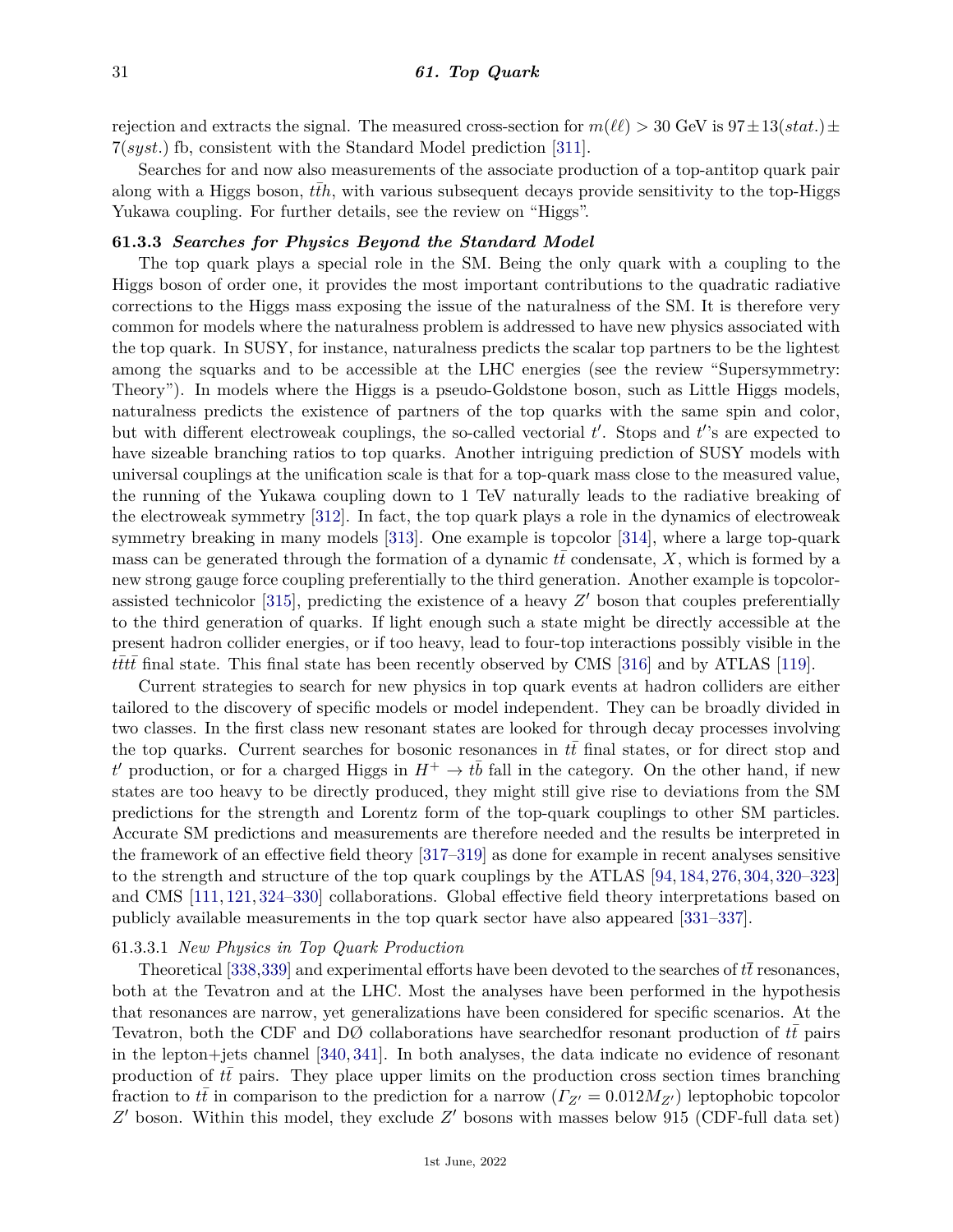rejection and extracts the signal. The measured cross-section for $m(\ell\ell) > 30$ GeV is $97 \pm 13(stat.) \pm 7(syst.)$ fb, consistent with the Standard Model prediction [311].

Searches for and now also measurements of the associate production of a top-antitop quark pair along with a Higgs boson, $t\bar{t}h$, with various subsequent decays provide sensitivity to the top-Higgs Yukawa coupling. For further details, see the review on "Higgs".

### 61.3.3 *Searches for Physics Beyond the Standard Model*

The top quark plays a special role in the SM. Being the only quark with a coupling to the Higgs boson of order one, it provides the most important contributions to the quadratic radiative corrections to the Higgs mass exposing the issue of the naturalness of the SM. It is therefore very common for models where the naturalness problem is addressed to have new physics associated with the top quark. In SUSY, for instance, naturalness predicts the scalar top partners to be the lightest among the squarks and to be accessible at the LHC energies (see the review "Supersymmetry: Theory"). In models where the Higgs is a pseudo-Goldstone boson, such as Little Higgs models, naturalness predicts the existence of partners of the top quarks with the same spin and color, but with different electroweak couplings, the so-called vectorial $t'$. Stops and $t'$'s are expected to have sizeable branching ratios to top quarks. Another intriguing prediction of SUSY models with universal couplings at the unification scale is that for a top-quark mass close to the measured value, the running of the Yukawa coupling down to 1 TeV naturally leads to the radiative breaking of the electroweak symmetry [312]. In fact, the top quark plays a role in the dynamics of electroweak symmetry breaking in many models [313]. One example is topcolor [314], where a large top-quark mass can be generated through the formation of a dynamic $t\bar{t}$ condensate, $X$, which is formed by a new strong gauge force coupling preferentially to the third generation. Another example is topcolor-assisted technicolor [315], predicting the existence of a heavy $Z'$ boson that couples preferentially to the third generation of quarks. If light enough such a state might be directly accessible at the present hadron collider energies, or if too heavy, lead to four-top interactions possibly visible in the $t\bar{t}t\bar{t}$ final state. This final state has been recently observed by CMS [316] and by ATLAS [119].

Current strategies to search for new physics in top quark events at hadron colliders are either tailored to the discovery of specific models or model independent. They can be broadly divided in two classes. In the first class new resonant states are looked for through decay processes involving the top quarks. Current searches for bosonic resonances in $t\bar{t}$ final states, or for direct stop and $t'$ production, or for a charged Higgs in $H^+ \to t\bar{b}$ fall in the category. On the other hand, if new states are too heavy to be directly produced, they might still give rise to deviations from the SM predictions for the strength and Lorentz form of the top-quark couplings to other SM particles. Accurate SM predictions and measurements are therefore needed and the results be interpreted in the framework of an effective field theory [317–319] as done for example in recent analyses sensitive to the strength and structure of the top quark couplings by the ATLAS [94, 184, 276, 304, 320–323] and CMS [111, 121, 324–330] collaborations. Global effective field theory interpretations based on publicly available measurements in the top quark sector have also appeared [331–337].

#### 61.3.3.1 *New Physics in Top Quark Production*

Theoretical [338,339] and experimental efforts have been devoted to the searches of $t\bar{t}$ resonances, both at the Tevatron and at the LHC. Most the analyses have been performed in the hypothesis that resonances are narrow, yet generalizations have been considered for specific scenarios. At the Tevatron, both the CDF and DØ collaborations have searchedfor resonant production of $t\bar{t}$ pairs in the lepton+jets channel [340, 341]. In both analyses, the data indicate no evidence of resonant production of $t\bar{t}$ pairs. They place upper limits on the production cross section times branching fraction to $t\bar{t}$ in comparison to the prediction for a narrow ($\Gamma_{Z'} = 0.012M_{Z'}$) leptophobic topcolor $Z'$ boson. Within this model, they exclude $Z'$ bosons with masses below 915 (CDF-full data set)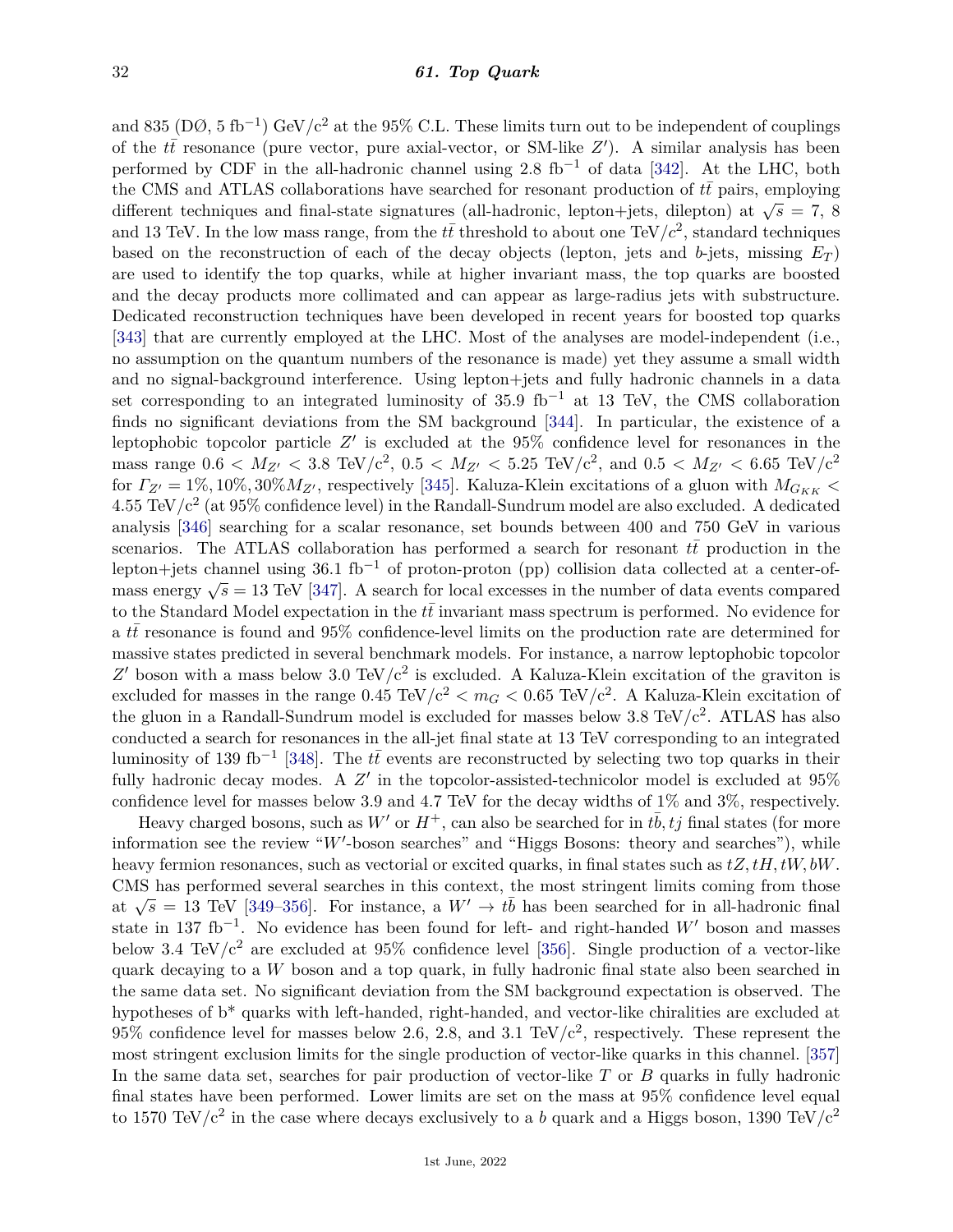and 835 (DØ, 5 fb$^{-1}$) GeV/c$^2$ at the 95% C.L. These limits turn out to be independent of couplings of the $t\bar{t}$ resonance (pure vector, pure axial-vector, or SM-like $Z'$). A similar analysis has been performed by CDF in the all-hadronic channel using 2.8 fb$^{-1}$ of data [342]. At the LHC, both the CMS and ATLAS collaborations have searched for resonant production of $t\bar{t}$ pairs, employing different techniques and final-state signatures (all-hadronic, lepton+jets, dilepton) at $\sqrt{s}$ = 7, 8 and 13 TeV. In the low mass range, from the $t\bar{t}$ threshold to about one TeV/$c^2$, standard techniques based on the reconstruction of each of the decay objects (lepton, jets and $b$-jets, missing $E_T$) are used to identify the top quarks, while at higher invariant mass, the top quarks are boosted and the decay products more collimated and can appear as large-radius jets with substructure. Dedicated reconstruction techniques have been developed in recent years for boosted top quarks [343] that are currently employed at the LHC. Most of the analyses are model-independent (i.e., no assumption on the quantum numbers of the resonance is made) yet they assume a small width and no signal-background interference. Using lepton+jets and fully hadronic channels in a data set corresponding to an integrated luminosity of 35.9 fb$^{-1}$ at 13 TeV, the CMS collaboration finds no significant deviations from the SM background [344]. In particular, the existence of a leptophobic topcolor particle $Z'$ is excluded at the 95% confidence level for resonances in the mass range $0.6 < M_{Z'} < 3.8$ TeV/c$^2$, $0.5 < M_{Z'} < 5.25$ TeV/c$^2$, and $0.5 < M_{Z'} < 6.65$ TeV/c$^2$ for $\Gamma_{Z'} = 1\%, 10\%, 30\% M_{Z'}$, respectively [345]. Kaluza-Klein excitations of a gluon with $M_{G_{KK}} <$ 4.55 TeV/c$^2$ (at 95% confidence level) in the Randall-Sundrum model are also excluded. A dedicated analysis [346] searching for a scalar resonance, set bounds between 400 and 750 GeV in various scenarios. The ATLAS collaboration has performed a search for resonant $t\bar{t}$ production in the lepton+jets channel using 36.1 fb$^{-1}$ of proton-proton (pp) collision data collected at a center-of-mass energy $\sqrt{s}$ = 13 TeV [347]. A search for local excesses in the number of data events compared to the Standard Model expectation in the $t\bar{t}$ invariant mass spectrum is performed. No evidence for a $t\bar{t}$ resonance is found and 95% confidence-level limits on the production rate are determined for massive states predicted in several benchmark models. For instance, a narrow leptophobic topcolor $Z'$ boson with a mass below 3.0 TeV/c$^2$ is excluded. A Kaluza-Klein excitation of the graviton is excluded for masses in the range 0.45 TeV/c$^2$ $< m_G <$ 0.65 TeV/c$^2$. A Kaluza-Klein excitation of the gluon in a Randall-Sundrum model is excluded for masses below 3.8 TeV/c$^2$. ATLAS has also conducted a search for resonances in the all-jet final state at 13 TeV corresponding to an integrated luminosity of 139 fb$^{-1}$ [348]. The $t\bar{t}$ events are reconstructed by selecting two top quarks in their fully hadronic decay modes. A $Z'$ in the topcolor-assisted-technicolor model is excluded at 95% confidence level for masses below 3.9 and 4.7 TeV for the decay widths of 1% and 3%, respectively.

Heavy charged bosons, such as $W'$ or $H^+$, can also be searched for in $t\bar{b}, tj$ final states (for more information see the review "$W'$-boson searches" and "Higgs Bosons: theory and searches"), while heavy fermion resonances, such as vectorial or excited quarks, in final states such as $tZ, tH, tW, bW$. CMS has performed several searches in this context, the most stringent limits coming from those at $\sqrt{s}$ = 13 TeV [349–356]. For instance, a $W' \rightarrow t\bar{b}$ has been searched for in all-hadronic final state in 137 fb$^{-1}$. No evidence has been found for left- and right-handed $W'$ boson and masses below 3.4 TeV/c$^2$ are excluded at 95% confidence level [356]. Single production of a vector-like quark decaying to a $W$ boson and a top quark, in fully hadronic final state also been searched in the same data set. No significant deviation from the SM background expectation is observed. The hypotheses of b* quarks with left-handed, right-handed, and vector-like chiralities are excluded at 95% confidence level for masses below 2.6, 2.8, and 3.1 TeV/c$^2$, respectively. These represent the most stringent exclusion limits for the single production of vector-like quarks in this channel. [357] In the same data set, searches for pair production of vector-like $T$ or $B$ quarks in fully hadronic final states have been performed. Lower limits are set on the mass at 95% confidence level equal to 1570 TeV/c$^2$ in the case where decays exclusively to a $b$ quark and a Higgs boson, 1390 TeV/c$^2$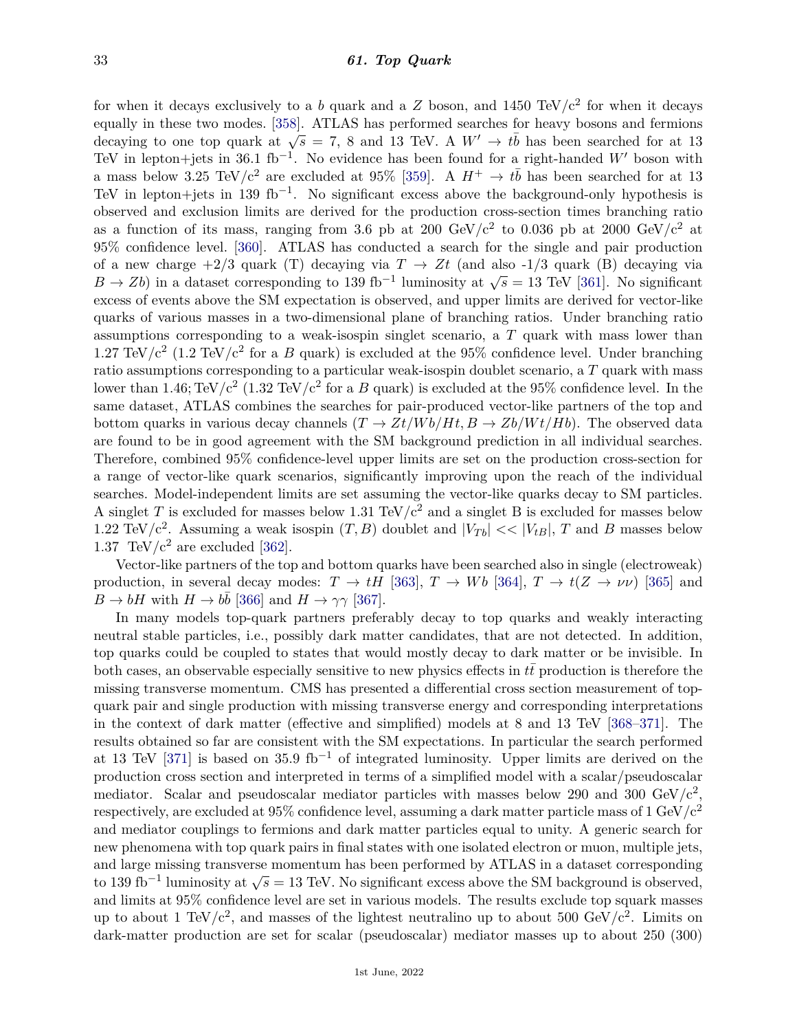for when it decays exclusively to a $b$ quark and a $Z$ boson, and 1450 TeV/c$^2$ for when it decays equally in these two modes. [358]. ATLAS has performed searches for heavy bosons and fermions decaying to one top quark at $\sqrt{s}$ = 7, 8 and 13 TeV. A $W' \to t\bar{b}$ has been searched for at 13 TeV in lepton+jets in 36.1 fb$^{-1}$. No evidence has been found for a right-handed $W'$ boson with a mass below 3.25 TeV/c$^2$ are excluded at 95% [359]. A $H^+ \to t\bar{b}$ has been searched for at 13 TeV in lepton+jets in 139 fb$^{-1}$. No significant excess above the background-only hypothesis is observed and exclusion limits are derived for the production cross-section times branching ratio as a function of its mass, ranging from 3.6 pb at 200 GeV/c$^2$ to 0.036 pb at 2000 GeV/c$^2$ at 95% confidence level. [360]. ATLAS has conducted a search for the single and pair production of a new charge +2/3 quark (T) decaying via $T \to Zt$ (and also -1/3 quark (B) decaying via $B \to Zb$) in a dataset corresponding to 139 fb$^{-1}$ luminosity at $\sqrt{s}$ = 13 TeV [361]. No significant excess of events above the SM expectation is observed, and upper limits are derived for vector-like quarks of various masses in a two-dimensional plane of branching ratios. Under branching ratio assumptions corresponding to a weak-isospin singlet scenario, a $T$ quark with mass lower than 1.27 TeV/c$^2$ (1.2 TeV/c$^2$ for a $B$ quark) is excluded at the 95% confidence level. Under branching ratio assumptions corresponding to a particular weak-isospin doublet scenario, a $T$ quark with mass lower than 1.46; TeV/c$^2$ (1.32 TeV/c$^2$ for a $B$ quark) is excluded at the 95% confidence level. In the same dataset, ATLAS combines the searches for pair-produced vector-like partners of the top and bottom quarks in various decay channels ($T \to Zt/Wb/Ht, B \to Zb/Wt/Hb$). The observed data are found to be in good agreement with the SM background prediction in all individual searches. Therefore, combined 95% confidence-level upper limits are set on the production cross-section for a range of vector-like quark scenarios, significantly improving upon the reach of the individual searches. Model-independent limits are set assuming the vector-like quarks decay to SM particles. A singlet $T$ is excluded for masses below 1.31 TeV/c$^2$ and a singlet B is excluded for masses below 1.22 TeV/c$^2$. Assuming a weak isospin $(T, B)$ doublet and $|V_{Tb}| << |V_{tB}|$, $T$ and $B$ masses below 1.37 TeV/c$^2$ are excluded [362].

Vector-like partners of the top and bottom quarks have been searched also in single (electroweak) production, in several decay modes: $T \to tH$ [363], $T \to Wb$ [364], $T \to t(Z \to \nu\nu)$ [365] and $B \to bH$ with $H \to b\bar{b}$ [366] and $H \to \gamma\gamma$ [367].

In many models top-quark partners preferably decay to top quarks and weakly interacting neutral stable particles, i.e., possibly dark matter candidates, that are not detected. In addition, top quarks could be coupled to states that would mostly decay to dark matter or be invisible. In both cases, an observable especially sensitive to new physics effects in $t\bar{t}$ production is therefore the missing transverse momentum. CMS has presented a differential cross section measurement of top-quark pair and single production with missing transverse energy and corresponding interpretations in the context of dark matter (effective and simplified) models at 8 and 13 TeV [368–371]. The results obtained so far are consistent with the SM expectations. In particular the search performed at 13 TeV [371] is based on 35.9 fb$^{-1}$ of integrated luminosity. Upper limits are derived on the production cross section and interpreted in terms of a simplified model with a scalar/pseudoscalar mediator. Scalar and pseudoscalar mediator particles with masses below 290 and 300 GeV/c$^2$, respectively, are excluded at 95% confidence level, assuming a dark matter particle mass of 1 GeV/c$^2$ and mediator couplings to fermions and dark matter particles equal to unity. A generic search for new phenomena with top quark pairs in final states with one isolated electron or muon, multiple jets, and large missing transverse momentum has been performed by ATLAS in a dataset corresponding to 139 fb$^{-1}$ luminosity at $\sqrt{s}$ = 13 TeV. No significant excess above the SM background is observed, and limits at 95% confidence level are set in various models. The results exclude top squark masses up to about 1 TeV/c$^2$, and masses of the lightest neutralino up to about 500 GeV/c$^2$. Limits on dark-matter production are set for scalar (pseudoscalar) mediator masses up to about 250 (300)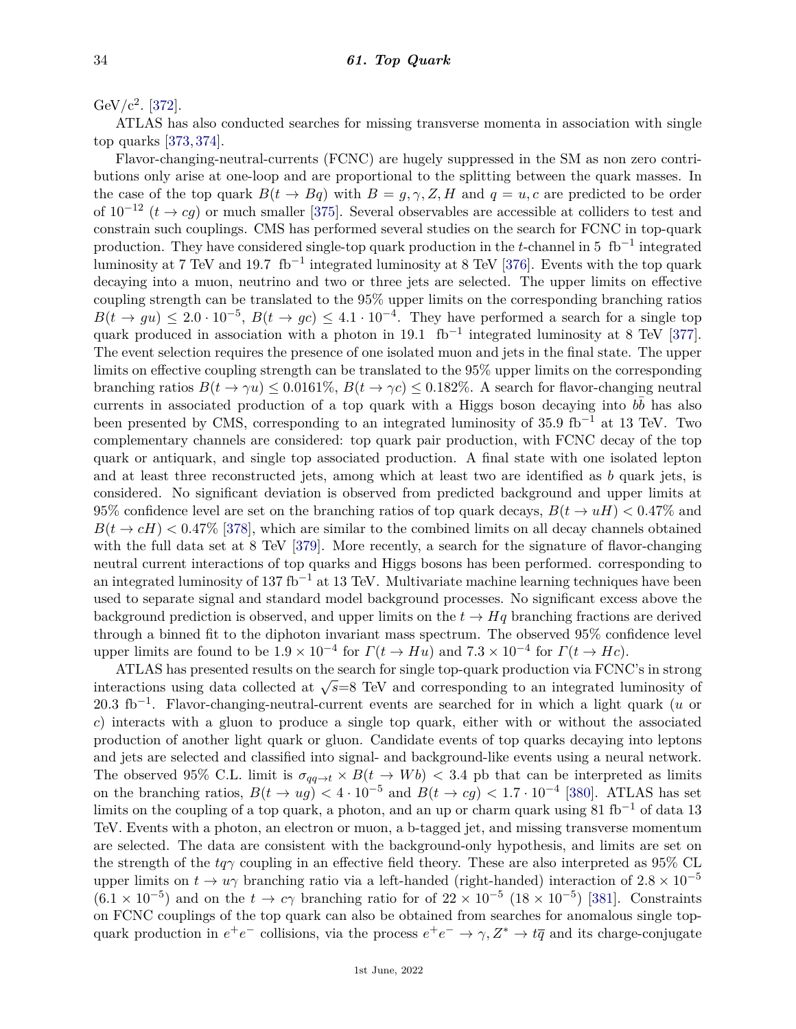GeV/c$^2$. [372].

ATLAS has also conducted searches for missing transverse momenta in association with single top quarks [373, 374].

Flavor-changing-neutral-currents (FCNC) are hugely suppressed in the SM as non zero contributions only arise at one-loop and are proportional to the splitting between the quark masses. In the case of the top quark $B(t \to Bq)$ with $B = g, \gamma, Z, H$ and $q = u, c$ are predicted to be order of $10^{-12}$ ($t \to cg$) or much smaller [375]. Several observables are accessible at colliders to test and constrain such couplings. CMS has performed several studies on the search for FCNC in top-quark production. They have considered single-top quark production in the $t$-channel in 5 fb$^{-1}$ integrated luminosity at 7 TeV and 19.7 fb$^{-1}$ integrated luminosity at 8 TeV [376]. Events with the top quark decaying into a muon, neutrino and two or three jets are selected. The upper limits on effective coupling strength can be translated to the 95% upper limits on the corresponding branching ratios $B(t \to gu) \leq 2.0 \cdot 10^{-5}$, $B(t \to gc) \leq 4.1 \cdot 10^{-4}$. They have performed a search for a single top quark produced in association with a photon in 19.1 fb$^{-1}$ integrated luminosity at 8 TeV [377]. The event selection requires the presence of one isolated muon and jets in the final state. The upper limits on effective coupling strength can be translated to the 95% upper limits on the corresponding branching ratios $B(t \to \gamma u) \leq 0.0161\%$, $B(t \to \gamma c) \leq 0.182\%$. A search for flavor-changing neutral currents in associated production of a top quark with a Higgs boson decaying into $b\bar{b}$ has also been presented by CMS, corresponding to an integrated luminosity of 35.9 fb$^{-1}$ at 13 TeV. Two complementary channels are considered: top quark pair production, with FCNC decay of the top quark or antiquark, and single top associated production. A final state with one isolated lepton and at least three reconstructed jets, among which at least two are identified as $b$ quark jets, is considered. No significant deviation is observed from predicted background and upper limits at 95% confidence level are set on the branching ratios of top quark decays, $B(t \to uH) < 0.47\%$ and $B(t \to cH) < 0.47\%$ [378], which are similar to the combined limits on all decay channels obtained with the full data set at 8 TeV [379]. More recently, a search for the signature of flavor-changing neutral current interactions of top quarks and Higgs bosons has been performed. corresponding to an integrated luminosity of 137 fb$^{-1}$ at 13 TeV. Multivariate machine learning techniques have been used to separate signal and standard model background processes. No significant excess above the background prediction is observed, and upper limits on the $t \to Hq$ branching fractions are derived through a binned fit to the diphoton invariant mass spectrum. The observed 95% confidence level upper limits are found to be $1.9 \times 10^{-4}$ for $\Gamma(t \to Hu)$ and $7.3 \times 10^{-4}$ for $\Gamma(t \to Hc)$.

ATLAS has presented results on the search for single top-quark production via FCNC's in strong interactions using data collected at $\sqrt{s}$=8 TeV and corresponding to an integrated luminosity of 20.3 fb$^{-1}$. Flavor-changing-neutral-current events are searched for in which a light quark ($u$ or $c$) interacts with a gluon to produce a single top quark, either with or without the associated production of another light quark or gluon. Candidate events of top quarks decaying into leptons and jets are selected and classified into signal- and background-like events using a neural network. The observed 95% C.L. limit is $\sigma_{qq \to t} \times B(t \to Wb) < 3.4$ pb that can be interpreted as limits on the branching ratios, $B(t \to ug) < 4 \cdot 10^{-5}$ and $B(t \to cg) < 1.7 \cdot 10^{-4}$ [380]. ATLAS has set limits on the coupling of a top quark, a photon, and an up or charm quark using 81 fb$^{-1}$ of data 13 TeV. Events with a photon, an electron or muon, a b-tagged jet, and missing transverse momentum are selected. The data are consistent with the background-only hypothesis, and limits are set on the strength of the $tq\gamma$ coupling in an effective field theory. These are also interpreted as 95% CL upper limits on $t \to u\gamma$ branching ratio via a left-handed (right-handed) interaction of $2.8 \times 10^{-5}$ ($6.1 \times 10^{-5}$) and on the $t \to c\gamma$ branching ratio for of $22 \times 10^{-5}$ ($18 \times 10^{-5}$) [381]. Constraints on FCNC couplings of the top quark can also be obtained from searches for anomalous single top-quark production in $e^+e^-$ collisions, via the process $e^+e^- \to \gamma, Z^* \to t\bar{q}$ and its charge-conjugate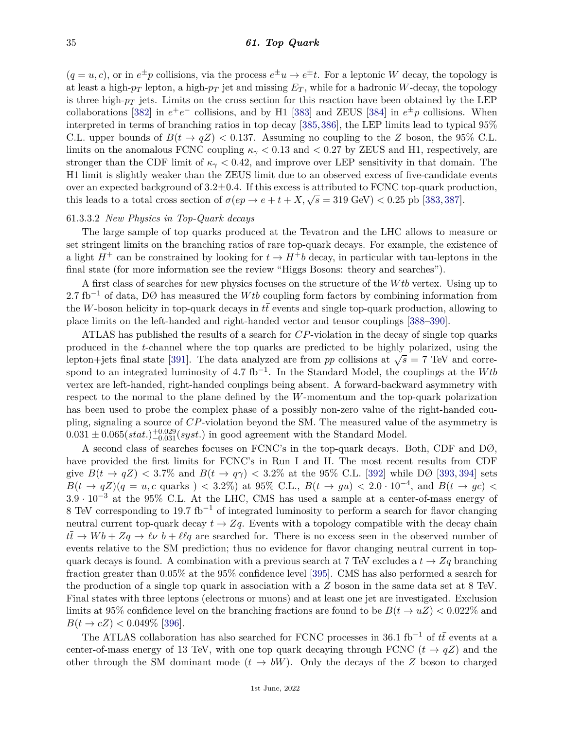($q = u, c$), or in $e^{\pm}p$ collisions, via the process $e^{\pm}u \to e^{\pm}t$. For a leptonic $W$ decay, the topology is at least a high-$p_T$ lepton, a high-$p_T$ jet and missing $E_T$, while for a hadronic $W$-decay, the topology is three high-$p_T$ jets. Limits on the cross section for this reaction have been obtained by the LEP collaborations [382] in $e^+e^-$ collisions, and by H1 [383] and ZEUS [384] in $e^{\pm}p$ collisions. When interpreted in terms of branching ratios in top decay [385,386], the LEP limits lead to typical 95% C.L. upper bounds of $B(t \to qZ) < 0.137$. Assuming no coupling to the $Z$ boson, the 95% C.L. limits on the anomalous FCNC coupling $\kappa_\gamma < 0.13$ and $< 0.27$ by ZEUS and H1, respectively, are stronger than the CDF limit of $\kappa_\gamma < 0.42$, and improve over LEP sensitivity in that domain. The H1 limit is slightly weaker than the ZEUS limit due to an observed excess of five-candidate events over an expected background of $3.2 \pm 0.4$. If this excess is attributed to FCNC top-quark production, this leads to a total cross section of $\sigma(ep \to e + t + X, \sqrt{s} = 319 \text{ GeV}) < 0.25$ pb [383, 387].

#### 61.3.3.2 *New Physics in Top-Quark decays*

The large sample of top quarks produced at the Tevatron and the LHC allows to measure or set stringent limits on the branching ratios of rare top-quark decays. For example, the existence of a light $H^+$ can be constrained by looking for $t \to H^+b$ decay, in particular with tau-leptons in the final state (for more information see the review "Higgs Bosons: theory and searches").

A first class of searches for new physics focuses on the structure of the $Wtb$ vertex. Using up to 2.7 fb$^{-1}$ of data, DØ has measured the $Wtb$ coupling form factors by combining information from the $W$-boson helicity in top-quark decays in $t\bar{t}$ events and single top-quark production, allowing to place limits on the left-handed and right-handed vector and tensor couplings [388–390].

ATLAS has published the results of a search for $CP$-violation in the decay of single top quarks produced in the $t$-channel where the top quarks are predicted to be highly polarized, using the lepton+jets final state [391]. The data analyzed are from $pp$ collisions at $\sqrt{s} = 7$ TeV and correspond to an integrated luminosity of 4.7 fb$^{-1}$. In the Standard Model, the couplings at the $Wtb$ vertex are left-handed, right-handed couplings being absent. A forward-backward asymmetry with respect to the normal to the plane defined by the $W$-momentum and the top-quark polarization has been used to probe the complex phase of a possibly non-zero value of the right-handed coupling, signaling a source of $CP$-violation beyond the SM. The measured value of the asymmetry is $0.031 \pm 0.065(stat.)^{+0.029}_{-0.031}(syst.)$ in good agreement with the Standard Model.

A second class of searches focuses on FCNC's in the top-quark decays. Both, CDF and DØ, have provided the first limits for FCNC's in Run I and II. The most recent results from CDF give $B(t \to qZ) < 3.7\%$ and $B(t \to q\gamma) < 3.2\%$ at the 95% C.L. [392] while DØ [393, 394] sets $B(t \to qZ)(q = u, c \text{ quarks }) < 3.2\%)$ at 95% C.L., $B(t \to gu) < 2.0 \cdot 10^{-4}$, and $B(t \to gc) < 3.9 \cdot 10^{-3}$ at the 95% C.L. At the LHC, CMS has used a sample at a center-of-mass energy of 8 TeV corresponding to 19.7 fb$^{-1}$ of integrated luminosity to perform a search for flavor changing neutral current top-quark decay $t \to Zq$. Events with a topology compatible with the decay chain $t\bar{t} \to Wb + Zq \to \ell\nu\ b + \ell\ell q$ are searched for. There is no excess seen in the observed number of events relative to the SM prediction; thus no evidence for flavor changing neutral current in top-quark decays is found. A combination with a previous search at 7 TeV excludes a $t \to Zq$ branching fraction greater than 0.05% at the 95% confidence level [395]. CMS has also performed a search for the production of a single top quark in association with a $Z$ boson in the same data set at 8 TeV. Final states with three leptons (electrons or muons) and at least one jet are investigated. Exclusion limits at 95% confidence level on the branching fractions are found to be $B(t \to uZ) < 0.022\%$ and $B(t \to cZ) < 0.049\%$ [396].

The ATLAS collaboration has also searched for FCNC processes in 36.1 fb$^{-1}$ of $t\bar{t}$ events at a center-of-mass energy of 13 TeV, with one top quark decaying through FCNC ($t \to qZ$) and the other through the SM dominant mode ($t \to bW$). Only the decays of the $Z$ boson to charged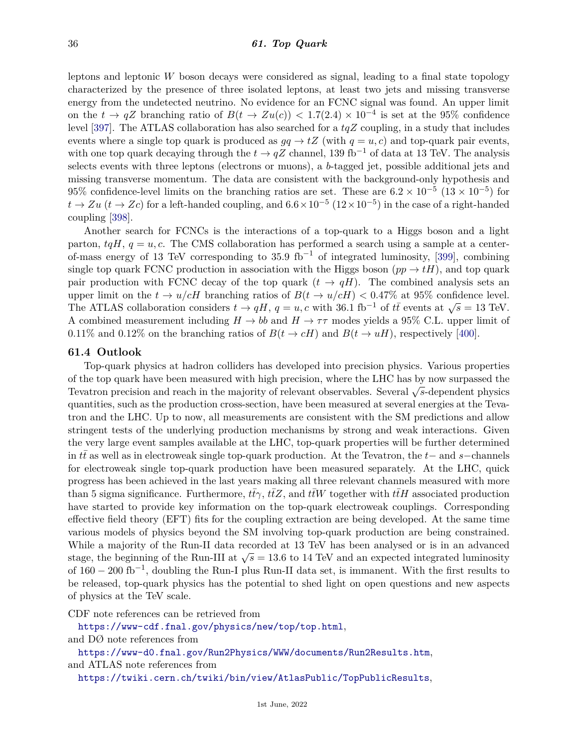leptons and leptonic $W$ boson decays were considered as signal, leading to a final state topology characterized by the presence of three isolated leptons, at least two jets and missing transverse energy from the undetected neutrino. No evidence for an FCNC signal was found. An upper limit on the $t \to qZ$ branching ratio of $B(t \to Zu(c)) < 1.7(2.4) \times 10^{-4}$ is set at the 95% confidence level [397]. The ATLAS collaboration has also searched for a $tqZ$ coupling, in a study that includes events where a single top quark is produced as $gq \to tZ$ (with $q = u, c$) and top-quark pair events, with one top quark decaying through the $t \to qZ$ channel, 139 fb$^{-1}$ of data at 13 TeV. The analysis selects events with three leptons (electrons or muons), a $b$-tagged jet, possible additional jets and missing transverse momentum. The data are consistent with the background-only hypothesis and 95% confidence-level limits on the branching ratios are set. These are $6.2 \times 10^{-5}$ ($13 \times 10^{-5}$) for $t \to Zu$ ($t \to Zc$) for a left-handed coupling, and $6.6 \times 10^{-5}$ ($12 \times 10^{-5}$) in the case of a right-handed coupling [398].

Another search for FCNCs is the interactions of a top-quark to a Higgs boson and a light parton, $tqH$, $q = u, c$. The CMS collaboration has performed a search using a sample at a center-of-mass energy of 13 TeV corresponding to 35.9 fb$^{-1}$ of integrated luminosity, [399], combining single top quark FCNC production in association with the Higgs boson ($pp \to tH$), and top quark pair production with FCNC decay of the top quark ($t \to qH$). The combined analysis sets an upper limit on the $t \to u/cH$ branching ratios of $B(t \to u/cH) < 0.47\%$ at 95% confidence level. The ATLAS collaboration considers $t \to qH$, $q = u, c$ with 36.1 fb$^{-1}$ of $t\bar{t}$ events at $\sqrt{s} = 13$ TeV. A combined measurement including $H \to bb$ and $H \to \tau\tau$ modes yields a 95% C.L. upper limit of 0.11% and 0.12% on the branching ratios of $B(t \to cH)$ and $B(t \to uH)$, respectively [400].

## 61.4 Outlook

Top-quark physics at hadron colliders has developed into precision physics. Various properties of the top quark have been measured with high precision, where the LHC has by now surpassed the Tevatron precision and reach in the majority of relevant observables. Several $\sqrt{s}$-dependent physics quantities, such as the production cross-section, have been measured at several energies at the Tevatron and the LHC. Up to now, all measurements are consistent with the SM predictions and allow stringent tests of the underlying production mechanisms by strong and weak interactions. Given the very large event samples available at the LHC, top-quark properties will be further determined in $t\bar{t}$ as well as in electroweak single top-quark production. At the Tevatron, the $t-$ and $s-$channels for electroweak single top-quark production have been measured separately. At the LHC, quick progress has been achieved in the last years making all three relevant channels measured with more than 5 sigma significance. Furthermore, $t\bar{t}\gamma$, $t\bar{t}Z$, and $t\bar{t}W$ together with $t\bar{t}H$ associated production have started to provide key information on the top-quark electroweak couplings. Corresponding effective field theory (EFT) fits for the coupling extraction are being developed. At the same time various models of physics beyond the SM involving top-quark production are being constrained. While a majority of the Run-II data recorded at 13 TeV has been analysed or is in an advanced stage, the beginning of the Run-III at $\sqrt{s} = 13.6$ to 14 TeV and an expected integrated luminosity of $160 - 200$ fb$^{-1}$, doubling the Run-I plus Run-II data set, is immanent. With the first results to be released, top-quark physics has the potential to shed light on open questions and new aspects of physics at the TeV scale.

CDF note references can be retrieved from
https://www-cdf.fnal.gov/physics/new/top/top.html,
and DØ note references from
https://www-d0.fnal.gov/Run2Physics/WWW/documents/Run2Results.htm,
and ATLAS note references from
https://twiki.cern.ch/twiki/bin/view/AtlasPublic/TopPublicResults,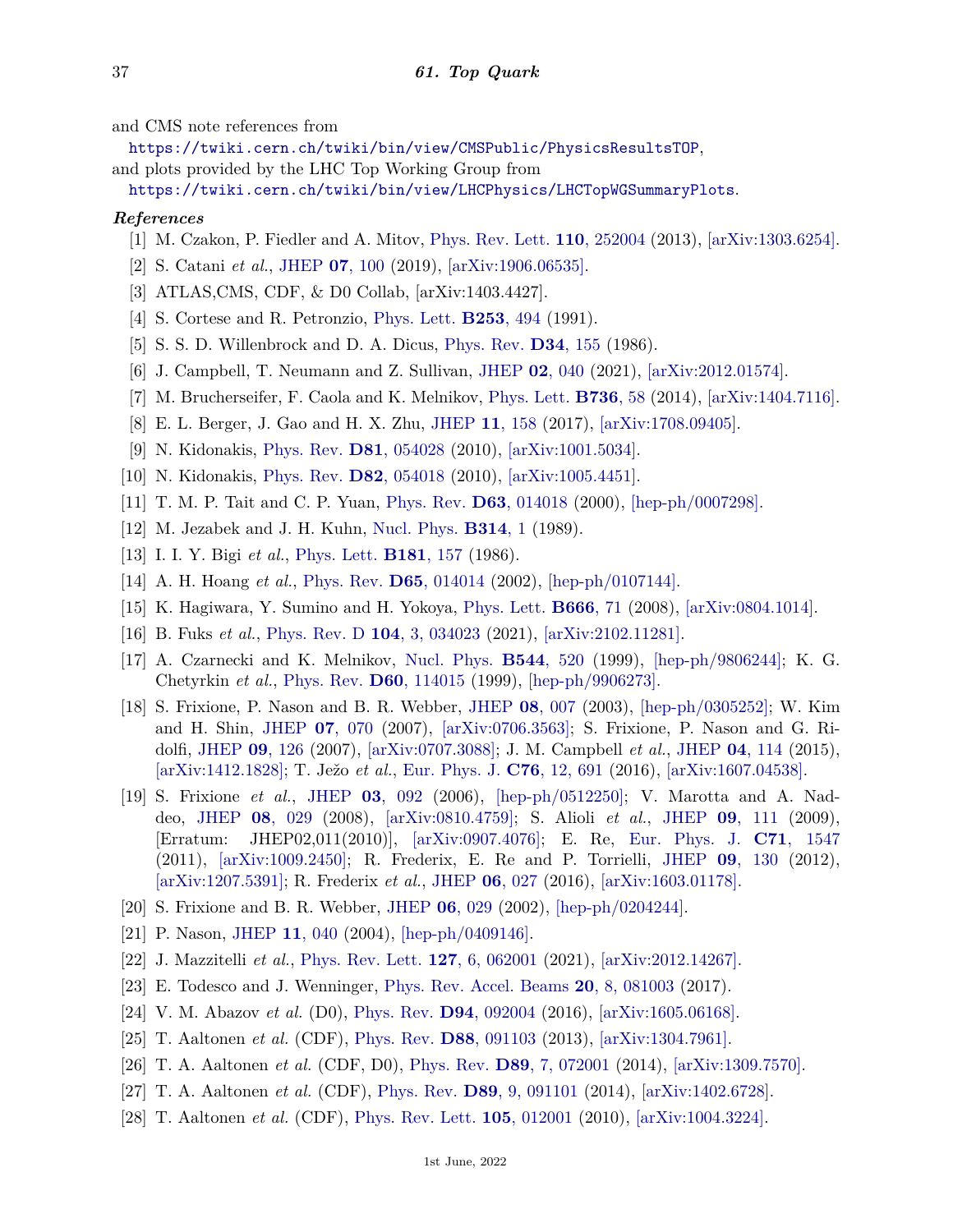and CMS note references from
  https://twiki.cern.ch/twiki/bin/view/CMSPublic/PhysicsResultsTOP,
and plots provided by the LHC Top Working Group from
  https://twiki.cern.ch/twiki/bin/view/LHCPhysics/LHCTopWGSummaryPlots.

### *References*

[1] M. Czakon, P. Fiedler and A. Mitov, Phys. Rev. Lett. **110**, 252004 (2013), [arXiv:1303.6254].

[2] S. Catani *et al.*, JHEP **07**, 100 (2019), [arXiv:1906.06535].

[3] ATLAS,CMS, CDF, & D0 Collab, [arXiv:1403.4427].

[4] S. Cortese and R. Petronzio, Phys. Lett. **B253**, 494 (1991).

[5] S. S. D. Willenbrock and D. A. Dicus, Phys. Rev. **D34**, 155 (1986).

[6] J. Campbell, T. Neumann and Z. Sullivan, JHEP **02**, 040 (2021), [arXiv:2012.01574].

[7] M. Brucherseifer, F. Caola and K. Melnikov, Phys. Lett. **B736**, 58 (2014), [arXiv:1404.7116].

[8] E. L. Berger, J. Gao and H. X. Zhu, JHEP **11**, 158 (2017), [arXiv:1708.09405].

[9] N. Kidonakis, Phys. Rev. **D81**, 054028 (2010), [arXiv:1001.5034].

[10] N. Kidonakis, Phys. Rev. **D82**, 054018 (2010), [arXiv:1005.4451].

[11] T. M. P. Tait and C. P. Yuan, Phys. Rev. **D63**, 014018 (2000), [hep-ph/0007298].

[12] M. Jezabek and J. H. Kuhn, Nucl. Phys. **B314**, 1 (1989).

[13] I. I. Y. Bigi *et al.*, Phys. Lett. **B181**, 157 (1986).

[14] A. H. Hoang *et al.*, Phys. Rev. **D65**, 014014 (2002), [hep-ph/0107144].

[15] K. Hagiwara, Y. Sumino and H. Yokoya, Phys. Lett. **B666**, 71 (2008), [arXiv:0804.1014].

[16] B. Fuks *et al.*, Phys. Rev. D **104**, 3, 034023 (2021), [arXiv:2102.11281].

[17] A. Czarnecki and K. Melnikov, Nucl. Phys. **B544**, 520 (1999), [hep-ph/9806244]; K. G. Chetyrkin *et al.*, Phys. Rev. **D60**, 114015 (1999), [hep-ph/9906273].

[18] S. Frixione, P. Nason and B. R. Webber, JHEP **08**, 007 (2003), [hep-ph/0305252]; W. Kim and H. Shin, JHEP **07**, 070 (2007), [arXiv:0706.3563]; S. Frixione, P. Nason and G. Ridolfi, JHEP **09**, 126 (2007), [arXiv:0707.3088]; J. M. Campbell *et al.*, JHEP **04**, 114 (2015), [arXiv:1412.1828]; T. Ježo *et al.*, Eur. Phys. J. **C76**, 12, 691 (2016), [arXiv:1607.04538].

[19] S. Frixione *et al.*, JHEP **03**, 092 (2006), [hep-ph/0512250]; V. Marotta and A. Naddeo, JHEP **08**, 029 (2008), [arXiv:0810.4759]; S. Alioli *et al.*, JHEP **09**, 111 (2009), [Erratum: JHEP02,011(2010)], [arXiv:0907.4076]; E. Re, Eur. Phys. J. **C71**, 1547 (2011), [arXiv:1009.2450]; R. Frederix, E. Re and P. Torrielli, JHEP **09**, 130 (2012), [arXiv:1207.5391]; R. Frederix *et al.*, JHEP **06**, 027 (2016), [arXiv:1603.01178].

[20] S. Frixione and B. R. Webber, JHEP **06**, 029 (2002), [hep-ph/0204244].

[21] P. Nason, JHEP **11**, 040 (2004), [hep-ph/0409146].

[22] J. Mazzitelli *et al.*, Phys. Rev. Lett. **127**, 6, 062001 (2021), [arXiv:2012.14267].

[23] E. Todesco and J. Wenninger, Phys. Rev. Accel. Beams **20**, 8, 081003 (2017).

[24] V. M. Abazov *et al.* (D0), Phys. Rev. **D94**, 092004 (2016), [arXiv:1605.06168].

[25] T. Aaltonen *et al.* (CDF), Phys. Rev. **D88**, 091103 (2013), [arXiv:1304.7961].

[26] T. A. Aaltonen *et al.* (CDF, D0), Phys. Rev. **D89**, 7, 072001 (2014), [arXiv:1309.7570].

[27] T. A. Aaltonen *et al.* (CDF), Phys. Rev. **D89**, 9, 091101 (2014), [arXiv:1402.6728].

[28] T. Aaltonen *et al.* (CDF), Phys. Rev. Lett. **105**, 012001 (2010), [arXiv:1004.3224].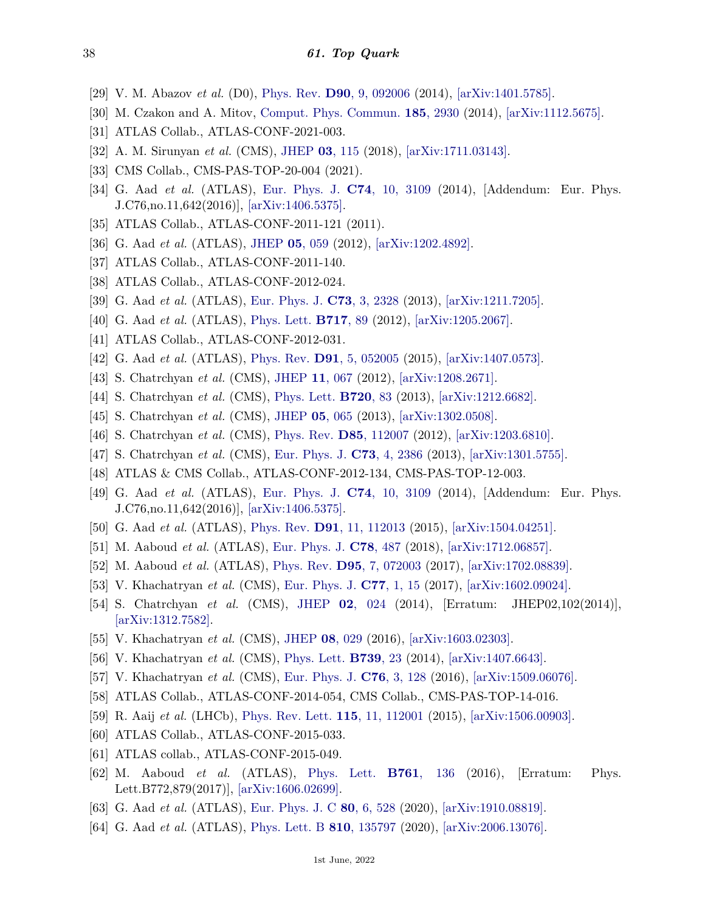[29] V. M. Abazov *et al.* (D0), Phys. Rev. **D90**, 9, 092006 (2014), [arXiv:1401.5785].

[30] M. Czakon and A. Mitov, Comput. Phys. Commun. **185**, 2930 (2014), [arXiv:1112.5675].

[31] ATLAS Collab., ATLAS-CONF-2021-003.

[32] A. M. Sirunyan *et al.* (CMS), JHEP **03**, 115 (2018), [arXiv:1711.03143].

[33] CMS Collab., CMS-PAS-TOP-20-004 (2021).

[34] G. Aad *et al.* (ATLAS), Eur. Phys. J. **C74**, 10, 3109 (2014), [Addendum: Eur. Phys. J.C76,no.11,642(2016)], [arXiv:1406.5375].

[35] ATLAS Collab., ATLAS-CONF-2011-121 (2011).

[36] G. Aad *et al.* (ATLAS), JHEP **05**, 059 (2012), [arXiv:1202.4892].

[37] ATLAS Collab., ATLAS-CONF-2011-140.

[38] ATLAS Collab., ATLAS-CONF-2012-024.

[39] G. Aad *et al.* (ATLAS), Eur. Phys. J. **C73**, 3, 2328 (2013), [arXiv:1211.7205].

[40] G. Aad *et al.* (ATLAS), Phys. Lett. **B717**, 89 (2012), [arXiv:1205.2067].

[41] ATLAS Collab., ATLAS-CONF-2012-031.

[42] G. Aad *et al.* (ATLAS), Phys. Rev. **D91**, 5, 052005 (2015), [arXiv:1407.0573].

[43] S. Chatrchyan *et al.* (CMS), JHEP **11**, 067 (2012), [arXiv:1208.2671].

[44] S. Chatrchyan *et al.* (CMS), Phys. Lett. **B720**, 83 (2013), [arXiv:1212.6682].

[45] S. Chatrchyan *et al.* (CMS), JHEP **05**, 065 (2013), [arXiv:1302.0508].

[46] S. Chatrchyan *et al.* (CMS), Phys. Rev. **D85**, 112007 (2012), [arXiv:1203.6810].

[47] S. Chatrchyan *et al.* (CMS), Eur. Phys. J. **C73**, 4, 2386 (2013), [arXiv:1301.5755].

[48] ATLAS & CMS Collab., ATLAS-CONF-2012-134, CMS-PAS-TOP-12-003.

[49] G. Aad *et al.* (ATLAS), Eur. Phys. J. **C74**, 10, 3109 (2014), [Addendum: Eur. Phys. J.C76,no.11,642(2016)], [arXiv:1406.5375].

[50] G. Aad *et al.* (ATLAS), Phys. Rev. **D91**, 11, 112013 (2015), [arXiv:1504.04251].

[51] M. Aaboud *et al.* (ATLAS), Eur. Phys. J. **C78**, 487 (2018), [arXiv:1712.06857].

[52] M. Aaboud *et al.* (ATLAS), Phys. Rev. **D95**, 7, 072003 (2017), [arXiv:1702.08839].

[53] V. Khachatryan *et al.* (CMS), Eur. Phys. J. **C77**, 1, 15 (2017), [arXiv:1602.09024].

[54] S. Chatrchyan *et al.* (CMS), JHEP **02**, 024 (2014), [Erratum: JHEP02,102(2014)], [arXiv:1312.7582].

[55] V. Khachatryan *et al.* (CMS), JHEP **08**, 029 (2016), [arXiv:1603.02303].

[56] V. Khachatryan *et al.* (CMS), Phys. Lett. **B739**, 23 (2014), [arXiv:1407.6643].

[57] V. Khachatryan *et al.* (CMS), Eur. Phys. J. **C76**, 3, 128 (2016), [arXiv:1509.06076].

[58] ATLAS Collab., ATLAS-CONF-2014-054, CMS Collab., CMS-PAS-TOP-14-016.

[59] R. Aaij *et al.* (LHCb), Phys. Rev. Lett. **115**, 11, 112001 (2015), [arXiv:1506.00903].

[60] ATLAS Collab., ATLAS-CONF-2015-033.

[61] ATLAS collab., ATLAS-CONF-2015-049.

[62] M. Aaboud *et al.* (ATLAS), Phys. Lett. **B761**, 136 (2016), [Erratum: Phys. Lett.B772,879(2017)], [arXiv:1606.02699].

[63] G. Aad *et al.* (ATLAS), Eur. Phys. J. C **80**, 6, 528 (2020), [arXiv:1910.08819].

[64] G. Aad *et al.* (ATLAS), Phys. Lett. B **810**, 135797 (2020), [arXiv:2006.13076].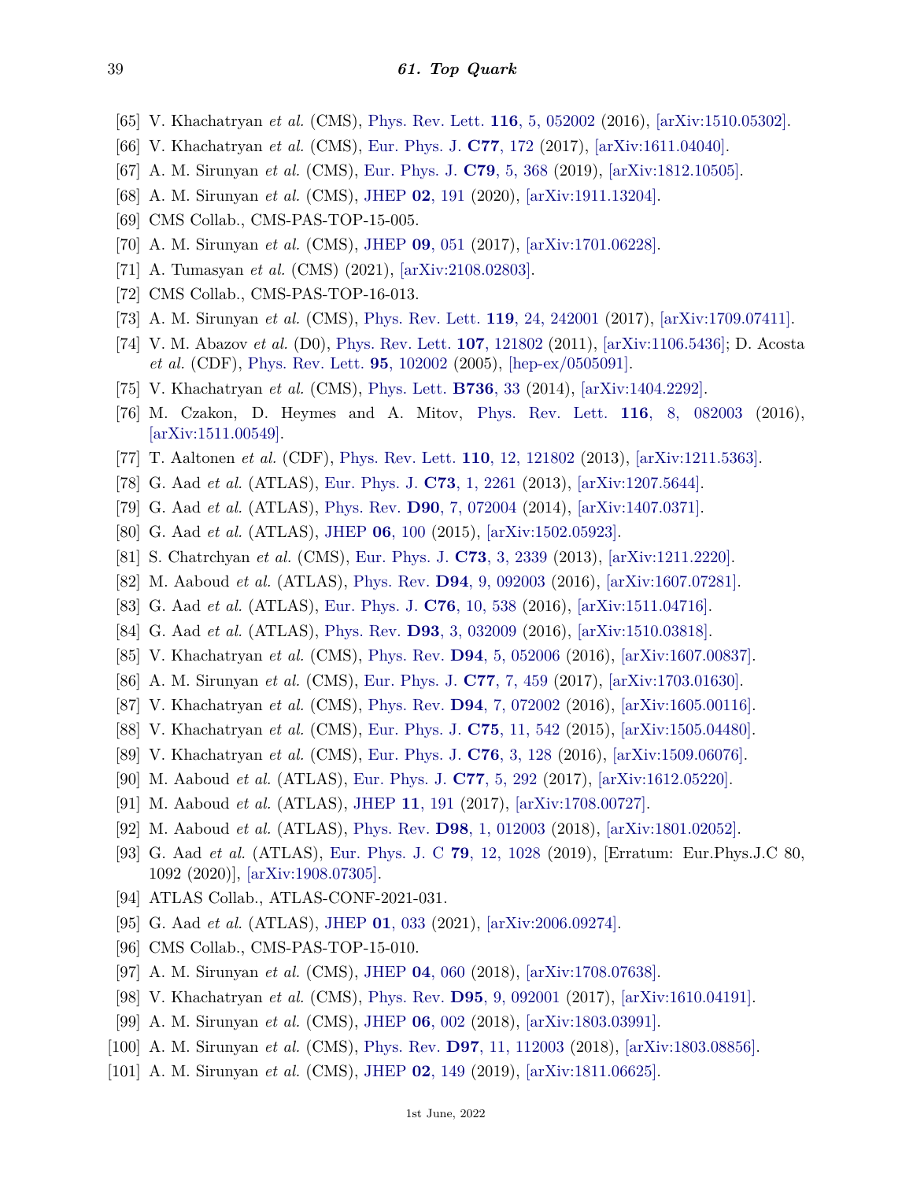[65] V. Khachatryan *et al.* (CMS), Phys. Rev. Lett. **116**, 5, 052002 (2016), [arXiv:1510.05302].

[66] V. Khachatryan *et al.* (CMS), Eur. Phys. J. **C77**, 172 (2017), [arXiv:1611.04040].

[67] A. M. Sirunyan *et al.* (CMS), Eur. Phys. J. **C79**, 5, 368 (2019), [arXiv:1812.10505].

[68] A. M. Sirunyan *et al.* (CMS), JHEP **02**, 191 (2020), [arXiv:1911.13204].

[69] CMS Collab., CMS-PAS-TOP-15-005.

[70] A. M. Sirunyan *et al.* (CMS), JHEP **09**, 051 (2017), [arXiv:1701.06228].

[71] A. Tumasyan *et al.* (CMS) (2021), [arXiv:2108.02803].

[72] CMS Collab., CMS-PAS-TOP-16-013.

[73] A. M. Sirunyan *et al.* (CMS), Phys. Rev. Lett. **119**, 24, 242001 (2017), [arXiv:1709.07411].

[74] V. M. Abazov *et al.* (D0), Phys. Rev. Lett. **107**, 121802 (2011), [arXiv:1106.5436]; D. Acosta *et al.* (CDF), Phys. Rev. Lett. **95**, 102002 (2005), [hep-ex/0505091].

[75] V. Khachatryan *et al.* (CMS), Phys. Lett. **B736**, 33 (2014), [arXiv:1404.2292].

[76] M. Czakon, D. Heymes and A. Mitov, Phys. Rev. Lett. **116**, 8, 082003 (2016), [arXiv:1511.00549].

[77] T. Aaltonen *et al.* (CDF), Phys. Rev. Lett. **110**, 12, 121802 (2013), [arXiv:1211.5363].

[78] G. Aad *et al.* (ATLAS), Eur. Phys. J. **C73**, 1, 2261 (2013), [arXiv:1207.5644].

[79] G. Aad *et al.* (ATLAS), Phys. Rev. **D90**, 7, 072004 (2014), [arXiv:1407.0371].

[80] G. Aad *et al.* (ATLAS), JHEP **06**, 100 (2015), [arXiv:1502.05923].

[81] S. Chatrchyan *et al.* (CMS), Eur. Phys. J. **C73**, 3, 2339 (2013), [arXiv:1211.2220].

[82] M. Aaboud *et al.* (ATLAS), Phys. Rev. **D94**, 9, 092003 (2016), [arXiv:1607.07281].

[83] G. Aad *et al.* (ATLAS), Eur. Phys. J. **C76**, 10, 538 (2016), [arXiv:1511.04716].

[84] G. Aad *et al.* (ATLAS), Phys. Rev. **D93**, 3, 032009 (2016), [arXiv:1510.03818].

[85] V. Khachatryan *et al.* (CMS), Phys. Rev. **D94**, 5, 052006 (2016), [arXiv:1607.00837].

[86] A. M. Sirunyan *et al.* (CMS), Eur. Phys. J. **C77**, 7, 459 (2017), [arXiv:1703.01630].

[87] V. Khachatryan *et al.* (CMS), Phys. Rev. **D94**, 7, 072002 (2016), [arXiv:1605.00116].

[88] V. Khachatryan *et al.* (CMS), Eur. Phys. J. **C75**, 11, 542 (2015), [arXiv:1505.04480].

[89] V. Khachatryan *et al.* (CMS), Eur. Phys. J. **C76**, 3, 128 (2016), [arXiv:1509.06076].

[90] M. Aaboud *et al.* (ATLAS), Eur. Phys. J. **C77**, 5, 292 (2017), [arXiv:1612.05220].

[91] M. Aaboud *et al.* (ATLAS), JHEP **11**, 191 (2017), [arXiv:1708.00727].

[92] M. Aaboud *et al.* (ATLAS), Phys. Rev. **D98**, 1, 012003 (2018), [arXiv:1801.02052].

[93] G. Aad *et al.* (ATLAS), Eur. Phys. J. C **79**, 12, 1028 (2019), [Erratum: Eur.Phys.J.C 80, 1092 (2020)], [arXiv:1908.07305].

[94] ATLAS Collab., ATLAS-CONF-2021-031.

[95] G. Aad *et al.* (ATLAS), JHEP **01**, 033 (2021), [arXiv:2006.09274].

[96] CMS Collab., CMS-PAS-TOP-15-010.

[97] A. M. Sirunyan *et al.* (CMS), JHEP **04**, 060 (2018), [arXiv:1708.07638].

[98] V. Khachatryan *et al.* (CMS), Phys. Rev. **D95**, 9, 092001 (2017), [arXiv:1610.04191].

[99] A. M. Sirunyan *et al.* (CMS), JHEP **06**, 002 (2018), [arXiv:1803.03991].

[100] A. M. Sirunyan *et al.* (CMS), Phys. Rev. **D97**, 11, 112003 (2018), [arXiv:1803.08856].

[101] A. M. Sirunyan *et al.* (CMS), JHEP **02**, 149 (2019), [arXiv:1811.06625].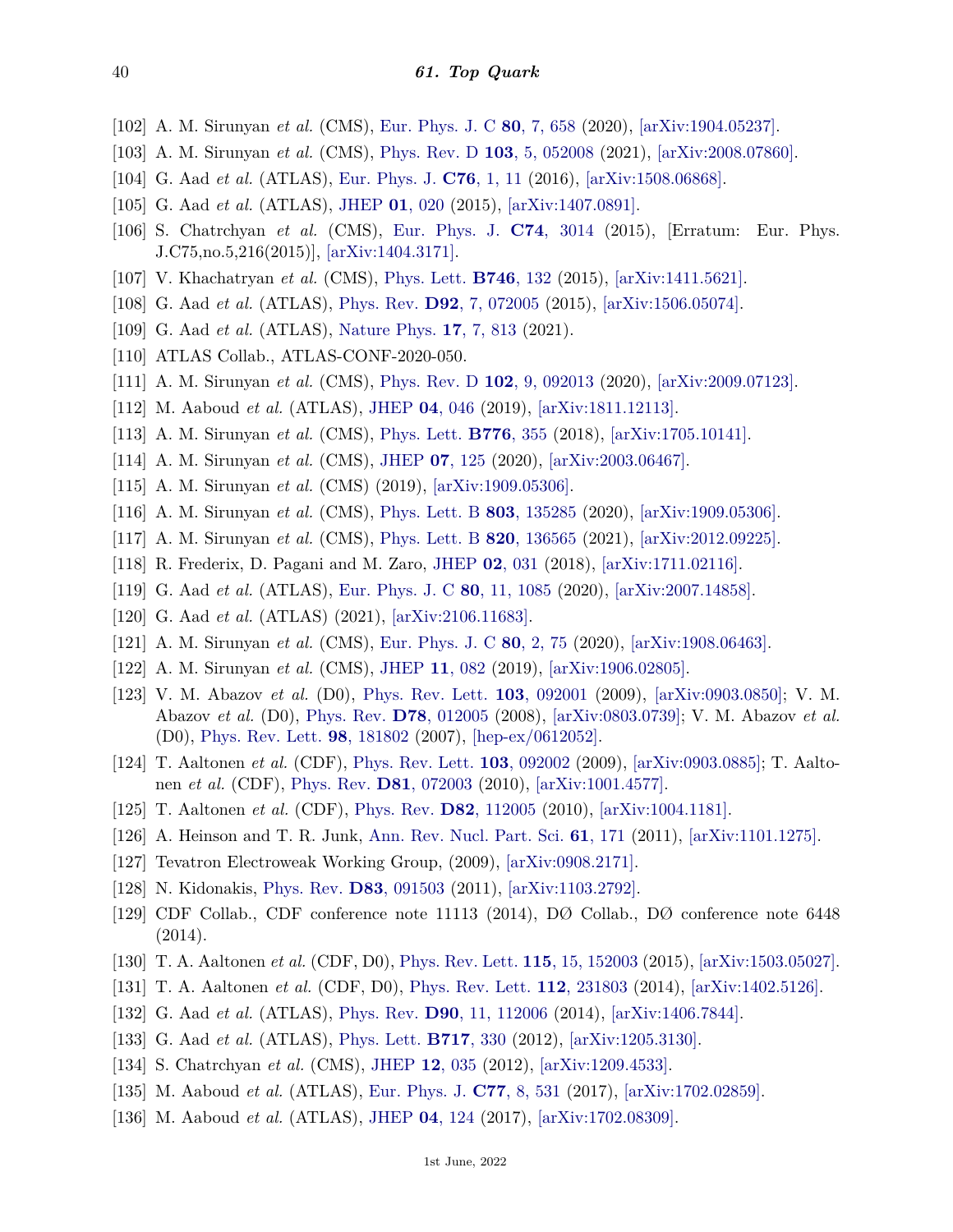[102] A. M. Sirunyan *et al.* (CMS), Eur. Phys. J. C **80**, 7, 658 (2020), [arXiv:1904.05237].

[103] A. M. Sirunyan *et al.* (CMS), Phys. Rev. D **103**, 5, 052008 (2021), [arXiv:2008.07860].

[104] G. Aad *et al.* (ATLAS), Eur. Phys. J. **C76**, 1, 11 (2016), [arXiv:1508.06868].

[105] G. Aad *et al.* (ATLAS), JHEP **01**, 020 (2015), [arXiv:1407.0891].

[106] S. Chatrchyan *et al.* (CMS), Eur. Phys. J. **C74**, 3014 (2015), [Erratum: Eur. Phys. J.C75,no.5,216(2015)], [arXiv:1404.3171].

[107] V. Khachatryan *et al.* (CMS), Phys. Lett. **B746**, 132 (2015), [arXiv:1411.5621].

[108] G. Aad *et al.* (ATLAS), Phys. Rev. **D92**, 7, 072005 (2015), [arXiv:1506.05074].

[109] G. Aad *et al.* (ATLAS), Nature Phys. **17**, 7, 813 (2021).

[110] ATLAS Collab., ATLAS-CONF-2020-050.

[111] A. M. Sirunyan *et al.* (CMS), Phys. Rev. D **102**, 9, 092013 (2020), [arXiv:2009.07123].

[112] M. Aaboud *et al.* (ATLAS), JHEP **04**, 046 (2019), [arXiv:1811.12113].

[113] A. M. Sirunyan *et al.* (CMS), Phys. Lett. **B776**, 355 (2018), [arXiv:1705.10141].

[114] A. M. Sirunyan *et al.* (CMS), JHEP **07**, 125 (2020), [arXiv:2003.06467].

[115] A. M. Sirunyan *et al.* (CMS) (2019), [arXiv:1909.05306].

[116] A. M. Sirunyan *et al.* (CMS), Phys. Lett. B **803**, 135285 (2020), [arXiv:1909.05306].

[117] A. M. Sirunyan *et al.* (CMS), Phys. Lett. B **820**, 136565 (2021), [arXiv:2012.09225].

[118] R. Frederix, D. Pagani and M. Zaro, JHEP **02**, 031 (2018), [arXiv:1711.02116].

[119] G. Aad *et al.* (ATLAS), Eur. Phys. J. C **80**, 11, 1085 (2020), [arXiv:2007.14858].

[120] G. Aad *et al.* (ATLAS) (2021), [arXiv:2106.11683].

[121] A. M. Sirunyan *et al.* (CMS), Eur. Phys. J. C **80**, 2, 75 (2020), [arXiv:1908.06463].

[122] A. M. Sirunyan *et al.* (CMS), JHEP **11**, 082 (2019), [arXiv:1906.02805].

[123] V. M. Abazov *et al.* (D0), Phys. Rev. Lett. **103**, 092001 (2009), [arXiv:0903.0850]; V. M. Abazov *et al.* (D0), Phys. Rev. **D78**, 012005 (2008), [arXiv:0803.0739]; V. M. Abazov *et al.* (D0), Phys. Rev. Lett. **98**, 181802 (2007), [hep-ex/0612052].

[124] T. Aaltonen *et al.* (CDF), Phys. Rev. Lett. **103**, 092002 (2009), [arXiv:0903.0885]; T. Aaltonen *et al.* (CDF), Phys. Rev. **D81**, 072003 (2010), [arXiv:1001.4577].

[125] T. Aaltonen *et al.* (CDF), Phys. Rev. **D82**, 112005 (2010), [arXiv:1004.1181].

[126] A. Heinson and T. R. Junk, Ann. Rev. Nucl. Part. Sci. **61**, 171 (2011), [arXiv:1101.1275].

[127] Tevatron Electroweak Working Group, (2009), [arXiv:0908.2171].

[128] N. Kidonakis, Phys. Rev. **D83**, 091503 (2011), [arXiv:1103.2792].

[129] CDF Collab., CDF conference note 11113 (2014), DØ Collab., DØ conference note 6448 (2014).

[130] T. A. Aaltonen *et al.* (CDF, D0), Phys. Rev. Lett. **115**, 15, 152003 (2015), [arXiv:1503.05027].

[131] T. A. Aaltonen *et al.* (CDF, D0), Phys. Rev. Lett. **112**, 231803 (2014), [arXiv:1402.5126].

[132] G. Aad *et al.* (ATLAS), Phys. Rev. **D90**, 11, 112006 (2014), [arXiv:1406.7844].

[133] G. Aad *et al.* (ATLAS), Phys. Lett. **B717**, 330 (2012), [arXiv:1205.3130].

[134] S. Chatrchyan *et al.* (CMS), JHEP **12**, 035 (2012), [arXiv:1209.4533].

[135] M. Aaboud *et al.* (ATLAS), Eur. Phys. J. **C77**, 8, 531 (2017), [arXiv:1702.02859].

[136] M. Aaboud *et al.* (ATLAS), JHEP **04**, 124 (2017), [arXiv:1702.08309].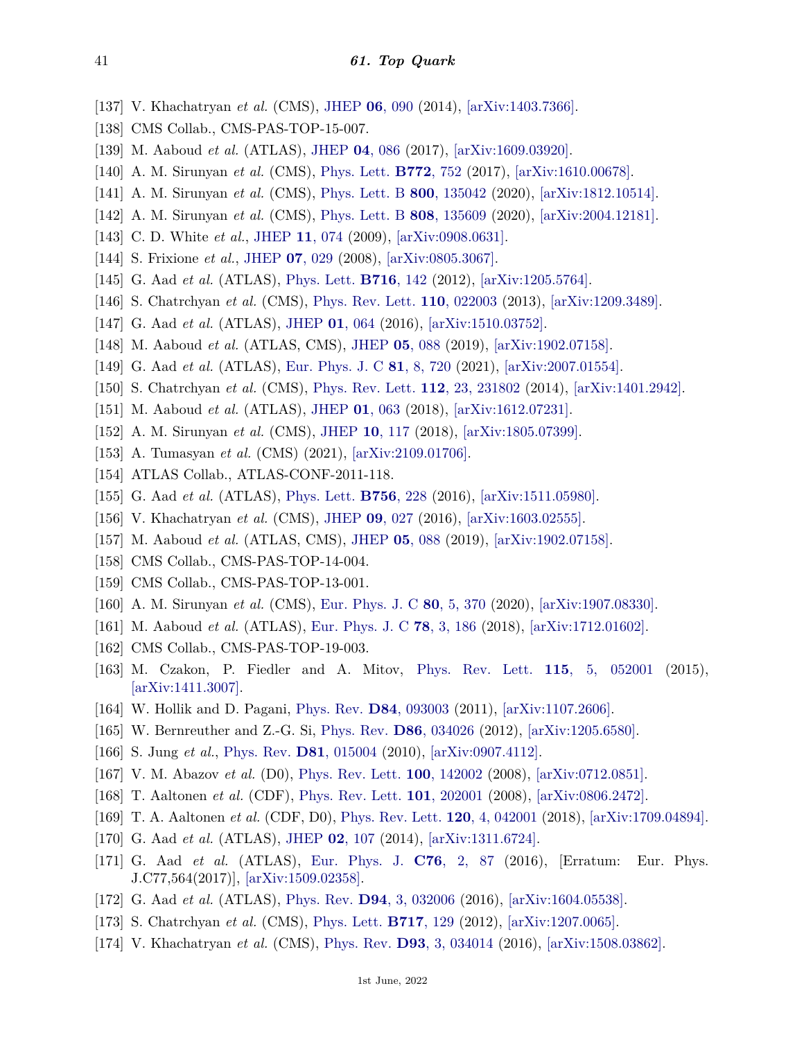[137] V. Khachatryan *et al.* (CMS), JHEP **06**, 090 (2014), [arXiv:1403.7366].

[138] CMS Collab., CMS-PAS-TOP-15-007.

[139] M. Aaboud *et al.* (ATLAS), JHEP **04**, 086 (2017), [arXiv:1609.03920].

[140] A. M. Sirunyan *et al.* (CMS), Phys. Lett. **B772**, 752 (2017), [arXiv:1610.00678].

[141] A. M. Sirunyan *et al.* (CMS), Phys. Lett. B **800**, 135042 (2020), [arXiv:1812.10514].

[142] A. M. Sirunyan *et al.* (CMS), Phys. Lett. B **808**, 135609 (2020), [arXiv:2004.12181].

[143] C. D. White *et al.*, JHEP **11**, 074 (2009), [arXiv:0908.0631].

[144] S. Frixione *et al.*, JHEP **07**, 029 (2008), [arXiv:0805.3067].

[145] G. Aad *et al.* (ATLAS), Phys. Lett. **B716**, 142 (2012), [arXiv:1205.5764].

[146] S. Chatrchyan *et al.* (CMS), Phys. Rev. Lett. **110**, 022003 (2013), [arXiv:1209.3489].

[147] G. Aad *et al.* (ATLAS), JHEP **01**, 064 (2016), [arXiv:1510.03752].

[148] M. Aaboud *et al.* (ATLAS, CMS), JHEP **05**, 088 (2019), [arXiv:1902.07158].

[149] G. Aad *et al.* (ATLAS), Eur. Phys. J. C **81**, 8, 720 (2021), [arXiv:2007.01554].

[150] S. Chatrchyan *et al.* (CMS), Phys. Rev. Lett. **112**, 23, 231802 (2014), [arXiv:1401.2942].

[151] M. Aaboud *et al.* (ATLAS), JHEP **01**, 063 (2018), [arXiv:1612.07231].

[152] A. M. Sirunyan *et al.* (CMS), JHEP **10**, 117 (2018), [arXiv:1805.07399].

[153] A. Tumasyan *et al.* (CMS) (2021), [arXiv:2109.01706].

[154] ATLAS Collab., ATLAS-CONF-2011-118.

[155] G. Aad *et al.* (ATLAS), Phys. Lett. **B756**, 228 (2016), [arXiv:1511.05980].

[156] V. Khachatryan *et al.* (CMS), JHEP **09**, 027 (2016), [arXiv:1603.02555].

[157] M. Aaboud *et al.* (ATLAS, CMS), JHEP **05**, 088 (2019), [arXiv:1902.07158].

[158] CMS Collab., CMS-PAS-TOP-14-004.

[159] CMS Collab., CMS-PAS-TOP-13-001.

[160] A. M. Sirunyan *et al.* (CMS), Eur. Phys. J. C **80**, 5, 370 (2020), [arXiv:1907.08330].

[161] M. Aaboud *et al.* (ATLAS), Eur. Phys. J. C **78**, 3, 186 (2018), [arXiv:1712.01602].

[162] CMS Collab., CMS-PAS-TOP-19-003.

[163] M. Czakon, P. Fiedler and A. Mitov, Phys. Rev. Lett. **115**, 5, 052001 (2015), [arXiv:1411.3007].

[164] W. Hollik and D. Pagani, Phys. Rev. **D84**, 093003 (2011), [arXiv:1107.2606].

[165] W. Bernreuther and Z.-G. Si, Phys. Rev. **D86**, 034026 (2012), [arXiv:1205.6580].

[166] S. Jung *et al.*, Phys. Rev. **D81**, 015004 (2010), [arXiv:0907.4112].

[167] V. M. Abazov *et al.* (D0), Phys. Rev. Lett. **100**, 142002 (2008), [arXiv:0712.0851].

[168] T. Aaltonen *et al.* (CDF), Phys. Rev. Lett. **101**, 202001 (2008), [arXiv:0806.2472].

[169] T. A. Aaltonen *et al.* (CDF, D0), Phys. Rev. Lett. **120**, 4, 042001 (2018), [arXiv:1709.04894].

[170] G. Aad *et al.* (ATLAS), JHEP **02**, 107 (2014), [arXiv:1311.6724].

[171] G. Aad *et al.* (ATLAS), Eur. Phys. J. **C76**, 2, 87 (2016), [Erratum: Eur. Phys. J.C77,564(2017)], [arXiv:1509.02358].

[172] G. Aad *et al.* (ATLAS), Phys. Rev. **D94**, 3, 032006 (2016), [arXiv:1604.05538].

[173] S. Chatrchyan *et al.* (CMS), Phys. Lett. **B717**, 129 (2012), [arXiv:1207.0065].

[174] V. Khachatryan *et al.* (CMS), Phys. Rev. **D93**, 3, 034014 (2016), [arXiv:1508.03862].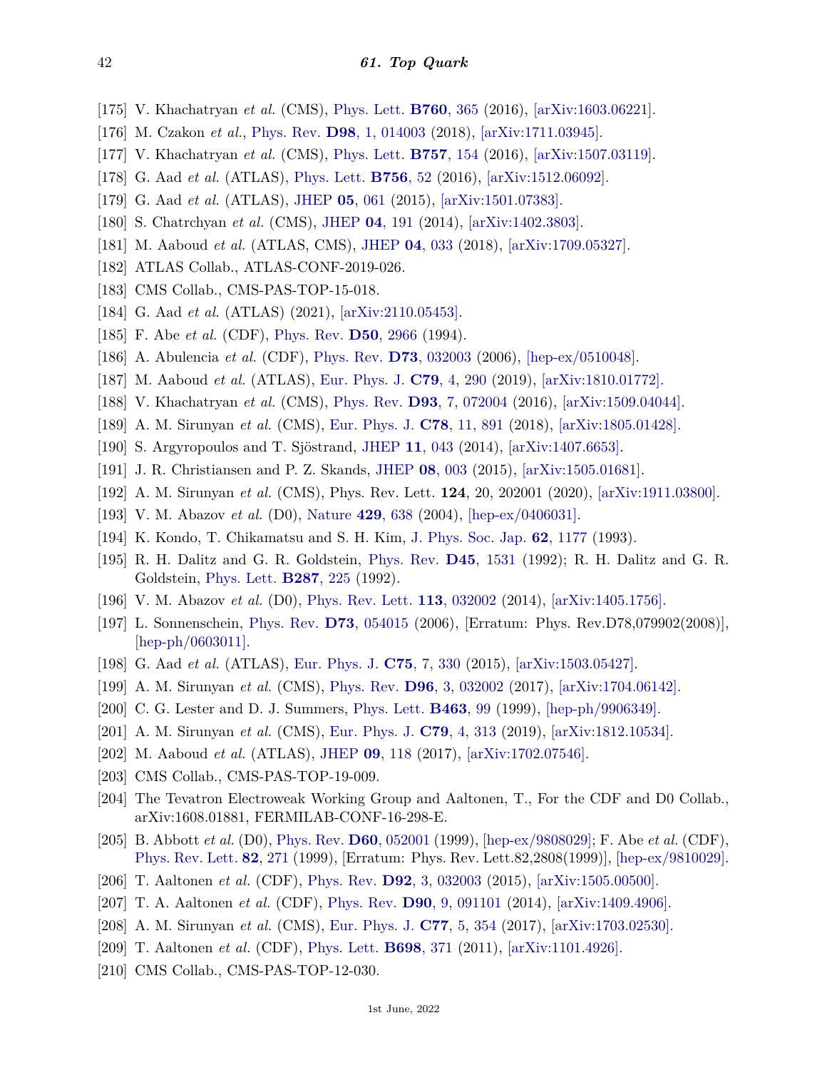[175] V. Khachatryan *et al.* (CMS), Phys. Lett. **B760**, 365 (2016), [arXiv:1603.06221].

[176] M. Czakon *et al.*, Phys. Rev. **D98**, 1, 014003 (2018), [arXiv:1711.03945].

[177] V. Khachatryan *et al.* (CMS), Phys. Lett. **B757**, 154 (2016), [arXiv:1507.03119].

[178] G. Aad *et al.* (ATLAS), Phys. Lett. **B756**, 52 (2016), [arXiv:1512.06092].

[179] G. Aad *et al.* (ATLAS), JHEP **05**, 061 (2015), [arXiv:1501.07383].

[180] S. Chatrchyan *et al.* (CMS), JHEP **04**, 191 (2014), [arXiv:1402.3803].

[181] M. Aaboud *et al.* (ATLAS, CMS), JHEP **04**, 033 (2018), [arXiv:1709.05327].

[182] ATLAS Collab., ATLAS-CONF-2019-026.

[183] CMS Collab., CMS-PAS-TOP-15-018.

[184] G. Aad *et al.* (ATLAS) (2021), [arXiv:2110.05453].

[185] F. Abe *et al.* (CDF), Phys. Rev. **D50**, 2966 (1994).

[186] A. Abulencia *et al.* (CDF), Phys. Rev. **D73**, 032003 (2006), [hep-ex/0510048].

[187] M. Aaboud *et al.* (ATLAS), Eur. Phys. J. **C79**, 4, 290 (2019), [arXiv:1810.01772].

[188] V. Khachatryan *et al.* (CMS), Phys. Rev. **D93**, 7, 072004 (2016), [arXiv:1509.04044].

[189] A. M. Sirunyan *et al.* (CMS), Eur. Phys. J. **C78**, 11, 891 (2018), [arXiv:1805.01428].

[190] S. Argyropoulos and T. Sjöstrand, JHEP **11**, 043 (2014), [arXiv:1407.6653].

[191] J. R. Christiansen and P. Z. Skands, JHEP **08**, 003 (2015), [arXiv:1505.01681].

[192] A. M. Sirunyan *et al.* (CMS), Phys. Rev. Lett. **124**, 20, 202001 (2020), [arXiv:1911.03800].

[193] V. M. Abazov *et al.* (D0), Nature **429**, 638 (2004), [hep-ex/0406031].

[194] K. Kondo, T. Chikamatsu and S. H. Kim, J. Phys. Soc. Jap. **62**, 1177 (1993).

[195] R. H. Dalitz and G. R. Goldstein, Phys. Rev. **D45**, 1531 (1992); R. H. Dalitz and G. R. Goldstein, Phys. Lett. **B287**, 225 (1992).

[196] V. M. Abazov *et al.* (D0), Phys. Rev. Lett. **113**, 032002 (2014), [arXiv:1405.1756].

[197] L. Sonnenschein, Phys. Rev. **D73**, 054015 (2006), [Erratum: Phys. Rev.D78,079902(2008)], [hep-ph/0603011].

[198] G. Aad *et al.* (ATLAS), Eur. Phys. J. **C75**, 7, 330 (2015), [arXiv:1503.05427].

[199] A. M. Sirunyan *et al.* (CMS), Phys. Rev. **D96**, 3, 032002 (2017), [arXiv:1704.06142].

[200] C. G. Lester and D. J. Summers, Phys. Lett. **B463**, 99 (1999), [hep-ph/9906349].

[201] A. M. Sirunyan *et al.* (CMS), Eur. Phys. J. **C79**, 4, 313 (2019), [arXiv:1812.10534].

[202] M. Aaboud *et al.* (ATLAS), JHEP **09**, 118 (2017), [arXiv:1702.07546].

[203] CMS Collab., CMS-PAS-TOP-19-009.

[204] The Tevatron Electroweak Working Group and Aaltonen, T., For the CDF and D0 Collab., arXiv:1608.01881, FERMILAB-CONF-16-298-E.

[205] B. Abbott *et al.* (D0), Phys. Rev. **D60**, 052001 (1999), [hep-ex/9808029]; F. Abe *et al.* (CDF), Phys. Rev. Lett. **82**, 271 (1999), [Erratum: Phys. Rev. Lett.82,2808(1999)], [hep-ex/9810029].

[206] T. Aaltonen *et al.* (CDF), Phys. Rev. **D92**, 3, 032003 (2015), [arXiv:1505.00500].

[207] T. A. Aaltonen *et al.* (CDF), Phys. Rev. **D90**, 9, 091101 (2014), [arXiv:1409.4906].

[208] A. M. Sirunyan *et al.* (CMS), Eur. Phys. J. **C77**, 5, 354 (2017), [arXiv:1703.02530].

[209] T. Aaltonen *et al.* (CDF), Phys. Lett. **B698**, 371 (2011), [arXiv:1101.4926].

[210] CMS Collab., CMS-PAS-TOP-12-030.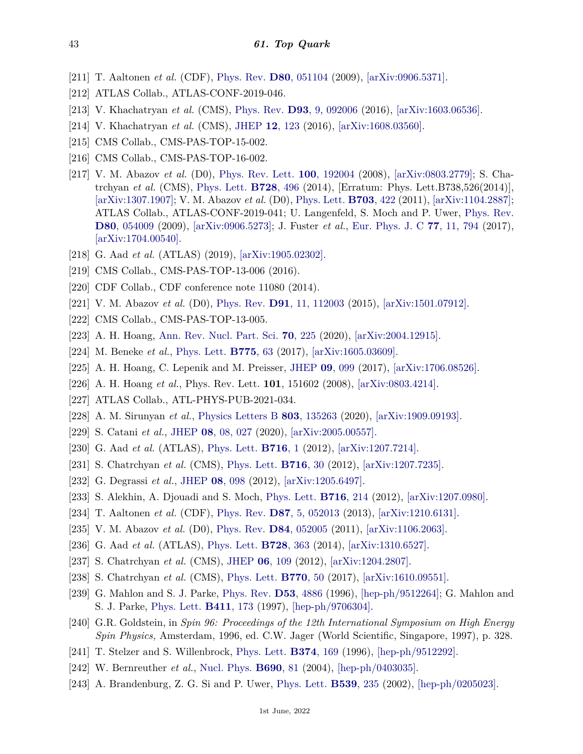[211] T. Aaltonen *et al.* (CDF), Phys. Rev. **D80**, 051104 (2009), [arXiv:0906.5371].

[212] ATLAS Collab., ATLAS-CONF-2019-046.

[213] V. Khachatryan *et al.* (CMS), Phys. Rev. **D93**, 9, 092006 (2016), [arXiv:1603.06536].

[214] V. Khachatryan *et al.* (CMS), JHEP **12**, 123 (2016), [arXiv:1608.03560].

[215] CMS Collab., CMS-PAS-TOP-15-002.

[216] CMS Collab., CMS-PAS-TOP-16-002.

[217] V. M. Abazov *et al.* (D0), Phys. Rev. Lett. **100**, 192004 (2008), [arXiv:0803.2779]; S. Chatrchyan *et al.* (CMS), Phys. Lett. **B728**, 496 (2014), [Erratum: Phys. Lett.B738,526(2014)], [arXiv:1307.1907]; V. M. Abazov *et al.* (D0), Phys. Lett. **B703**, 422 (2011), [arXiv:1104.2887]; ATLAS Collab., ATLAS-CONF-2019-041; U. Langenfeld, S. Moch and P. Uwer, Phys. Rev. **D80**, 054009 (2009), [arXiv:0906.5273]; J. Fuster *et al.*, Eur. Phys. J. C **77**, 11, 794 (2017), [arXiv:1704.00540].

[218] G. Aad *et al.* (ATLAS) (2019), [arXiv:1905.02302].

[219] CMS Collab., CMS-PAS-TOP-13-006 (2016).

[220] CDF Collab., CDF conference note 11080 (2014).

[221] V. M. Abazov *et al.* (D0), Phys. Rev. **D91**, 11, 112003 (2015), [arXiv:1501.07912].

[222] CMS Collab., CMS-PAS-TOP-13-005.

[223] A. H. Hoang, Ann. Rev. Nucl. Part. Sci. **70**, 225 (2020), [arXiv:2004.12915].

[224] M. Beneke *et al.*, Phys. Lett. **B775**, 63 (2017), [arXiv:1605.03609].

[225] A. H. Hoang, C. Lepenik and M. Preisser, JHEP **09**, 099 (2017), [arXiv:1706.08526].

[226] A. H. Hoang *et al.*, Phys. Rev. Lett. **101**, 151602 (2008), [arXiv:0803.4214].

[227] ATLAS Collab., ATL-PHYS-PUB-2021-034.

[228] A. M. Sirunyan *et al.*, Physics Letters B **803**, 135263 (2020), [arXiv:1909.09193].

[229] S. Catani *et al.*, JHEP **08**, 08, 027 (2020), [arXiv:2005.00557].

[230] G. Aad *et al.* (ATLAS), Phys. Lett. **B716**, 1 (2012), [arXiv:1207.7214].

[231] S. Chatrchyan *et al.* (CMS), Phys. Lett. **B716**, 30 (2012), [arXiv:1207.7235].

[232] G. Degrassi *et al.*, JHEP **08**, 098 (2012), [arXiv:1205.6497].

[233] S. Alekhin, A. Djouadi and S. Moch, Phys. Lett. **B716**, 214 (2012), [arXiv:1207.0980].

[234] T. Aaltonen *et al.* (CDF), Phys. Rev. **D87**, 5, 052013 (2013), [arXiv:1210.6131].

[235] V. M. Abazov *et al.* (D0), Phys. Rev. **D84**, 052005 (2011), [arXiv:1106.2063].

[236] G. Aad *et al.* (ATLAS), Phys. Lett. **B728**, 363 (2014), [arXiv:1310.6527].

[237] S. Chatrchyan *et al.* (CMS), JHEP **06**, 109 (2012), [arXiv:1204.2807].

[238] S. Chatrchyan *et al.* (CMS), Phys. Lett. **B770**, 50 (2017), [arXiv:1610.09551].

[239] G. Mahlon and S. J. Parke, Phys. Rev. **D53**, 4886 (1996), [hep-ph/9512264]; G. Mahlon and S. J. Parke, Phys. Lett. **B411**, 173 (1997), [hep-ph/9706304].

[240] G.R. Goldstein, in *Spin 96: Proceedings of the 12th International Symposium on High Energy Spin Physics,* Amsterdam, 1996, ed. C.W. Jager (World Scientific, Singapore, 1997), p. 328.

[241] T. Stelzer and S. Willenbrock, Phys. Lett. **B374**, 169 (1996), [hep-ph/9512292].

[242] W. Bernreuther *et al.*, Nucl. Phys. **B690**, 81 (2004), [hep-ph/0403035].

[243] A. Brandenburg, Z. G. Si and P. Uwer, Phys. Lett. **B539**, 235 (2002), [hep-ph/0205023].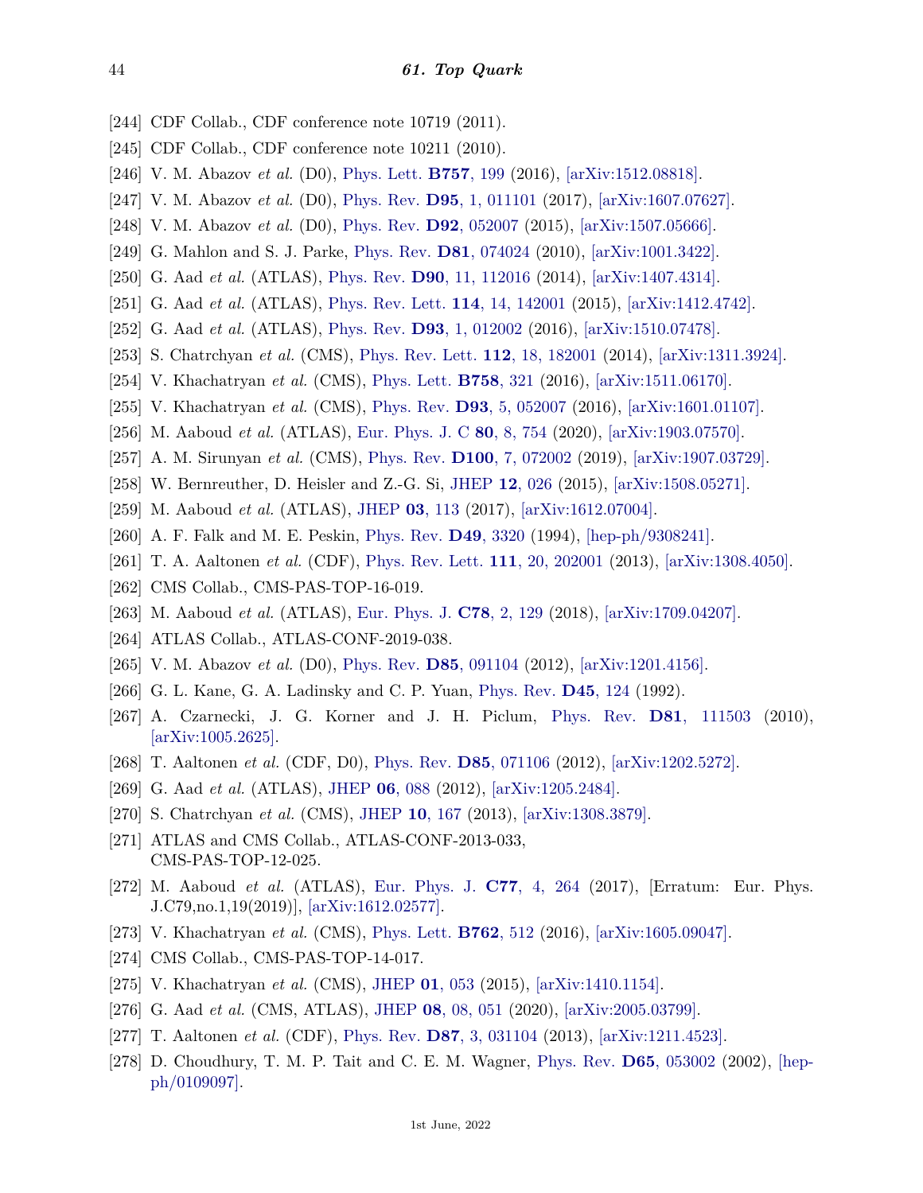[244] CDF Collab., CDF conference note 10719 (2011).

[245] CDF Collab., CDF conference note 10211 (2010).

[246] V. M. Abazov *et al.* (D0), Phys. Lett. **B757**, 199 (2016), [arXiv:1512.08818].

[247] V. M. Abazov *et al.* (D0), Phys. Rev. **D95**, 1, 011101 (2017), [arXiv:1607.07627].

[248] V. M. Abazov *et al.* (D0), Phys. Rev. **D92**, 052007 (2015), [arXiv:1507.05666].

[249] G. Mahlon and S. J. Parke, Phys. Rev. **D81**, 074024 (2010), [arXiv:1001.3422].

[250] G. Aad *et al.* (ATLAS), Phys. Rev. **D90**, 11, 112016 (2014), [arXiv:1407.4314].

[251] G. Aad *et al.* (ATLAS), Phys. Rev. Lett. **114**, 14, 142001 (2015), [arXiv:1412.4742].

[252] G. Aad *et al.* (ATLAS), Phys. Rev. **D93**, 1, 012002 (2016), [arXiv:1510.07478].

[253] S. Chatrchyan *et al.* (CMS), Phys. Rev. Lett. **112**, 18, 182001 (2014), [arXiv:1311.3924].

[254] V. Khachatryan *et al.* (CMS), Phys. Lett. **B758**, 321 (2016), [arXiv:1511.06170].

[255] V. Khachatryan *et al.* (CMS), Phys. Rev. **D93**, 5, 052007 (2016), [arXiv:1601.01107].

[256] M. Aaboud *et al.* (ATLAS), Eur. Phys. J. C **80**, 8, 754 (2020), [arXiv:1903.07570].

[257] A. M. Sirunyan *et al.* (CMS), Phys. Rev. **D100**, 7, 072002 (2019), [arXiv:1907.03729].

[258] W. Bernreuther, D. Heisler and Z.-G. Si, JHEP **12**, 026 (2015), [arXiv:1508.05271].

[259] M. Aaboud *et al.* (ATLAS), JHEP **03**, 113 (2017), [arXiv:1612.07004].

[260] A. F. Falk and M. E. Peskin, Phys. Rev. **D49**, 3320 (1994), [hep-ph/9308241].

[261] T. A. Aaltonen *et al.* (CDF), Phys. Rev. Lett. **111**, 20, 202001 (2013), [arXiv:1308.4050].

[262] CMS Collab., CMS-PAS-TOP-16-019.

[263] M. Aaboud *et al.* (ATLAS), Eur. Phys. J. **C78**, 2, 129 (2018), [arXiv:1709.04207].

[264] ATLAS Collab., ATLAS-CONF-2019-038.

[265] V. M. Abazov *et al.* (D0), Phys. Rev. **D85**, 091104 (2012), [arXiv:1201.4156].

[266] G. L. Kane, G. A. Ladinsky and C. P. Yuan, Phys. Rev. **D45**, 124 (1992).

[267] A. Czarnecki, J. G. Korner and J. H. Piclum, Phys. Rev. **D81**, 111503 (2010), [arXiv:1005.2625].

[268] T. Aaltonen *et al.* (CDF, D0), Phys. Rev. **D85**, 071106 (2012), [arXiv:1202.5272].

[269] G. Aad *et al.* (ATLAS), JHEP **06**, 088 (2012), [arXiv:1205.2484].

[270] S. Chatrchyan *et al.* (CMS), JHEP **10**, 167 (2013), [arXiv:1308.3879].

[271] ATLAS and CMS Collab., ATLAS-CONF-2013-033, CMS-PAS-TOP-12-025.

[272] M. Aaboud *et al.* (ATLAS), Eur. Phys. J. **C77**, 4, 264 (2017), [Erratum: Eur. Phys. J.C79,no.1,19(2019)], [arXiv:1612.02577].

[273] V. Khachatryan *et al.* (CMS), Phys. Lett. **B762**, 512 (2016), [arXiv:1605.09047].

[274] CMS Collab., CMS-PAS-TOP-14-017.

[275] V. Khachatryan *et al.* (CMS), JHEP **01**, 053 (2015), [arXiv:1410.1154].

[276] G. Aad *et al.* (CMS, ATLAS), JHEP **08**, 08, 051 (2020), [arXiv:2005.03799].

[277] T. Aaltonen *et al.* (CDF), Phys. Rev. **D87**, 3, 031104 (2013), [arXiv:1211.4523].

[278] D. Choudhury, T. M. P. Tait and C. E. M. Wagner, Phys. Rev. **D65**, 053002 (2002), [hep-ph/0109097].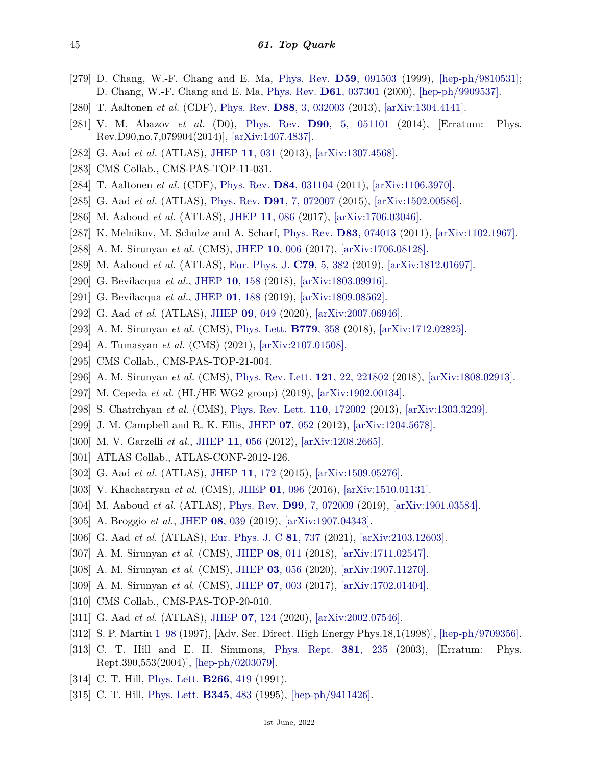[279] D. Chang, W.-F. Chang and E. Ma, Phys. Rev. **D59**, 091503 (1999), [hep-ph/9810531]; D. Chang, W.-F. Chang and E. Ma, Phys. Rev. **D61**, 037301 (2000), [hep-ph/9909537].

[280] T. Aaltonen *et al.* (CDF), Phys. Rev. **D88**, 3, 032003 (2013), [arXiv:1304.4141].

[281] V. M. Abazov *et al.* (D0), Phys. Rev. **D90**, 5, 051101 (2014), [Erratum: Phys. Rev.D90,no.7,079904(2014)], [arXiv:1407.4837].

[282] G. Aad *et al.* (ATLAS), JHEP **11**, 031 (2013), [arXiv:1307.4568].

[283] CMS Collab., CMS-PAS-TOP-11-031.

[284] T. Aaltonen *et al.* (CDF), Phys. Rev. **D84**, 031104 (2011), [arXiv:1106.3970].

[285] G. Aad *et al.* (ATLAS), Phys. Rev. **D91**, 7, 072007 (2015), [arXiv:1502.00586].

[286] M. Aaboud *et al.* (ATLAS), JHEP **11**, 086 (2017), [arXiv:1706.03046].

[287] K. Melnikov, M. Schulze and A. Scharf, Phys. Rev. **D83**, 074013 (2011), [arXiv:1102.1967].

[288] A. M. Sirunyan *et al.* (CMS), JHEP **10**, 006 (2017), [arXiv:1706.08128].

[289] M. Aaboud *et al.* (ATLAS), Eur. Phys. J. **C79**, 5, 382 (2019), [arXiv:1812.01697].

[290] G. Bevilacqua *et al.*, JHEP **10**, 158 (2018), [arXiv:1803.09916].

[291] G. Bevilacqua *et al.*, JHEP **01**, 188 (2019), [arXiv:1809.08562].

[292] G. Aad *et al.* (ATLAS), JHEP **09**, 049 (2020), [arXiv:2007.06946].

[293] A. M. Sirunyan *et al.* (CMS), Phys. Lett. **B779**, 358 (2018), [arXiv:1712.02825].

[294] A. Tumasyan *et al.* (CMS) (2021), [arXiv:2107.01508].

[295] CMS Collab., CMS-PAS-TOP-21-004.

[296] A. M. Sirunyan *et al.* (CMS), Phys. Rev. Lett. **121**, 22, 221802 (2018), [arXiv:1808.02913].

[297] M. Cepeda *et al.* (HL/HE WG2 group) (2019), [arXiv:1902.00134].

[298] S. Chatrchyan *et al.* (CMS), Phys. Rev. Lett. **110**, 172002 (2013), [arXiv:1303.3239].

[299] J. M. Campbell and R. K. Ellis, JHEP **07**, 052 (2012), [arXiv:1204.5678].

[300] M. V. Garzelli *et al.*, JHEP **11**, 056 (2012), [arXiv:1208.2665].

[301] ATLAS Collab., ATLAS-CONF-2012-126.

[302] G. Aad *et al.* (ATLAS), JHEP **11**, 172 (2015), [arXiv:1509.05276].

[303] V. Khachatryan *et al.* (CMS), JHEP **01**, 096 (2016), [arXiv:1510.01131].

[304] M. Aaboud *et al.* (ATLAS), Phys. Rev. **D99**, 7, 072009 (2019), [arXiv:1901.03584].

[305] A. Broggio *et al.*, JHEP **08**, 039 (2019), [arXiv:1907.04343].

[306] G. Aad *et al.* (ATLAS), Eur. Phys. J. C **81**, 737 (2021), [arXiv:2103.12603].

[307] A. M. Sirunyan *et al.* (CMS), JHEP **08**, 011 (2018), [arXiv:1711.02547].

[308] A. M. Sirunyan *et al.* (CMS), JHEP **03**, 056 (2020), [arXiv:1907.11270].

[309] A. M. Sirunyan *et al.* (CMS), JHEP **07**, 003 (2017), [arXiv:1702.01404].

[310] CMS Collab., CMS-PAS-TOP-20-010.

[311] G. Aad *et al.* (ATLAS), JHEP **07**, 124 (2020), [arXiv:2002.07546].

[312] S. P. Martin 1–98 (1997), [Adv. Ser. Direct. High Energy Phys.18,1(1998)], [hep-ph/9709356].

[313] C. T. Hill and E. H. Simmons, Phys. Rept. **381**, 235 (2003), [Erratum: Phys. Rept.390,553(2004)], [hep-ph/0203079].

[314] C. T. Hill, Phys. Lett. **B266**, 419 (1991).

[315] C. T. Hill, Phys. Lett. **B345**, 483 (1995), [hep-ph/9411426].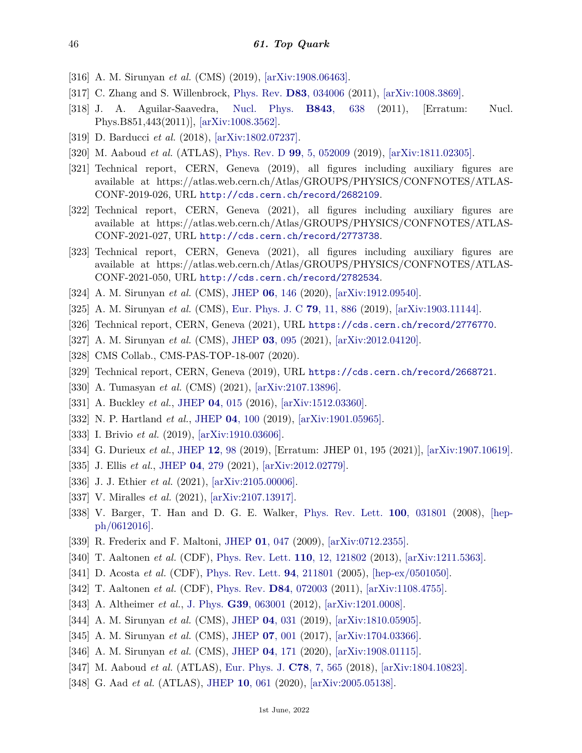[316] A. M. Sirunyan *et al.* (CMS) (2019), [arXiv:1908.06463].

[317] C. Zhang and S. Willenbrock, Phys. Rev. **D83**, 034006 (2011), [arXiv:1008.3869].

[318] J. A. Aguilar-Saavedra, Nucl. Phys. **B843**, 638 (2011), [Erratum: Nucl. Phys.B851,443(2011)], [arXiv:1008.3562].

[319] D. Barducci *et al.* (2018), [arXiv:1802.07237].

[320] M. Aaboud *et al.* (ATLAS), Phys. Rev. D **99**, 5, 052009 (2019), [arXiv:1811.02305].

[321] Technical report, CERN, Geneva (2019), all figures including auxiliary figures are available at https://atlas.web.cern.ch/Atlas/GROUPS/PHYSICS/CONFNOTES/ATLAS-CONF-2019-026, URL `http://cds.cern.ch/record/2682109`.

[322] Technical report, CERN, Geneva (2021), all figures including auxiliary figures are available at https://atlas.web.cern.ch/Atlas/GROUPS/PHYSICS/CONFNOTES/ATLAS-CONF-2021-027, URL `http://cds.cern.ch/record/2773738`.

[323] Technical report, CERN, Geneva (2021), all figures including auxiliary figures are available at https://atlas.web.cern.ch/Atlas/GROUPS/PHYSICS/CONFNOTES/ATLAS-CONF-2021-050, URL `http://cds.cern.ch/record/2782534`.

[324] A. M. Sirunyan *et al.* (CMS), JHEP **06**, 146 (2020), [arXiv:1912.09540].

[325] A. M. Sirunyan *et al.* (CMS), Eur. Phys. J. C **79**, 11, 886 (2019), [arXiv:1903.11144].

[326] Technical report, CERN, Geneva (2021), URL `https://cds.cern.ch/record/2776770`.

[327] A. M. Sirunyan *et al.* (CMS), JHEP **03**, 095 (2021), [arXiv:2012.04120].

[328] CMS Collab., CMS-PAS-TOP-18-007 (2020).

[329] Technical report, CERN, Geneva (2019), URL `https://cds.cern.ch/record/2668721`.

[330] A. Tumasyan *et al.* (CMS) (2021), [arXiv:2107.13896].

[331] A. Buckley *et al.*, JHEP **04**, 015 (2016), [arXiv:1512.03360].

[332] N. P. Hartland *et al.*, JHEP **04**, 100 (2019), [arXiv:1901.05965].

[333] I. Brivio *et al.* (2019), [arXiv:1910.03606].

[334] G. Durieux *et al.*, JHEP **12**, 98 (2019), [Erratum: JHEP 01, 195 (2021)], [arXiv:1907.10619].

[335] J. Ellis *et al.*, JHEP **04**, 279 (2021), [arXiv:2012.02779].

[336] J. J. Ethier *et al.* (2021), [arXiv:2105.00006].

[337] V. Miralles *et al.* (2021), [arXiv:2107.13917].

[338] V. Barger, T. Han and D. G. E. Walker, Phys. Rev. Lett. **100**, 031801 (2008), [hep-ph/0612016].

[339] R. Frederix and F. Maltoni, JHEP **01**, 047 (2009), [arXiv:0712.2355].

[340] T. Aaltonen *et al.* (CDF), Phys. Rev. Lett. **110**, 12, 121802 (2013), [arXiv:1211.5363].

[341] D. Acosta *et al.* (CDF), Phys. Rev. Lett. **94**, 211801 (2005), [hep-ex/0501050].

[342] T. Aaltonen *et al.* (CDF), Phys. Rev. **D84**, 072003 (2011), [arXiv:1108.4755].

[343] A. Altheimer *et al.*, J. Phys. **G39**, 063001 (2012), [arXiv:1201.0008].

[344] A. M. Sirunyan *et al.* (CMS), JHEP **04**, 031 (2019), [arXiv:1810.05905].

[345] A. M. Sirunyan *et al.* (CMS), JHEP **07**, 001 (2017), [arXiv:1704.03366].

[346] A. M. Sirunyan *et al.* (CMS), JHEP **04**, 171 (2020), [arXiv:1908.01115].

[347] M. Aaboud *et al.* (ATLAS), Eur. Phys. J. **C78**, 7, 565 (2018), [arXiv:1804.10823].

[348] G. Aad *et al.* (ATLAS), JHEP **10**, 061 (2020), [arXiv:2005.05138].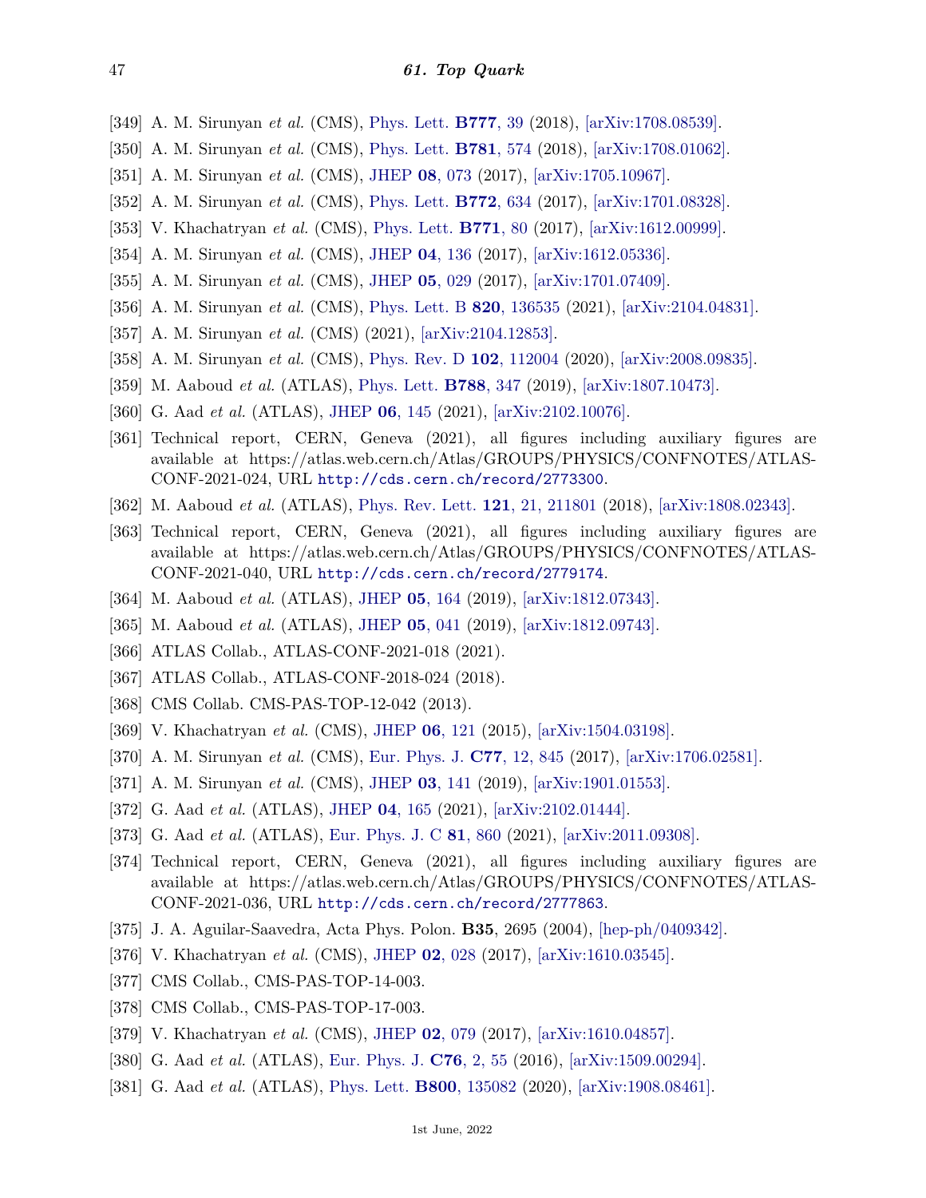[349] A. M. Sirunyan *et al.* (CMS), Phys. Lett. **B777**, 39 (2018), [arXiv:1708.08539].

[350] A. M. Sirunyan *et al.* (CMS), Phys. Lett. **B781**, 574 (2018), [arXiv:1708.01062].

[351] A. M. Sirunyan *et al.* (CMS), JHEP **08**, 073 (2017), [arXiv:1705.10967].

[352] A. M. Sirunyan *et al.* (CMS), Phys. Lett. **B772**, 634 (2017), [arXiv:1701.08328].

[353] V. Khachatryan *et al.* (CMS), Phys. Lett. **B771**, 80 (2017), [arXiv:1612.00999].

[354] A. M. Sirunyan *et al.* (CMS), JHEP **04**, 136 (2017), [arXiv:1612.05336].

[355] A. M. Sirunyan *et al.* (CMS), JHEP **05**, 029 (2017), [arXiv:1701.07409].

[356] A. M. Sirunyan *et al.* (CMS), Phys. Lett. B **820**, 136535 (2021), [arXiv:2104.04831].

[357] A. M. Sirunyan *et al.* (CMS) (2021), [arXiv:2104.12853].

[358] A. M. Sirunyan *et al.* (CMS), Phys. Rev. D **102**, 112004 (2020), [arXiv:2008.09835].

[359] M. Aaboud *et al.* (ATLAS), Phys. Lett. **B788**, 347 (2019), [arXiv:1807.10473].

[360] G. Aad *et al.* (ATLAS), JHEP **06**, 145 (2021), [arXiv:2102.10076].

[361] Technical report, CERN, Geneva (2021), all figures including auxiliary figures are available at https://atlas.web.cern.ch/Atlas/GROUPS/PHYSICS/CONFNOTES/ATLAS-CONF-2021-024, URL http://cds.cern.ch/record/2773300.

[362] M. Aaboud *et al.* (ATLAS), Phys. Rev. Lett. **121**, 21, 211801 (2018), [arXiv:1808.02343].

[363] Technical report, CERN, Geneva (2021), all figures including auxiliary figures are available at https://atlas.web.cern.ch/Atlas/GROUPS/PHYSICS/CONFNOTES/ATLAS-CONF-2021-040, URL http://cds.cern.ch/record/2779174.

[364] M. Aaboud *et al.* (ATLAS), JHEP **05**, 164 (2019), [arXiv:1812.07343].

[365] M. Aaboud *et al.* (ATLAS), JHEP **05**, 041 (2019), [arXiv:1812.09743].

[366] ATLAS Collab., ATLAS-CONF-2021-018 (2021).

[367] ATLAS Collab., ATLAS-CONF-2018-024 (2018).

[368] CMS Collab. CMS-PAS-TOP-12-042 (2013).

[369] V. Khachatryan *et al.* (CMS), JHEP **06**, 121 (2015), [arXiv:1504.03198].

[370] A. M. Sirunyan *et al.* (CMS), Eur. Phys. J. **C77**, 12, 845 (2017), [arXiv:1706.02581].

[371] A. M. Sirunyan *et al.* (CMS), JHEP **03**, 141 (2019), [arXiv:1901.01553].

[372] G. Aad *et al.* (ATLAS), JHEP **04**, 165 (2021), [arXiv:2102.01444].

[373] G. Aad *et al.* (ATLAS), Eur. Phys. J. C **81**, 860 (2021), [arXiv:2011.09308].

[374] Technical report, CERN, Geneva (2021), all figures including auxiliary figures are available at https://atlas.web.cern.ch/Atlas/GROUPS/PHYSICS/CONFNOTES/ATLAS-CONF-2021-036, URL http://cds.cern.ch/record/2777863.

[375] J. A. Aguilar-Saavedra, Acta Phys. Polon. **B35**, 2695 (2004), [hep-ph/0409342].

[376] V. Khachatryan *et al.* (CMS), JHEP **02**, 028 (2017), [arXiv:1610.03545].

[377] CMS Collab., CMS-PAS-TOP-14-003.

[378] CMS Collab., CMS-PAS-TOP-17-003.

[379] V. Khachatryan *et al.* (CMS), JHEP **02**, 079 (2017), [arXiv:1610.04857].

[380] G. Aad *et al.* (ATLAS), Eur. Phys. J. **C76**, 2, 55 (2016), [arXiv:1509.00294].

[381] G. Aad *et al.* (ATLAS), Phys. Lett. **B800**, 135082 (2020), [arXiv:1908.08461].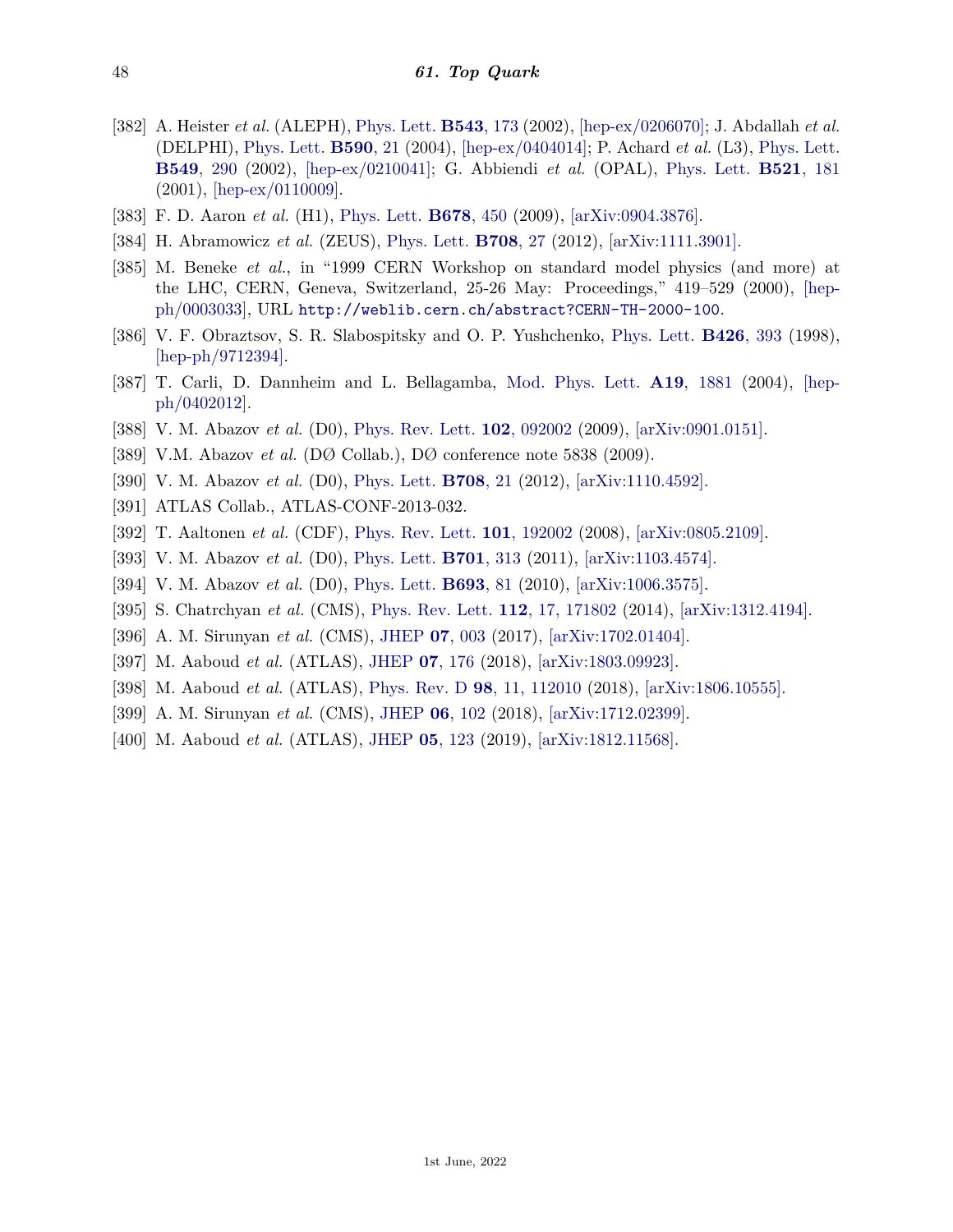[382] A. Heister *et al.* (ALEPH), Phys. Lett. **B543**, 173 (2002), [hep-ex/0206070]; J. Abdallah *et al.* (DELPHI), Phys. Lett. **B590**, 21 (2004), [hep-ex/0404014]; P. Achard *et al.* (L3), Phys. Lett. **B549**, 290 (2002), [hep-ex/0210041]; G. Abbiendi *et al.* (OPAL), Phys. Lett. **B521**, 181 (2001), [hep-ex/0110009].

[383] F. D. Aaron *et al.* (H1), Phys. Lett. **B678**, 450 (2009), [arXiv:0904.3876].

[384] H. Abramowicz *et al.* (ZEUS), Phys. Lett. **B708**, 27 (2012), [arXiv:1111.3901].

[385] M. Beneke *et al.*, in "1999 CERN Workshop on standard model physics (and more) at the LHC, CERN, Geneva, Switzerland, 25-26 May: Proceedings," 419–529 (2000), [hep-ph/0003033], URL `http://weblib.cern.ch/abstract?CERN-TH-2000-100`.

[386] V. F. Obraztsov, S. R. Slabospitsky and O. P. Yushchenko, Phys. Lett. **B426**, 393 (1998), [hep-ph/9712394].

[387] T. Carli, D. Dannheim and L. Bellagamba, Mod. Phys. Lett. **A19**, 1881 (2004), [hep-ph/0402012].

[388] V. M. Abazov *et al.* (D0), Phys. Rev. Lett. **102**, 092002 (2009), [arXiv:0901.0151].

[389] V.M. Abazov *et al.* (DØ Collab.), DØ conference note 5838 (2009).

[390] V. M. Abazov *et al.* (D0), Phys. Lett. **B708**, 21 (2012), [arXiv:1110.4592].

[391] ATLAS Collab., ATLAS-CONF-2013-032.

[392] T. Aaltonen *et al.* (CDF), Phys. Rev. Lett. **101**, 192002 (2008), [arXiv:0805.2109].

[393] V. M. Abazov *et al.* (D0), Phys. Lett. **B701**, 313 (2011), [arXiv:1103.4574].

[394] V. M. Abazov *et al.* (D0), Phys. Lett. **B693**, 81 (2010), [arXiv:1006.3575].

[395] S. Chatrchyan *et al.* (CMS), Phys. Rev. Lett. **112**, 17, 171802 (2014), [arXiv:1312.4194].

[396] A. M. Sirunyan *et al.* (CMS), JHEP **07**, 003 (2017), [arXiv:1702.01404].

[397] M. Aaboud *et al.* (ATLAS), JHEP **07**, 176 (2018), [arXiv:1803.09923].

[398] M. Aaboud *et al.* (ATLAS), Phys. Rev. D **98**, 11, 112010 (2018), [arXiv:1806.10555].

[399] A. M. Sirunyan *et al.* (CMS), JHEP **06**, 102 (2018), [arXiv:1712.02399].

[400] M. Aaboud *et al.* (ATLAS), JHEP **05**, 123 (2019), [arXiv:1812.11568].